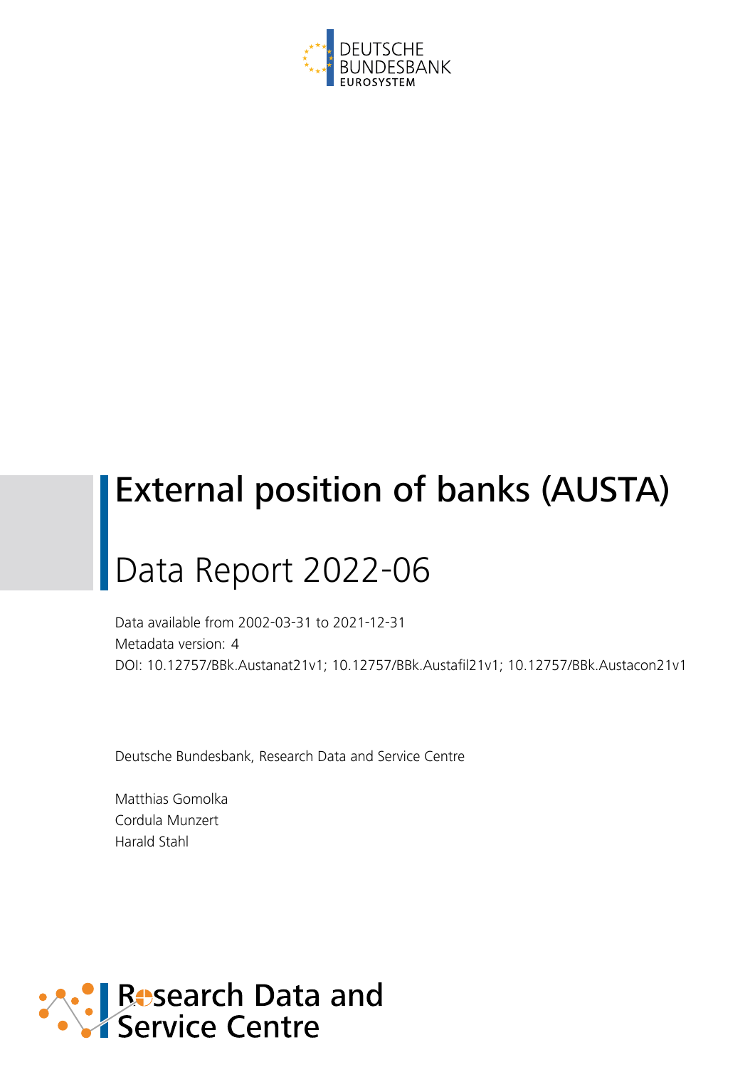DEUTSCHE BUNDESBANK
EUROSYSTEM

# External position of banks (AUSTA)

## Data Report 2022-06

Data available from 2002-03-31 to 2021-12-31
Metadata version: 4
DOI: 10.12757/BBk.Austanat21v1; 10.12757/BBk.Austafil21v1; 10.12757/BBk.Austacon21v1

Deutsche Bundesbank, Research Data and Service Centre

Matthias Gomolka
Cordula Munzert
Harald Stahl

Research Data and Service Centre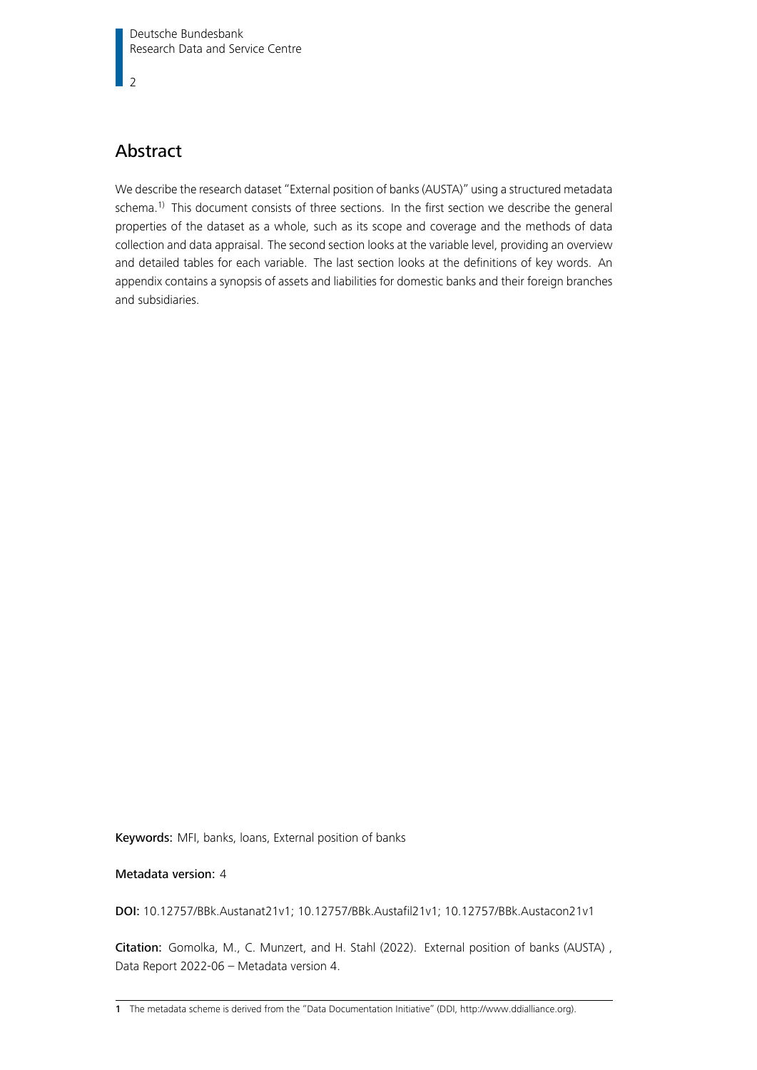## Abstract

We describe the research dataset "External position of banks (AUSTA)" using a structured metadata schema.[1] This document consists of three sections. In the first section we describe the general properties of the dataset as a whole, such as its scope and coverage and the methods of data collection and data appraisal. The second section looks at the variable level, providing an overview and detailed tables for each variable. The last section looks at the definitions of key words. An appendix contains a synopsis of assets and liabilities for domestic banks and their foreign branches and subsidiaries.

**Keywords:** MFI, banks, loans, External position of banks

**Metadata version:** 4

**DOI:** 10.12757/BBk.Austanat21v1; 10.12757/BBk.Austafil21v1; 10.12757/BBk.Austacon21v1

**Citation:** Gomolka, M., C. Munzert, and H. Stahl (2022). External position of banks (AUSTA) , Data Report 2022-06 – Metadata version 4.

---

1 The metadata scheme is derived from the "Data Documentation Initiative" (DDI, http://www.ddialliance.org).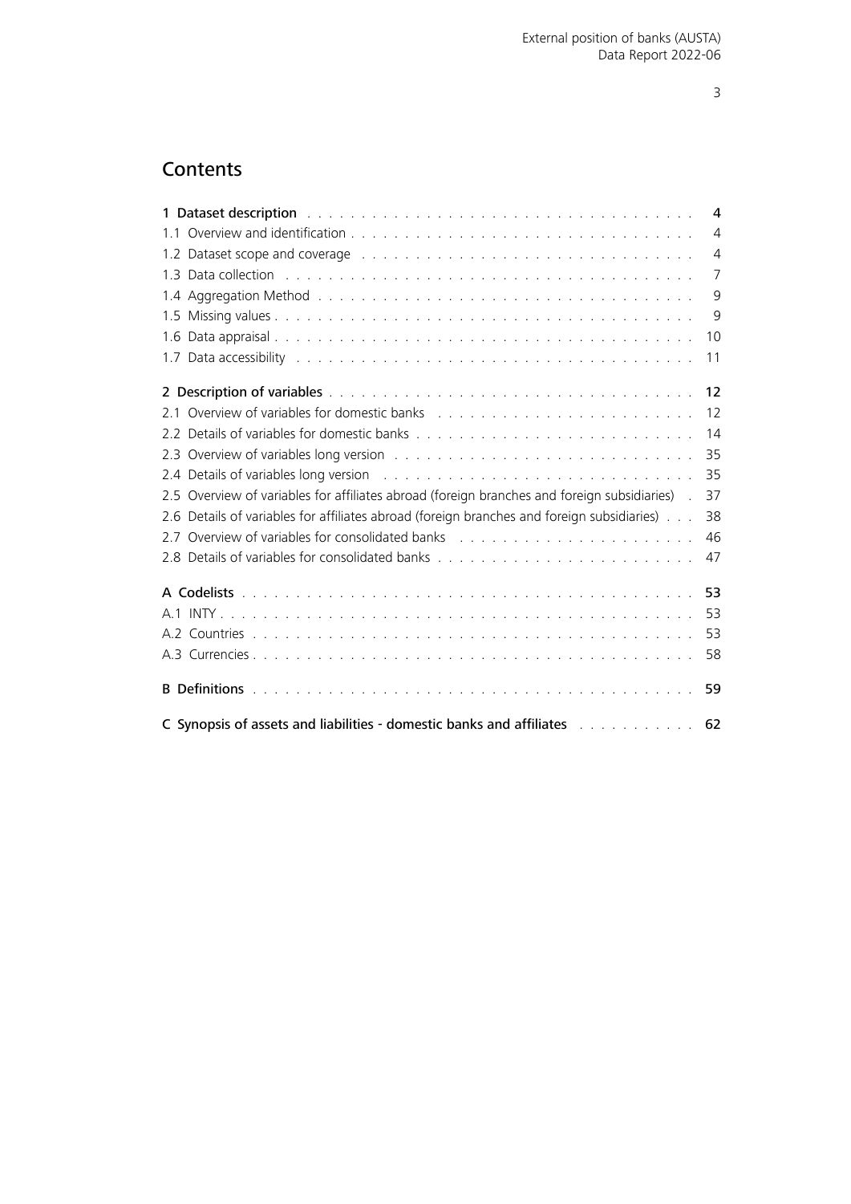# Contents

| | |
|---|---|
| **1 Dataset description** | **4** |
| 1.1 Overview and identification | 4 |
| 1.2 Dataset scope and coverage | 4 |
| 1.3 Data collection | 7 |
| 1.4 Aggregation Method | 9 |
| 1.5 Missing values | 9 |
| 1.6 Data appraisal | 10 |
| 1.7 Data accessibility | 11 |
| **2 Description of variables** | **12** |
| 2.1 Overview of variables for domestic banks | 12 |
| 2.2 Details of variables for domestic banks | 14 |
| 2.3 Overview of variables long version | 35 |
| 2.4 Details of variables long version | 35 |
| 2.5 Overview of variables for affiliates abroad (foreign branches and foreign subsidiaries) | 37 |
| 2.6 Details of variables for affiliates abroad (foreign branches and foreign subsidiaries) | 38 |
| 2.7 Overview of variables for consolidated banks | 46 |
| 2.8 Details of variables for consolidated banks | 47 |
| **A Codelists** | **53** |
| A.1 INTY | 53 |
| A.2 Countries | 53 |
| A.3 Currencies | 58 |
| **B Definitions** | **59** |
| **C Synopsis of assets and liabilities - domestic banks and affiliates** | **62** |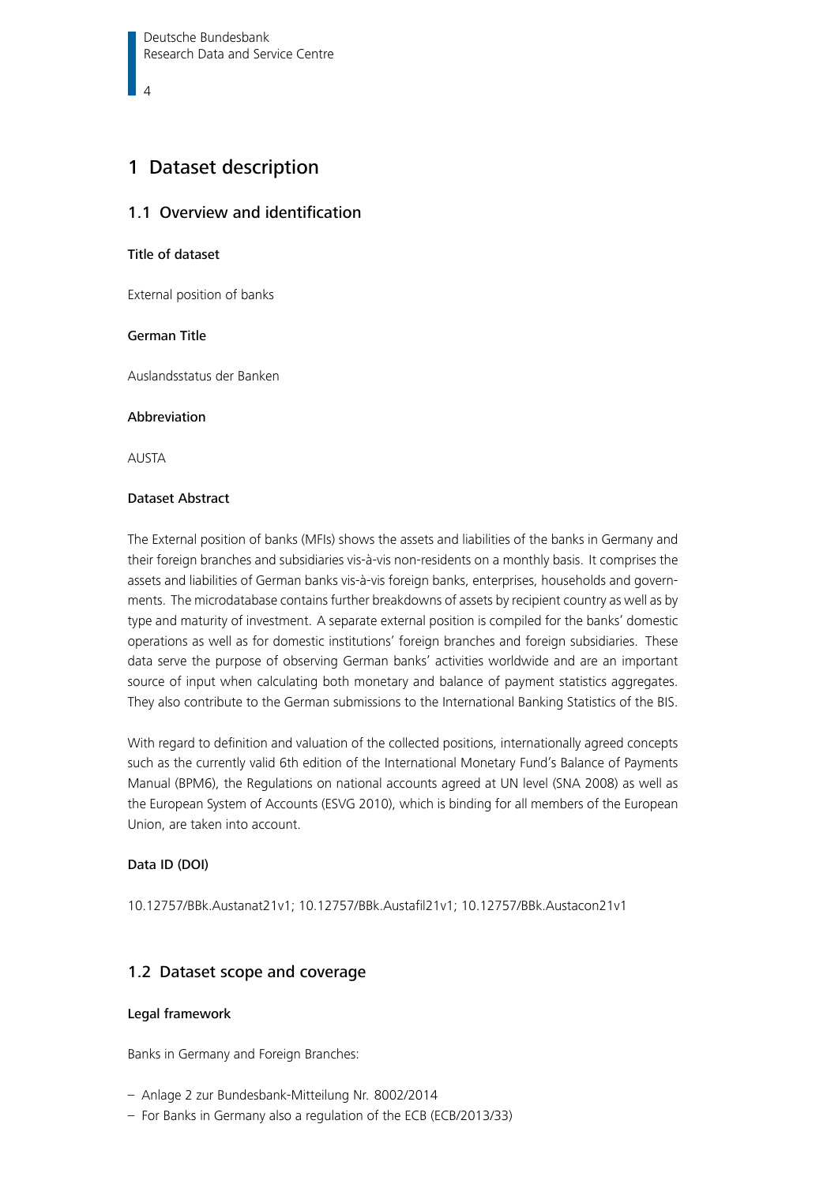# 1 Dataset description

## 1.1 Overview and identification

#### Title of dataset

External position of banks

#### German Title

Auslandsstatus der Banken

#### Abbreviation

AUSTA

#### Dataset Abstract

The External position of banks (MFIs) shows the assets and liabilities of the banks in Germany and their foreign branches and subsidiaries vis-à-vis non-residents on a monthly basis. It comprises the assets and liabilities of German banks vis-à-vis foreign banks, enterprises, households and governments. The microdatabase contains further breakdowns of assets by recipient country as well as by type and maturity of investment. A separate external position is compiled for the banks' domestic operations as well as for domestic institutions' foreign branches and foreign subsidiaries. These data serve the purpose of observing German banks' activities worldwide and are an important source of input when calculating both monetary and balance of payment statistics aggregates. They also contribute to the German submissions to the International Banking Statistics of the BIS.

With regard to definition and valuation of the collected positions, internationally agreed concepts such as the currently valid 6th edition of the International Monetary Fund's Balance of Payments Manual (BPM6), the Regulations on national accounts agreed at UN level (SNA 2008) as well as the European System of Accounts (ESVG 2010), which is binding for all members of the European Union, are taken into account.

#### Data ID (DOI)

10.12757/BBk.Austanat21v1; 10.12757/BBk.Austafil21v1; 10.12757/BBk.Austacon21v1

## 1.2 Dataset scope and coverage

#### Legal framework

Banks in Germany and Foreign Branches:

- Anlage 2 zur Bundesbank-Mitteilung Nr. 8002/2014
- For Banks in Germany also a regulation of the ECB (ECB/2013/33)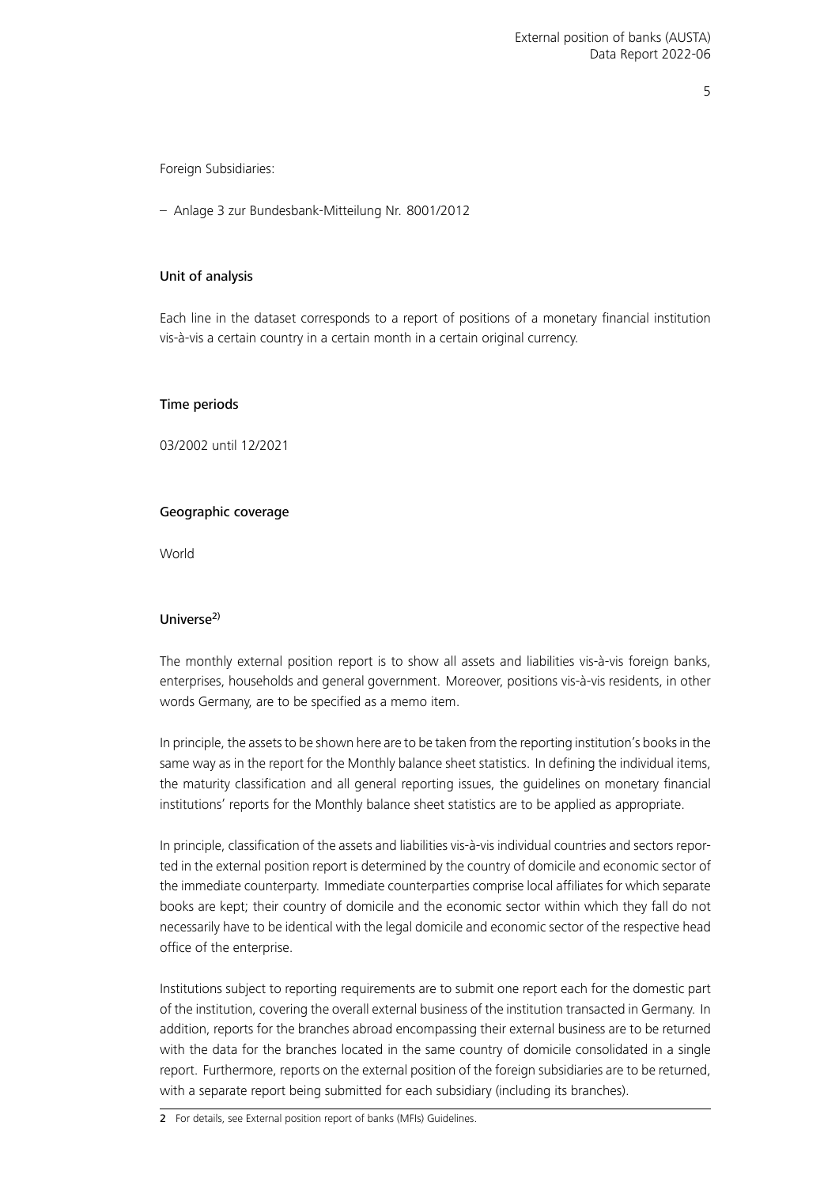Foreign Subsidiaries:

– Anlage 3 zur Bundesbank-Mitteilung Nr. 8001/2012

### Unit of analysis

Each line in the dataset corresponds to a report of positions of a monetary financial institution vis-à-vis a certain country in a certain month in a certain original currency.

### Time periods

03/2002 until 12/2021

### Geographic coverage

World

### Universe[2)]

The monthly external position report is to show all assets and liabilities vis-à-vis foreign banks, enterprises, households and general government. Moreover, positions vis-à-vis residents, in other words Germany, are to be specified as a memo item.

In principle, the assets to be shown here are to be taken from the reporting institution's books in the same way as in the report for the Monthly balance sheet statistics. In defining the individual items, the maturity classification and all general reporting issues, the guidelines on monetary financial institutions' reports for the Monthly balance sheet statistics are to be applied as appropriate.

In principle, classification of the assets and liabilities vis-à-vis individual countries and sectors reported in the external position report is determined by the country of domicile and economic sector of the immediate counterparty. Immediate counterparties comprise local affiliates for which separate books are kept; their country of domicile and the economic sector within which they fall do not necessarily have to be identical with the legal domicile and economic sector of the respective head office of the enterprise.

Institutions subject to reporting requirements are to submit one report each for the domestic part of the institution, covering the overall external business of the institution transacted in Germany. In addition, reports for the branches abroad encompassing their external business are to be returned with the data for the branches located in the same country of domicile consolidated in a single report. Furthermore, reports on the external position of the foreign subsidiaries are to be returned, with a separate report being submitted for each subsidiary (including its branches).

2 For details, see External position report of banks (MFIs) Guidelines.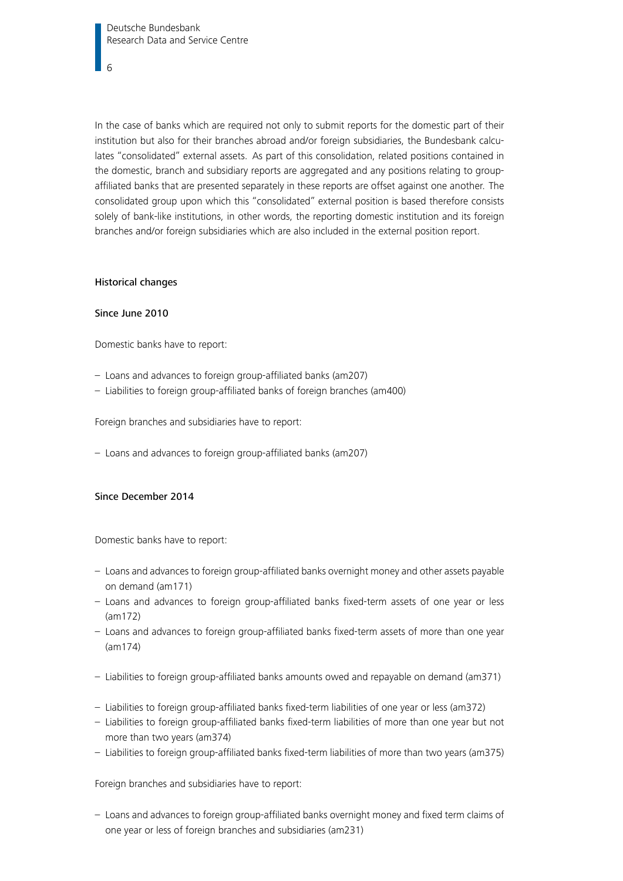In the case of banks which are required not only to submit reports for the domestic part of their institution but also for their branches abroad and/or foreign subsidiaries, the Bundesbank calculates "consolidated" external assets. As part of this consolidation, related positions contained in the domestic, branch and subsidiary reports are aggregated and any positions relating to group-affiliated banks that are presented separately in these reports are offset against one another. The consolidated group upon which this "consolidated" external position is based therefore consists solely of bank-like institutions, in other words, the reporting domestic institution and its foreign branches and/or foreign subsidiaries which are also included in the external position report.

## Historical changes

### Since June 2010

Domestic banks have to report:

- Loans and advances to foreign group-affiliated banks (am207)
- Liabilities to foreign group-affiliated banks of foreign branches (am400)

Foreign branches and subsidiaries have to report:

- Loans and advances to foreign group-affiliated banks (am207)

### Since December 2014

Domestic banks have to report:

- Loans and advances to foreign group-affiliated banks overnight money and other assets payable on demand (am171)
- Loans and advances to foreign group-affiliated banks fixed-term assets of one year or less (am172)
- Loans and advances to foreign group-affiliated banks fixed-term assets of more than one year (am174)

- Liabilities to foreign group-affiliated banks amounts owed and repayable on demand (am371)

- Liabilities to foreign group-affiliated banks fixed-term liabilities of one year or less (am372)
- Liabilities to foreign group-affiliated banks fixed-term liabilities of more than one year but not more than two years (am374)
- Liabilities to foreign group-affiliated banks fixed-term liabilities of more than two years (am375)

Foreign branches and subsidiaries have to report:

- Loans and advances to foreign group-affiliated banks overnight money and fixed term claims of one year or less of foreign branches and subsidiaries (am231)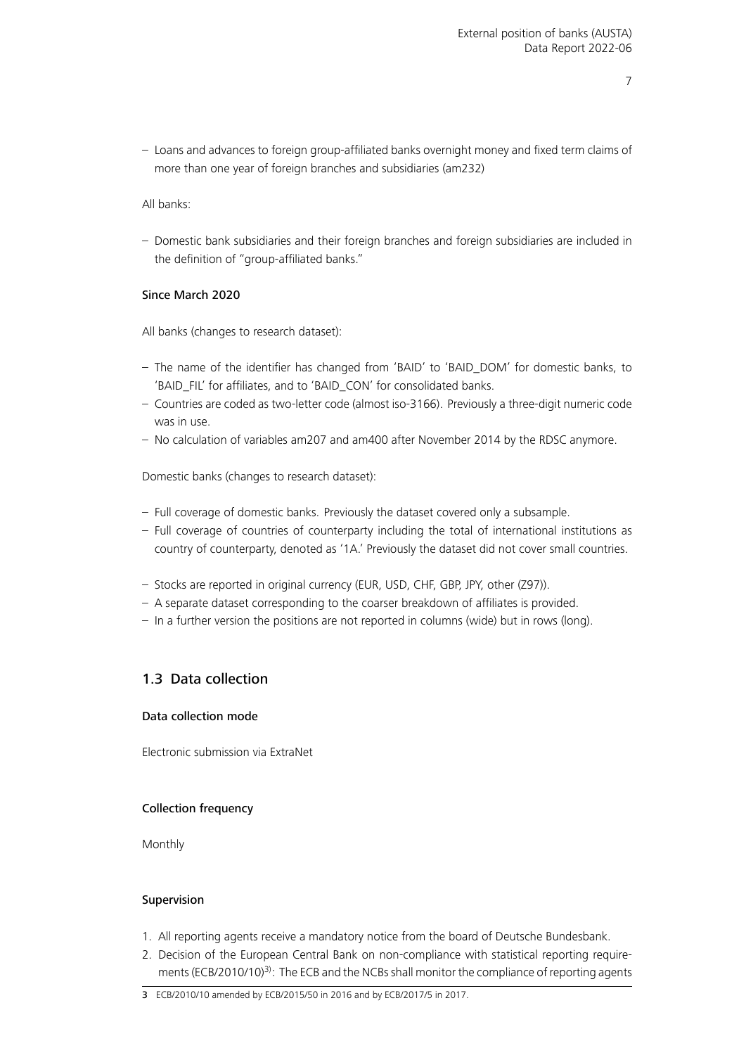– Loans and advances to foreign group-affiliated banks overnight money and fixed term claims of more than one year of foreign branches and subsidiaries (am232)

All banks:

– Domestic bank subsidiaries and their foreign branches and foreign subsidiaries are included in the definition of "group-affiliated banks."

#### Since March 2020

All banks (changes to research dataset):

– The name of the identifier has changed from 'BAID' to 'BAID_DOM' for domestic banks, to 'BAID_FIL' for affiliates, and to 'BAID_CON' for consolidated banks.
– Countries are coded as two-letter code (almost iso-3166). Previously a three-digit numeric code was in use.
– No calculation of variables am207 and am400 after November 2014 by the RDSC anymore.

Domestic banks (changes to research dataset):

– Full coverage of domestic banks. Previously the dataset covered only a subsample.
– Full coverage of countries of counterparty including the total of international institutions as country of counterparty, denoted as '1A.' Previously the dataset did not cover small countries.

– Stocks are reported in original currency (EUR, USD, CHF, GBP, JPY, other (Z97)).
– A separate dataset corresponding to the coarser breakdown of affiliates is provided.
– In a further version the positions are not reported in columns (wide) but in rows (long).

## 1.3 Data collection

#### Data collection mode

Electronic submission via ExtraNet

#### Collection frequency

Monthly

#### Supervision

1. All reporting agents receive a mandatory notice from the board of Deutsche Bundesbank.
2. Decision of the European Central Bank on non-compliance with statistical reporting requirements (ECB/2010/10)[3]: The ECB and the NCBs shall monitor the compliance of reporting agents

3 ECB/2010/10 amended by ECB/2015/50 in 2016 and by ECB/2017/5 in 2017.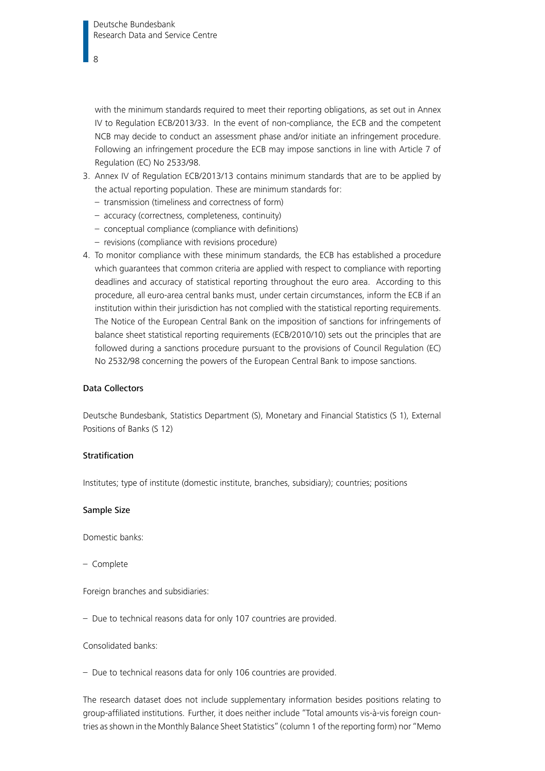with the minimum standards required to meet their reporting obligations, as set out in Annex IV to Regulation ECB/2013/33. In the event of non-compliance, the ECB and the competent NCB may decide to conduct an assessment phase and/or initiate an infringement procedure. Following an infringement procedure the ECB may impose sanctions in line with Article 7 of Regulation (EC) No 2533/98.

3. Annex IV of Regulation ECB/2013/13 contains minimum standards that are to be applied by the actual reporting population. These are minimum standards for:
   - transmission (timeliness and correctness of form)
   - accuracy (correctness, completeness, continuity)
   - conceptual compliance (compliance with definitions)
   - revisions (compliance with revisions procedure)
4. To monitor compliance with these minimum standards, the ECB has established a procedure which guarantees that common criteria are applied with respect to compliance with reporting deadlines and accuracy of statistical reporting throughout the euro area. According to this procedure, all euro-area central banks must, under certain circumstances, inform the ECB if an institution within their jurisdiction has not complied with the statistical reporting requirements. The Notice of the European Central Bank on the imposition of sanctions for infringements of balance sheet statistical reporting requirements (ECB/2010/10) sets out the principles that are followed during a sanctions procedure pursuant to the provisions of Council Regulation (EC) No 2532/98 concerning the powers of the European Central Bank to impose sanctions.

### Data Collectors

Deutsche Bundesbank, Statistics Department (S), Monetary and Financial Statistics (S 1), External Positions of Banks (S 12)

### Stratification

Institutes; type of institute (domestic institute, branches, subsidiary); countries; positions

### Sample Size

Domestic banks:

- Complete

Foreign branches and subsidiaries:

- Due to technical reasons data for only 107 countries are provided.

Consolidated banks:

- Due to technical reasons data for only 106 countries are provided.

The research dataset does not include supplementary information besides positions relating to group-affiliated institutions. Further, it does neither include "Total amounts vis-à-vis foreign countries as shown in the Monthly Balance Sheet Statistics" (column 1 of the reporting form) nor "Memo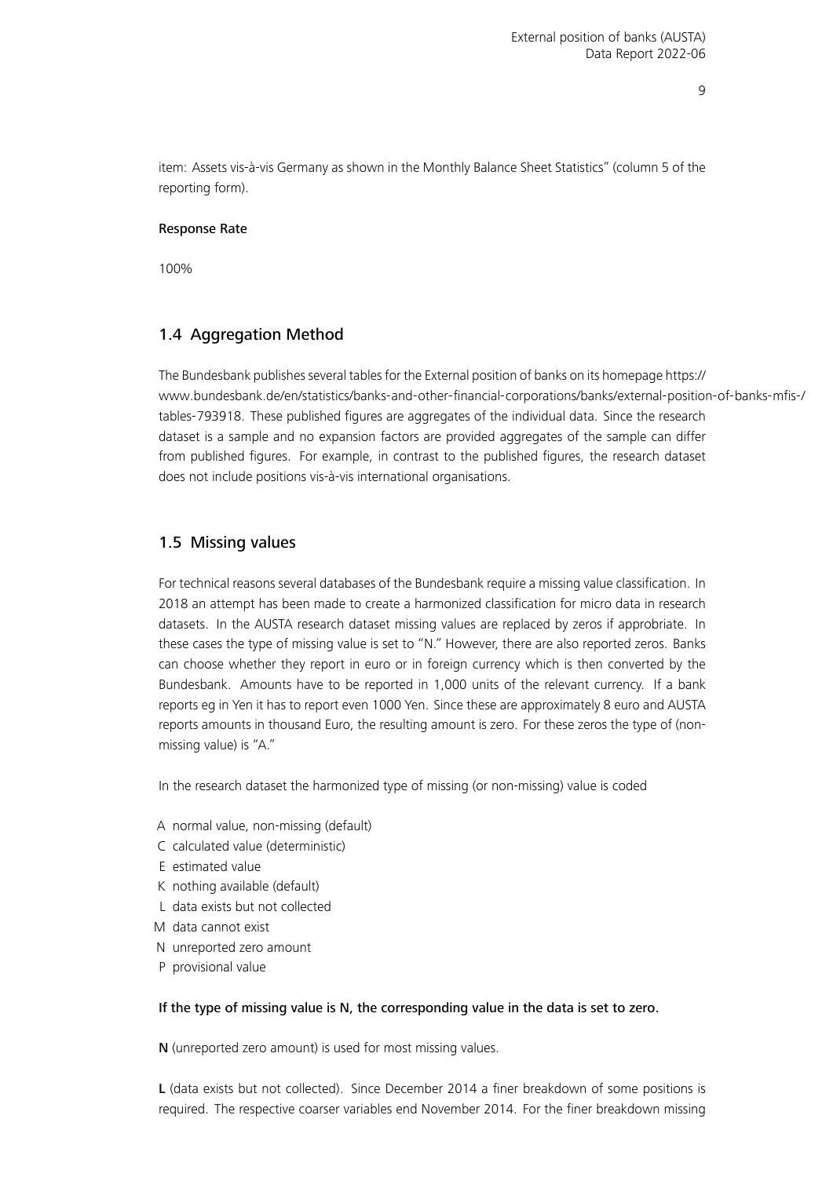item: Assets vis-à-vis Germany as shown in the Monthly Balance Sheet Statistics" (column 5 of the reporting form).

**Response Rate**

100%

## 1.4 Aggregation Method

The Bundesbank publishes several tables for the External position of banks on its homepage https://www.bundesbank.de/en/statistics/banks-and-other-financial-corporations/banks/external-position-of-banks-mfis-/tables-793918. These published figures are aggregates of the individual data. Since the research dataset is a sample and no expansion factors are provided aggregates of the sample can differ from published figures. For example, in contrast to the published figures, the research dataset does not include positions vis-à-vis international organisations.

## 1.5 Missing values

For technical reasons several databases of the Bundesbank require a missing value classification. In 2018 an attempt has been made to create a harmonized classification for micro data in research datasets. In the AUSTA research dataset missing values are replaced by zeros if approbriate. In these cases the type of missing value is set to "N." However, there are also reported zeros. Banks can choose whether they report in euro or in foreign currency which is then converted by the Bundesbank. Amounts have to be reported in 1,000 units of the relevant currency. If a bank reports eg in Yen it has to report even 1000 Yen. Since these are approximately 8 euro and AUSTA reports amounts in thousand Euro, the resulting amount is zero. For these zeros the type of (non-missing value) is "A."

In the research dataset the harmonized type of missing (or non-missing) value is coded

A normal value, non-missing (default)
C calculated value (deterministic)
E estimated value
K nothing available (default)
L data exists but not collected
M data cannot exist
N unreported zero amount
P provisional value

**If the type of missing value is N, the corresponding value in the data is set to zero.**

**N** (unreported zero amount) is used for most missing values.

**L** (data exists but not collected). Since December 2014 a finer breakdown of some positions is required. The respective coarser variables end November 2014. For the finer breakdown missing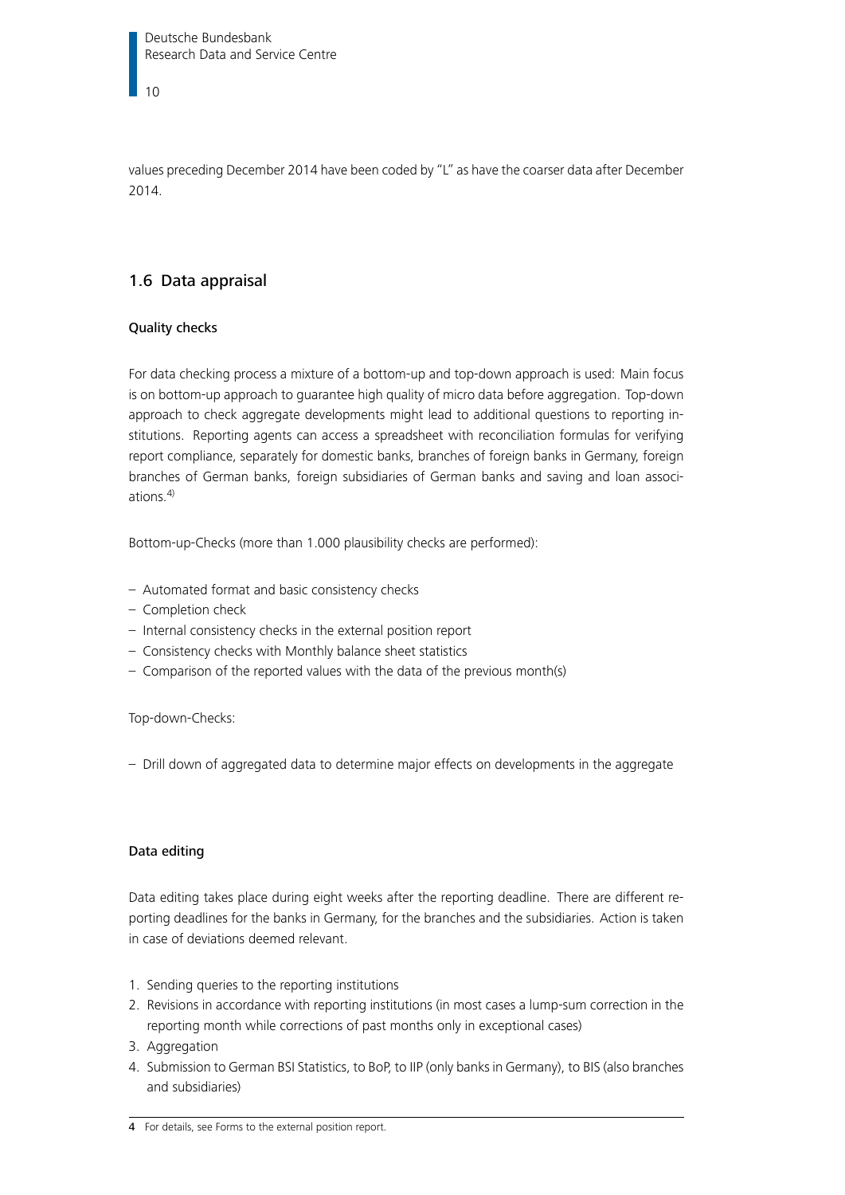values preceding December 2014 have been coded by "L" as have the coarser data after December 2014.

## 1.6 Data appraisal

### Quality checks

For data checking process a mixture of a bottom-up and top-down approach is used: Main focus is on bottom-up approach to guarantee high quality of micro data before aggregation. Top-down approach to check aggregate developments might lead to additional questions to reporting institutions. Reporting agents can access a spreadsheet with reconciliation formulas for verifying report compliance, separately for domestic banks, branches of foreign banks in Germany, foreign branches of German banks, foreign subsidiaries of German banks and saving and loan associations.[4]

Bottom-up-Checks (more than 1.000 plausibility checks are performed):

- Automated format and basic consistency checks
- Completion check
- Internal consistency checks in the external position report
- Consistency checks with Monthly balance sheet statistics
- Comparison of the reported values with the data of the previous month(s)

Top-down-Checks:

- Drill down of aggregated data to determine major effects on developments in the aggregate

### Data editing

Data editing takes place during eight weeks after the reporting deadline. There are different reporting deadlines for the banks in Germany, for the branches and the subsidiaries. Action is taken in case of deviations deemed relevant.

1. Sending queries to the reporting institutions
2. Revisions in accordance with reporting institutions (in most cases a lump-sum correction in the reporting month while corrections of past months only in exceptional cases)
3. Aggregation
4. Submission to German BSI Statistics, to BoP, to IIP (only banks in Germany), to BIS (also branches and subsidiaries)

4 For details, see Forms to the external position report.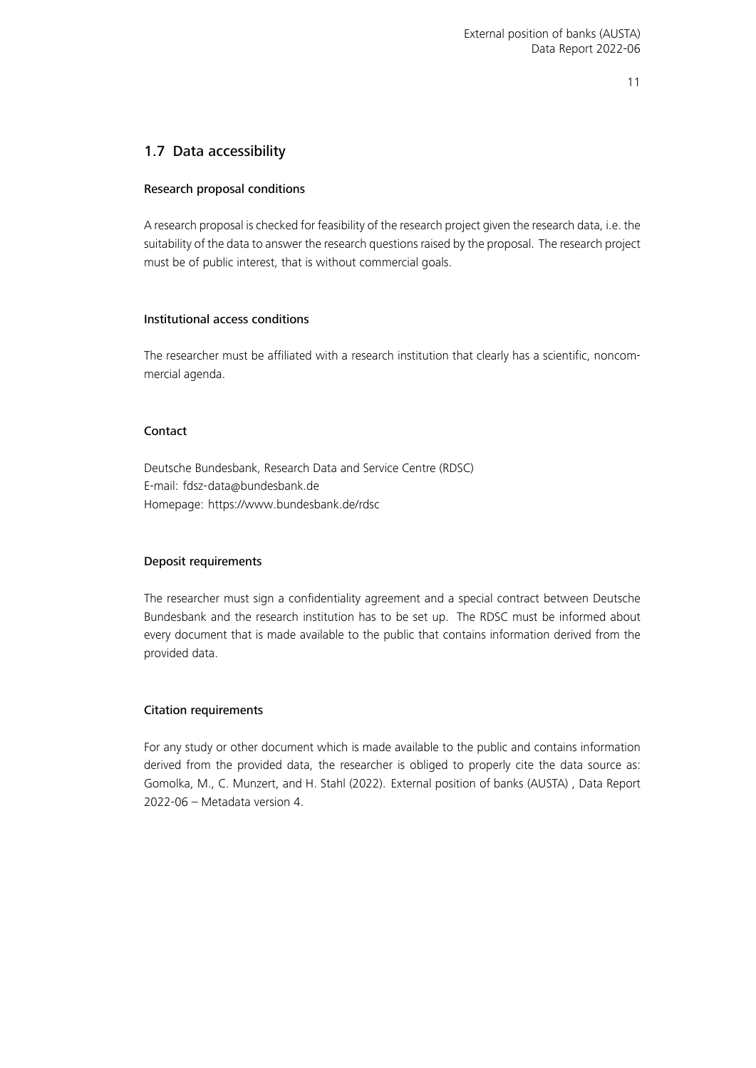## 1.7 Data accessibility

### Research proposal conditions

A research proposal is checked for feasibility of the research project given the research data, i.e. the suitability of the data to answer the research questions raised by the proposal. The research project must be of public interest, that is without commercial goals.

### Institutional access conditions

The researcher must be affiliated with a research institution that clearly has a scientific, noncommercial agenda.

### Contact

Deutsche Bundesbank, Research Data and Service Centre (RDSC)
E-mail: fdsz-data@bundesbank.de
Homepage: https://www.bundesbank.de/rdsc

### Deposit requirements

The researcher must sign a confidentiality agreement and a special contract between Deutsche Bundesbank and the research institution has to be set up. The RDSC must be informed about every document that is made available to the public that contains information derived from the provided data.

### Citation requirements

For any study or other document which is made available to the public and contains information derived from the provided data, the researcher is obliged to properly cite the data source as: Gomolka, M., C. Munzert, and H. Stahl (2022). External position of banks (AUSTA) , Data Report 2022-06 – Metadata version 4.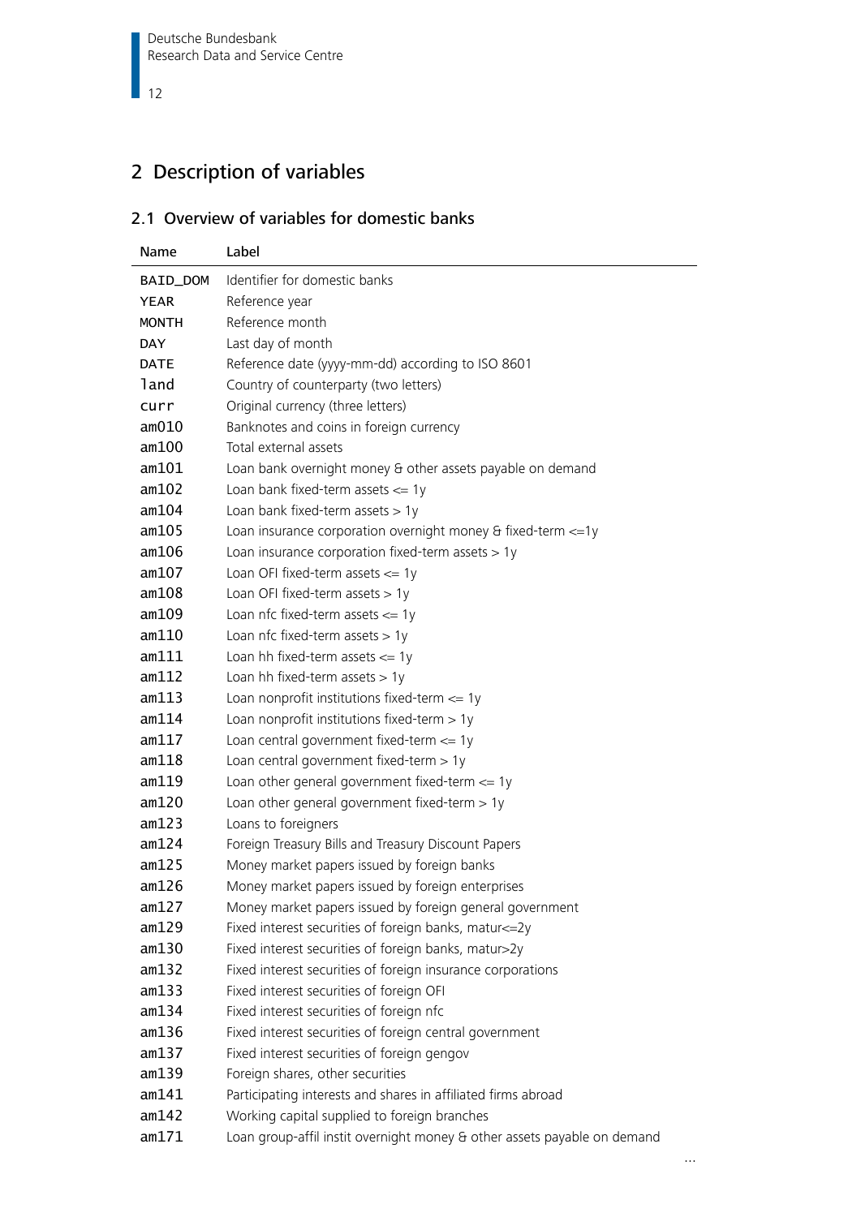# 2 Description of variables

## 2.1 Overview of variables for domestic banks

| Name | Label |
|---|---|
| BAID_DOM | Identifier for domestic banks |
| YEAR | Reference year |
| MONTH | Reference month |
| DAY | Last day of month |
| DATE | Reference date (yyyy-mm-dd) according to ISO 8601 |
| land | Country of counterparty (two letters) |
| curr | Original currency (three letters) |
| am010 | Banknotes and coins in foreign currency |
| am100 | Total external assets |
| am101 | Loan bank overnight money & other assets payable on demand |
| am102 | Loan bank fixed-term assets <= 1y |
| am104 | Loan bank fixed-term assets > 1y |
| am105 | Loan insurance corporation overnight money & fixed-term <=1y |
| am106 | Loan insurance corporation fixed-term assets > 1y |
| am107 | Loan OFI fixed-term assets <= 1y |
| am108 | Loan OFI fixed-term assets > 1y |
| am109 | Loan nfc fixed-term assets <= 1y |
| am110 | Loan nfc fixed-term assets > 1y |
| am111 | Loan hh fixed-term assets <= 1y |
| am112 | Loan hh fixed-term assets > 1y |
| am113 | Loan nonprofit institutions fixed-term <= 1y |
| am114 | Loan nonprofit institutions fixed-term > 1y |
| am117 | Loan central government fixed-term <= 1y |
| am118 | Loan central government fixed-term > 1y |
| am119 | Loan other general government fixed-term <= 1y |
| am120 | Loan other general government fixed-term > 1y |
| am123 | Loans to foreigners |
| am124 | Foreign Treasury Bills and Treasury Discount Papers |
| am125 | Money market papers issued by foreign banks |
| am126 | Money market papers issued by foreign enterprises |
| am127 | Money market papers issued by foreign general government |
| am129 | Fixed interest securities of foreign banks, matur<=2y |
| am130 | Fixed interest securities of foreign banks, matur>2y |
| am132 | Fixed interest securities of foreign insurance corporations |
| am133 | Fixed interest securities of foreign OFI |
| am134 | Fixed interest securities of foreign nfc |
| am136 | Fixed interest securities of foreign central government |
| am137 | Fixed interest securities of foreign gengov |
| am139 | Foreign shares, other securities |
| am141 | Participating interests and shares in affiliated firms abroad |
| am142 | Working capital supplied to foreign branches |
| am171 | Loan group-affil instit overnight money & other assets payable on demand |

...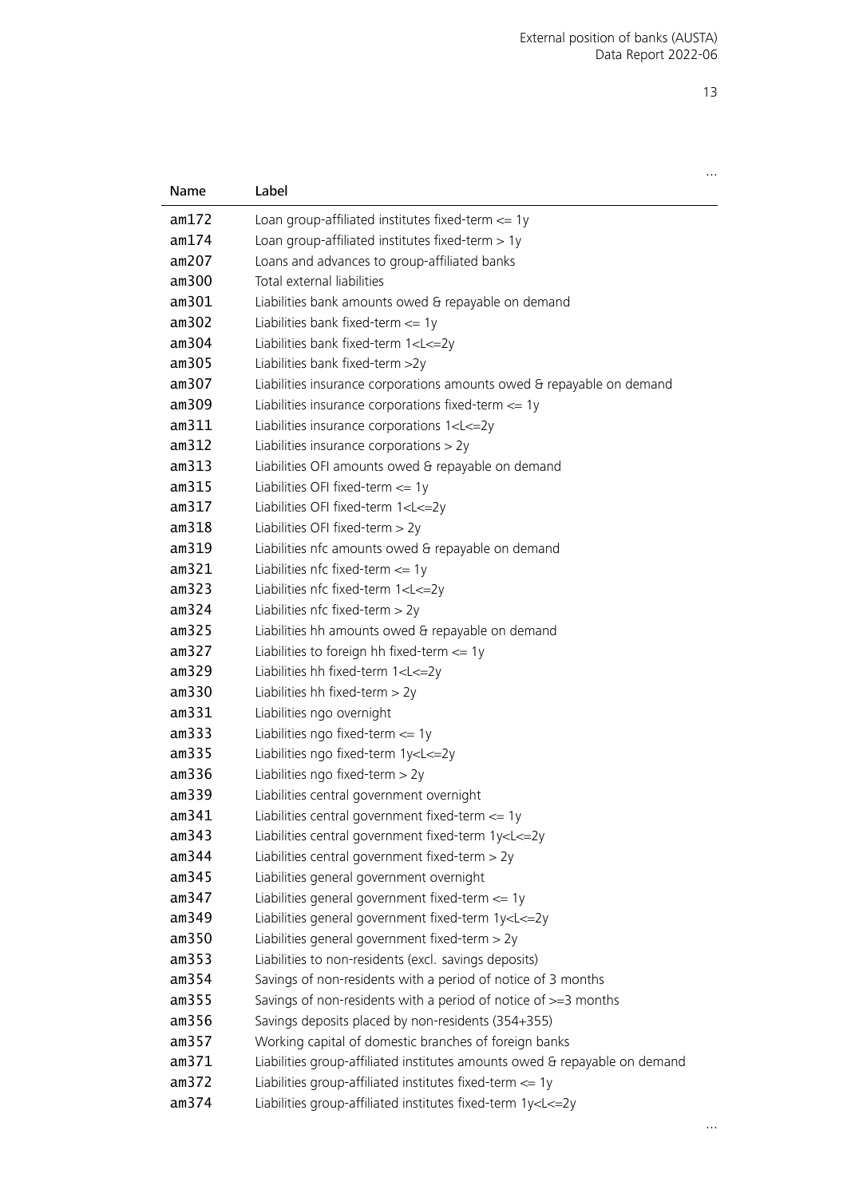...

| Name | Label |
| --- | --- |
| am172 | Loan group-affiliated institutes fixed-term <= 1y |
| am174 | Loan group-affiliated institutes fixed-term > 1y |
| am207 | Loans and advances to group-affiliated banks |
| am300 | Total external liabilities |
| am301 | Liabilities bank amounts owed & repayable on demand |
| am302 | Liabilities bank fixed-term <= 1y |
| am304 | Liabilities bank fixed-term 1<L<=2y |
| am305 | Liabilities bank fixed-term >2y |
| am307 | Liabilities insurance corporations amounts owed & repayable on demand |
| am309 | Liabilities insurance corporations fixed-term <= 1y |
| am311 | Liabilities insurance corporations 1<L<=2y |
| am312 | Liabilities insurance corporations > 2y |
| am313 | Liabilities OFI amounts owed & repayable on demand |
| am315 | Liabilities OFI fixed-term <= 1y |
| am317 | Liabilities OFI fixed-term 1<L<=2y |
| am318 | Liabilities OFI fixed-term > 2y |
| am319 | Liabilities nfc amounts owed & repayable on demand |
| am321 | Liabilities nfc fixed-term <= 1y |
| am323 | Liabilities nfc fixed-term 1<L<=2y |
| am324 | Liabilities nfc fixed-term > 2y |
| am325 | Liabilities hh amounts owed & repayable on demand |
| am327 | Liabilities to foreign hh fixed-term <= 1y |
| am329 | Liabilities hh fixed-term 1<L<=2y |
| am330 | Liabilities hh fixed-term > 2y |
| am331 | Liabilities ngo overnight |
| am333 | Liabilities ngo fixed-term <= 1y |
| am335 | Liabilities ngo fixed-term 1y<L<=2y |
| am336 | Liabilities ngo fixed-term > 2y |
| am339 | Liabilities central government overnight |
| am341 | Liabilities central government fixed-term <= 1y |
| am343 | Liabilities central government fixed-term 1y<L<=2y |
| am344 | Liabilities central government fixed-term > 2y |
| am345 | Liabilities general government overnight |
| am347 | Liabilities general government fixed-term <= 1y |
| am349 | Liabilities general government fixed-term 1y<L<=2y |
| am350 | Liabilities general government fixed-term > 2y |
| am353 | Liabilities to non-residents (excl. savings deposits) |
| am354 | Savings of non-residents with a period of notice of 3 months |
| am355 | Savings of non-residents with a period of notice of >=3 months |
| am356 | Savings deposits placed by non-residents (354+355) |
| am357 | Working capital of domestic branches of foreign banks |
| am371 | Liabilities group-affiliated institutes amounts owed & repayable on demand |
| am372 | Liabilities group-affiliated institutes fixed-term <= 1y |
| am374 | Liabilities group-affiliated institutes fixed-term 1y<L<=2y |

...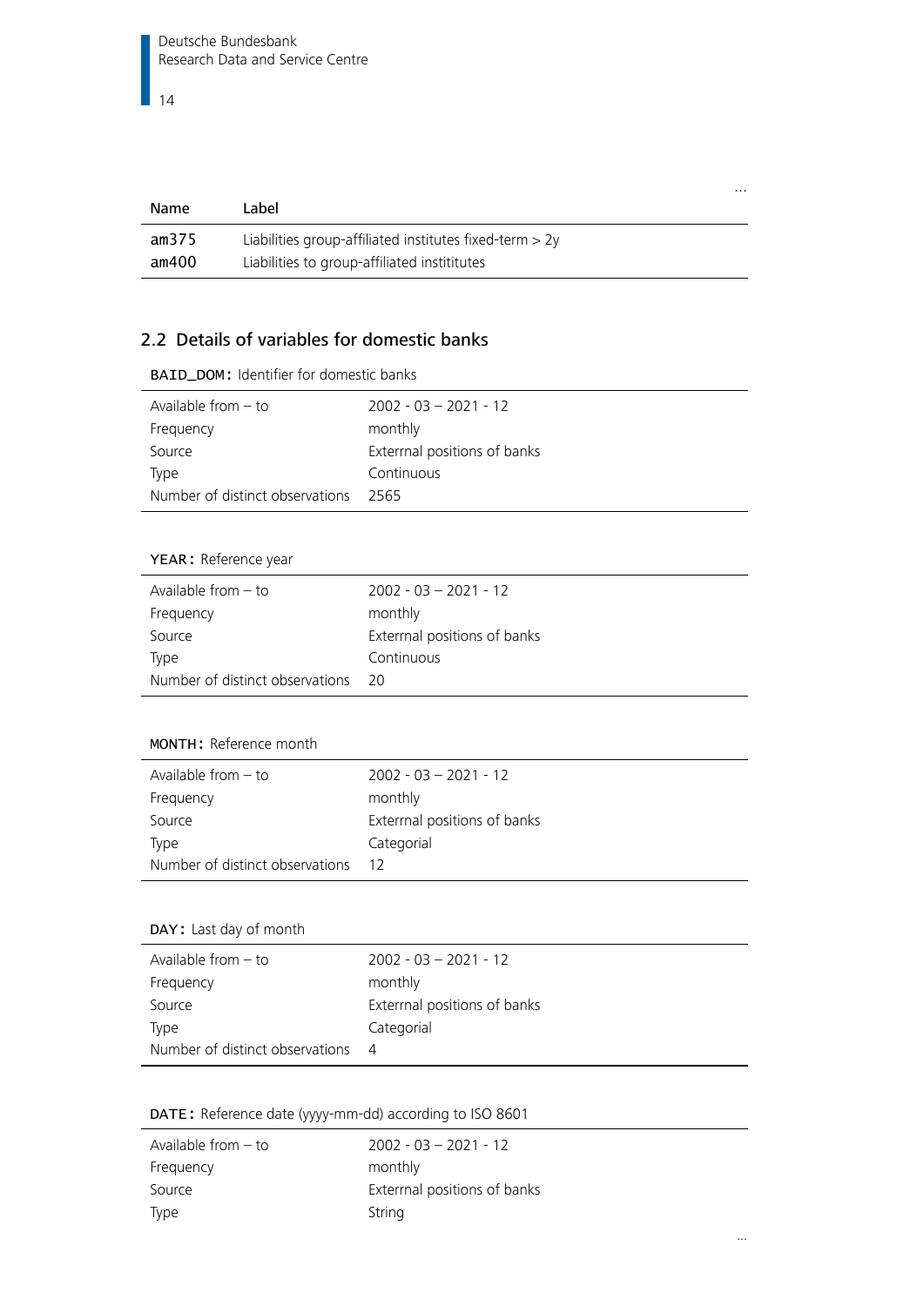...

| Name | Label |
|---|---|
| am375 | Liabilities group-affiliated institutes fixed-term > 2y |
| am400 | Liabilities to group-affiliated instititutes |

## 2.2 Details of variables for domestic banks

**BAID_DOM:** Identifier for domestic banks

| | |
|---|---|
| Available from – to | 2002 - 03 – 2021 - 12 |
| Frequency | monthly |
| Source | Exterrnal positions of banks |
| Type | Continuous |
| Number of distinct observations | 2565 |

**YEAR:** Reference year

| | |
|---|---|
| Available from – to | 2002 - 03 – 2021 - 12 |
| Frequency | monthly |
| Source | Exterrnal positions of banks |
| Type | Continuous |
| Number of distinct observations | 20 |

**MONTH:** Reference month

| | |
|---|---|
| Available from – to | 2002 - 03 – 2021 - 12 |
| Frequency | monthly |
| Source | Exterrnal positions of banks |
| Type | Categorial |
| Number of distinct observations | 12 |

**DAY:** Last day of month

| | |
|---|---|
| Available from – to | 2002 - 03 – 2021 - 12 |
| Frequency | monthly |
| Source | Exterrnal positions of banks |
| Type | Categorial |
| Number of distinct observations | 4 |

**DATE:** Reference date (yyyy-mm-dd) according to ISO 8601

| | |
|---|---|
| Available from – to | 2002 - 03 – 2021 - 12 |
| Frequency | monthly |
| Source | Exterrnal positions of banks |
| Type | String |

...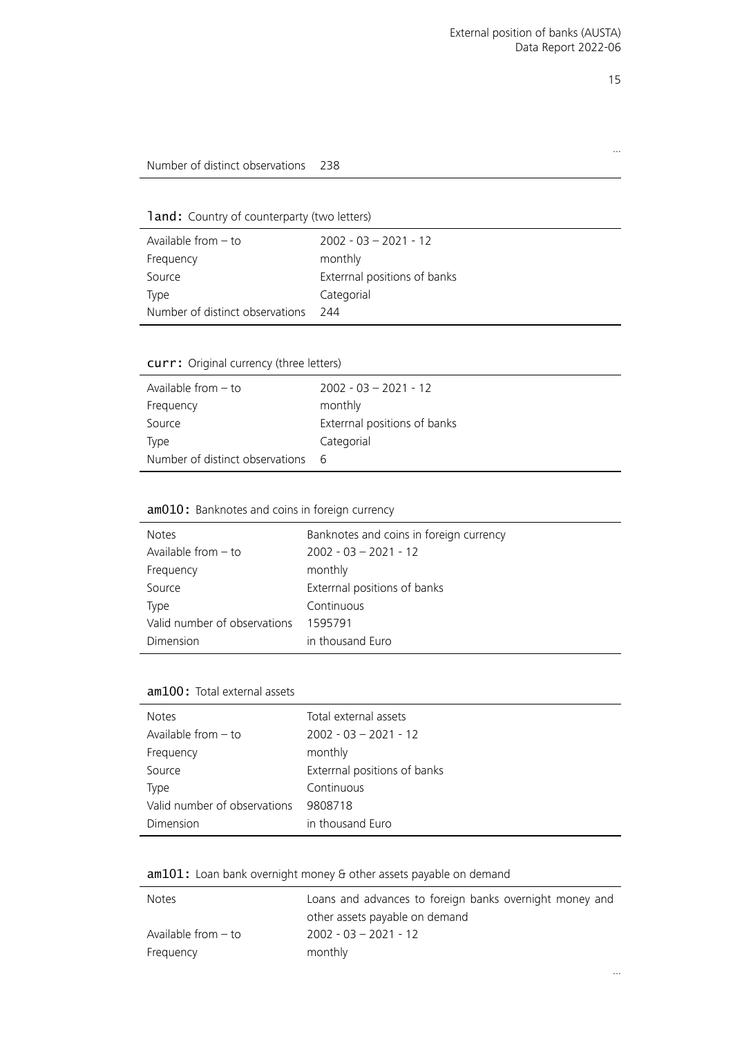…

| | |
|---|---|
| Number of distinct observations | 238 |

`land`: Country of counterparty (two letters)

| | |
|---|---|
| Available from – to | 2002 - 03 – 2021 - 12 |
| Frequency | monthly |
| Source | Exterrnal positions of banks |
| Type | Categorial |
| Number of distinct observations | 244 |

`curr`: Original currency (three letters)

| | |
|---|---|
| Available from – to | 2002 - 03 – 2021 - 12 |
| Frequency | monthly |
| Source | Exterrnal positions of banks |
| Type | Categorial |
| Number of distinct observations | 6 |

`am010`: Banknotes and coins in foreign currency

| | |
|---|---|
| Notes | Banknotes and coins in foreign currency |
| Available from – to | 2002 - 03 – 2021 - 12 |
| Frequency | monthly |
| Source | Exterrnal positions of banks |
| Type | Continuous |
| Valid number of observations | 1595791 |
| Dimension | in thousand Euro |

`am100`: Total external assets

| | |
|---|---|
| Notes | Total external assets |
| Available from – to | 2002 - 03 – 2021 - 12 |
| Frequency | monthly |
| Source | Exterrnal positions of banks |
| Type | Continuous |
| Valid number of observations | 9808718 |
| Dimension | in thousand Euro |

`am101`: Loan bank overnight money & other assets payable on demand

| | |
|---|---|
| Notes | Loans and advances to foreign banks overnight money and other assets payable on demand |
| Available from – to | 2002 - 03 – 2021 - 12 |
| Frequency | monthly |

…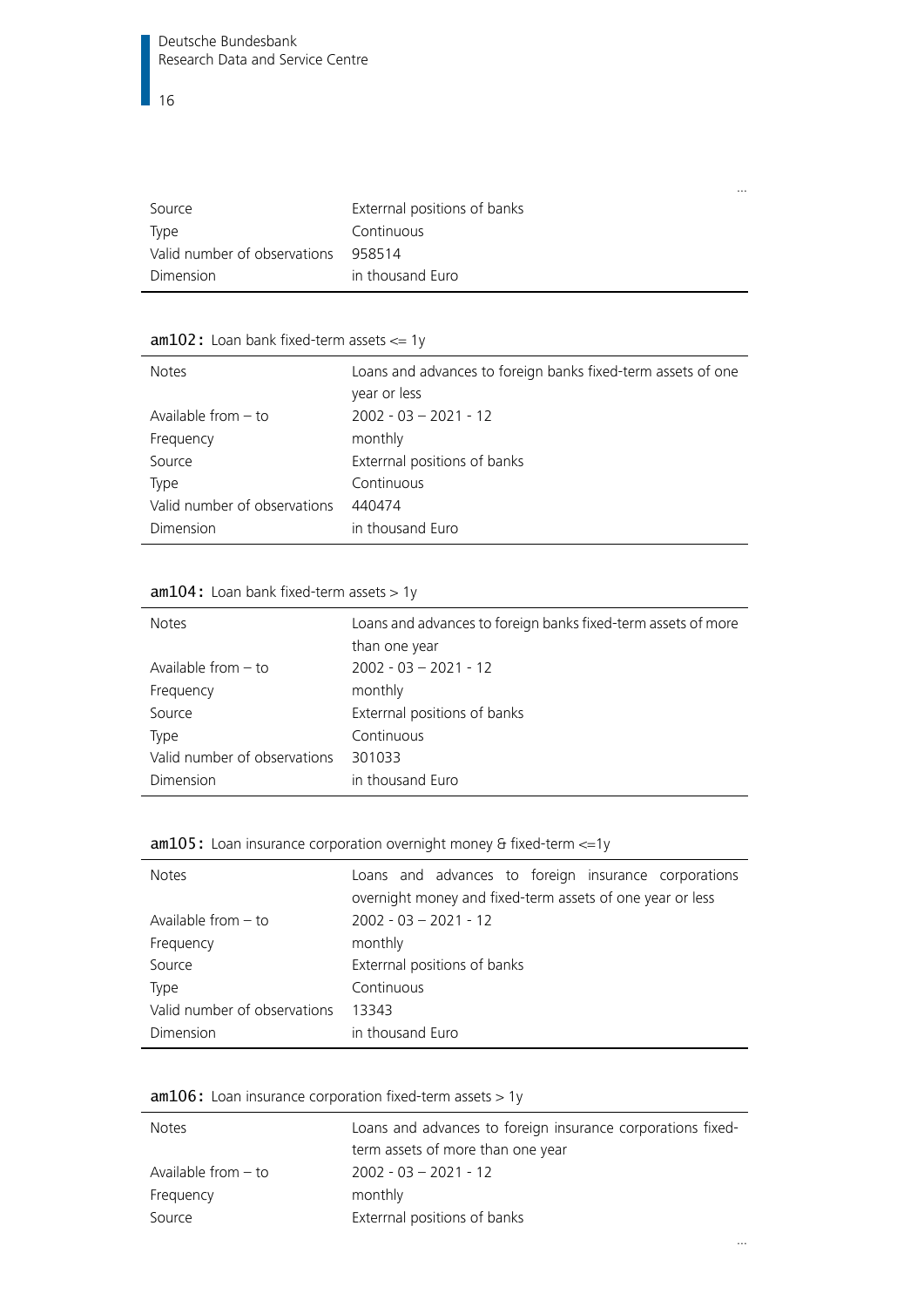...

| | |
|---|---|
| Source | Exterrnal positions of banks |
| Type | Continuous |
| Valid number of observations | 958514 |
| Dimension | in thousand Euro |

**am102:** Loan bank fixed-term assets <= 1y

| | |
|---|---|
| Notes | Loans and advances to foreign banks fixed-term assets of one year or less |
| Available from – to | 2002 - 03 – 2021 - 12 |
| Frequency | monthly |
| Source | Exterrnal positions of banks |
| Type | Continuous |
| Valid number of observations | 440474 |
| Dimension | in thousand Euro |

**am104:** Loan bank fixed-term assets > 1y

| | |
|---|---|
| Notes | Loans and advances to foreign banks fixed-term assets of more than one year |
| Available from – to | 2002 - 03 – 2021 - 12 |
| Frequency | monthly |
| Source | Exterrnal positions of banks |
| Type | Continuous |
| Valid number of observations | 301033 |
| Dimension | in thousand Euro |

**am105:** Loan insurance corporation overnight money & fixed-term <=1y

| | |
|---|---|
| Notes | Loans and advances to foreign insurance corporations overnight money and fixed-term assets of one year or less |
| Available from – to | 2002 - 03 – 2021 - 12 |
| Frequency | monthly |
| Source | Exterrnal positions of banks |
| Type | Continuous |
| Valid number of observations | 13343 |
| Dimension | in thousand Euro |

**am106:** Loan insurance corporation fixed-term assets > 1y

| | |
|---|---|
| Notes | Loans and advances to foreign insurance corporations fixed-term assets of more than one year |
| Available from – to | 2002 - 03 – 2021 - 12 |
| Frequency | monthly |
| Source | Exterrnal positions of banks |

...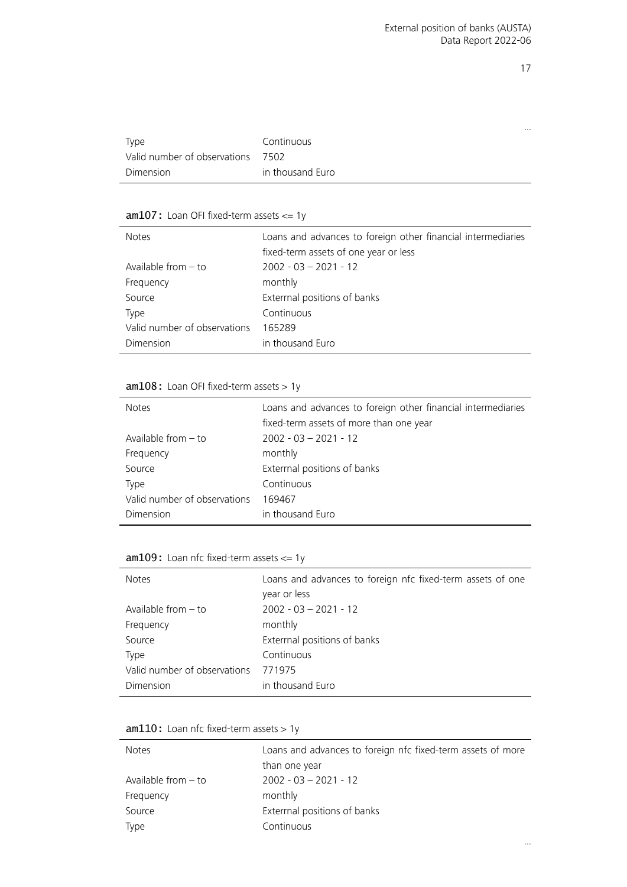...

| | |
|---|---|
| Type | Continuous |
| Valid number of observations | 7502 |
| Dimension | in thousand Euro |

**am107:** Loan OFI fixed-term assets <= 1y

| | |
|---|---|
| Notes | Loans and advances to foreign other financial intermediaries fixed-term assets of one year or less |
| Available from – to | 2002 - 03 – 2021 - 12 |
| Frequency | monthly |
| Source | Exterrnal positions of banks |
| Type | Continuous |
| Valid number of observations | 165289 |
| Dimension | in thousand Euro |

**am108:** Loan OFI fixed-term assets > 1y

| | |
|---|---|
| Notes | Loans and advances to foreign other financial intermediaries fixed-term assets of more than one year |
| Available from – to | 2002 - 03 – 2021 - 12 |
| Frequency | monthly |
| Source | Exterrnal positions of banks |
| Type | Continuous |
| Valid number of observations | 169467 |
| Dimension | in thousand Euro |

**am109:** Loan nfc fixed-term assets <= 1y

| | |
|---|---|
| Notes | Loans and advances to foreign nfc fixed-term assets of one year or less |
| Available from – to | 2002 - 03 – 2021 - 12 |
| Frequency | monthly |
| Source | Exterrnal positions of banks |
| Type | Continuous |
| Valid number of observations | 771975 |
| Dimension | in thousand Euro |

**am110:** Loan nfc fixed-term assets > 1y

| | |
|---|---|
| Notes | Loans and advances to foreign nfc fixed-term assets of more than one year |
| Available from – to | 2002 - 03 – 2021 - 12 |
| Frequency | monthly |
| Source | Exterrnal positions of banks |
| Type | Continuous |

...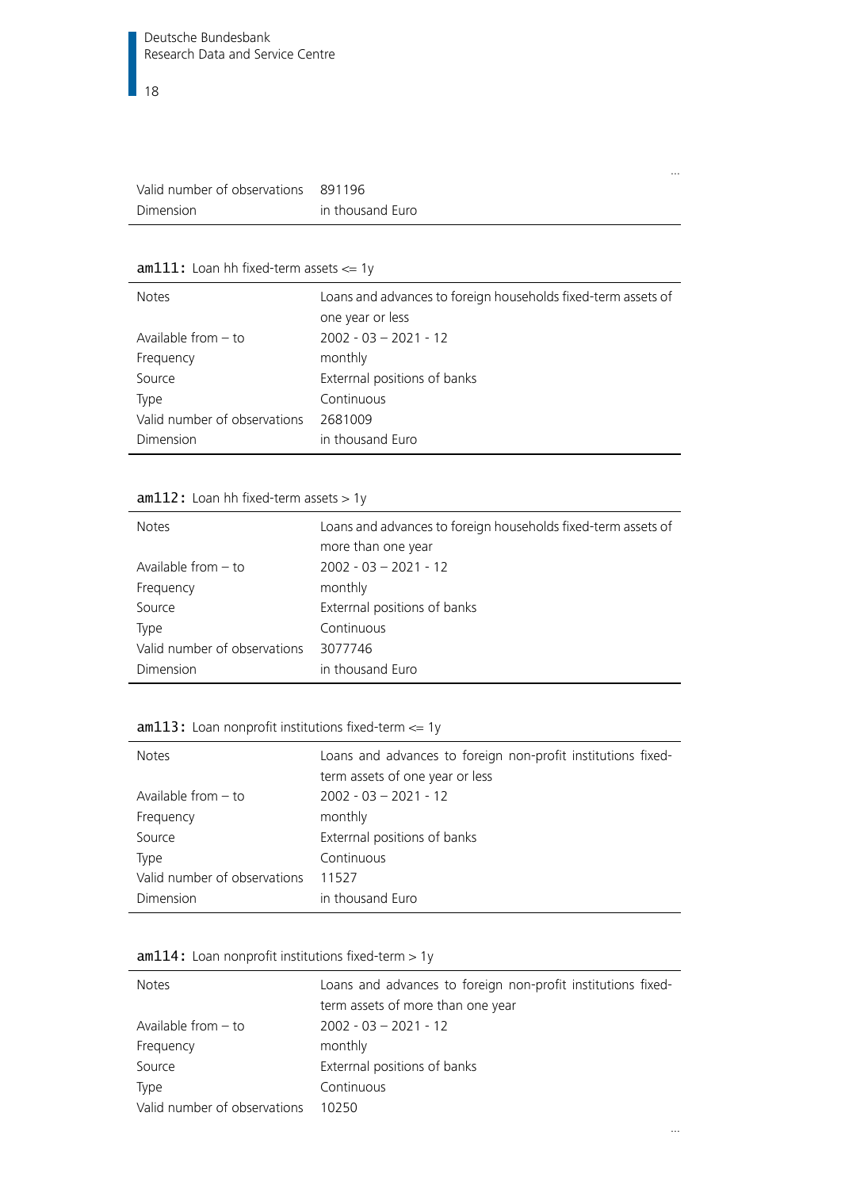...

| | |
|---|---|
| Valid number of observations | 891196 |
| Dimension | in thousand Euro |

**am111:** Loan hh fixed-term assets <= 1y

| | |
|---|---|
| Notes | Loans and advances to foreign households fixed-term assets of one year or less |
| Available from – to | 2002 - 03 – 2021 - 12 |
| Frequency | monthly |
| Source | Exterrnal positions of banks |
| Type | Continuous |
| Valid number of observations | 2681009 |
| Dimension | in thousand Euro |

**am112:** Loan hh fixed-term assets > 1y

| | |
|---|---|
| Notes | Loans and advances to foreign households fixed-term assets of more than one year |
| Available from – to | 2002 - 03 – 2021 - 12 |
| Frequency | monthly |
| Source | Exterrnal positions of banks |
| Type | Continuous |
| Valid number of observations | 3077746 |
| Dimension | in thousand Euro |

**am113:** Loan nonprofit institutions fixed-term <= 1y

| | |
|---|---|
| Notes | Loans and advances to foreign non-profit institutions fixed-term assets of one year or less |
| Available from – to | 2002 - 03 – 2021 - 12 |
| Frequency | monthly |
| Source | Exterrnal positions of banks |
| Type | Continuous |
| Valid number of observations | 11527 |
| Dimension | in thousand Euro |

**am114:** Loan nonprofit institutions fixed-term > 1y

| | |
|---|---|
| Notes | Loans and advances to foreign non-profit institutions fixed-term assets of more than one year |
| Available from – to | 2002 - 03 – 2021 - 12 |
| Frequency | monthly |
| Source | Exterrnal positions of banks |
| Type | Continuous |
| Valid number of observations | 10250 |

...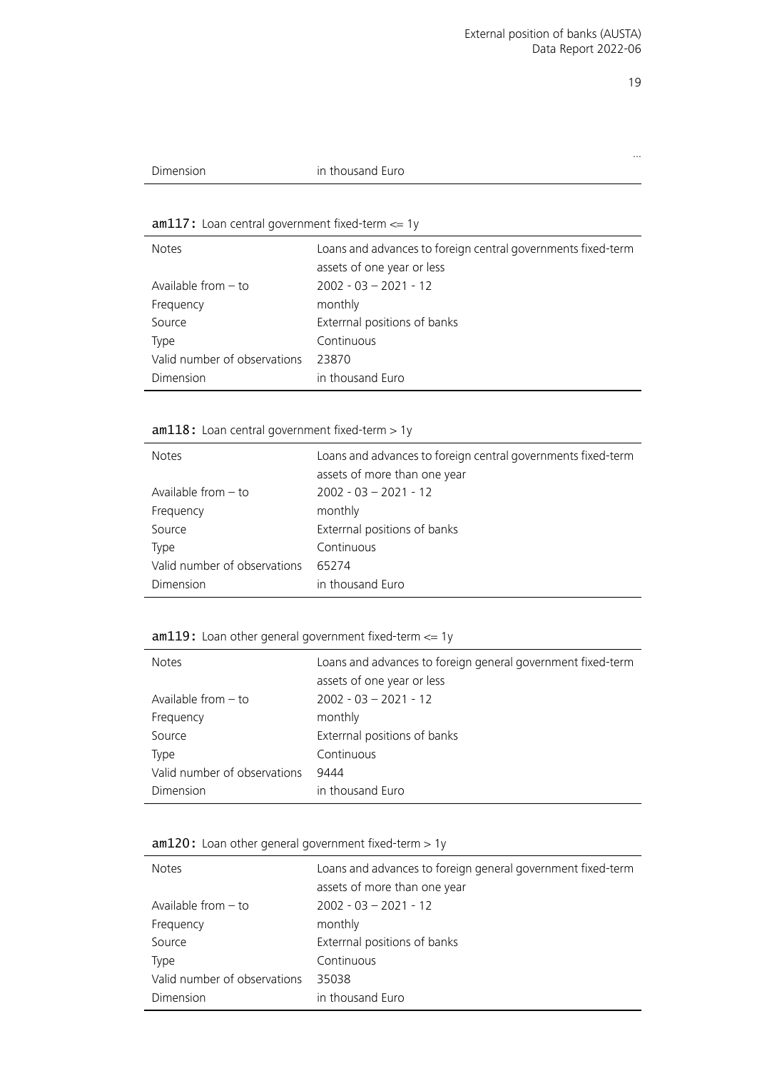...

| Dimension | in thousand Euro |
|---|---|

**am117:** Loan central government fixed-term <= 1y

| | |
|---|---|
| Notes | Loans and advances to foreign central governments fixed-term assets of one year or less |
| Available from – to | 2002 - 03 – 2021 - 12 |
| Frequency | monthly |
| Source | Exterrnal positions of banks |
| Type | Continuous |
| Valid number of observations | 23870 |
| Dimension | in thousand Euro |

**am118:** Loan central government fixed-term > 1y

| | |
|---|---|
| Notes | Loans and advances to foreign central governments fixed-term assets of more than one year |
| Available from – to | 2002 - 03 – 2021 - 12 |
| Frequency | monthly |
| Source | Exterrnal positions of banks |
| Type | Continuous |
| Valid number of observations | 65274 |
| Dimension | in thousand Euro |

**am119:** Loan other general government fixed-term <= 1y

| | |
|---|---|
| Notes | Loans and advances to foreign general government fixed-term assets of one year or less |
| Available from – to | 2002 - 03 – 2021 - 12 |
| Frequency | monthly |
| Source | Exterrnal positions of banks |
| Type | Continuous |
| Valid number of observations | 9444 |
| Dimension | in thousand Euro |

**am120:** Loan other general government fixed-term > 1y

| | |
|---|---|
| Notes | Loans and advances to foreign general government fixed-term assets of more than one year |
| Available from – to | 2002 - 03 – 2021 - 12 |
| Frequency | monthly |
| Source | Exterrnal positions of banks |
| Type | Continuous |
| Valid number of observations | 35038 |
| Dimension | in thousand Euro |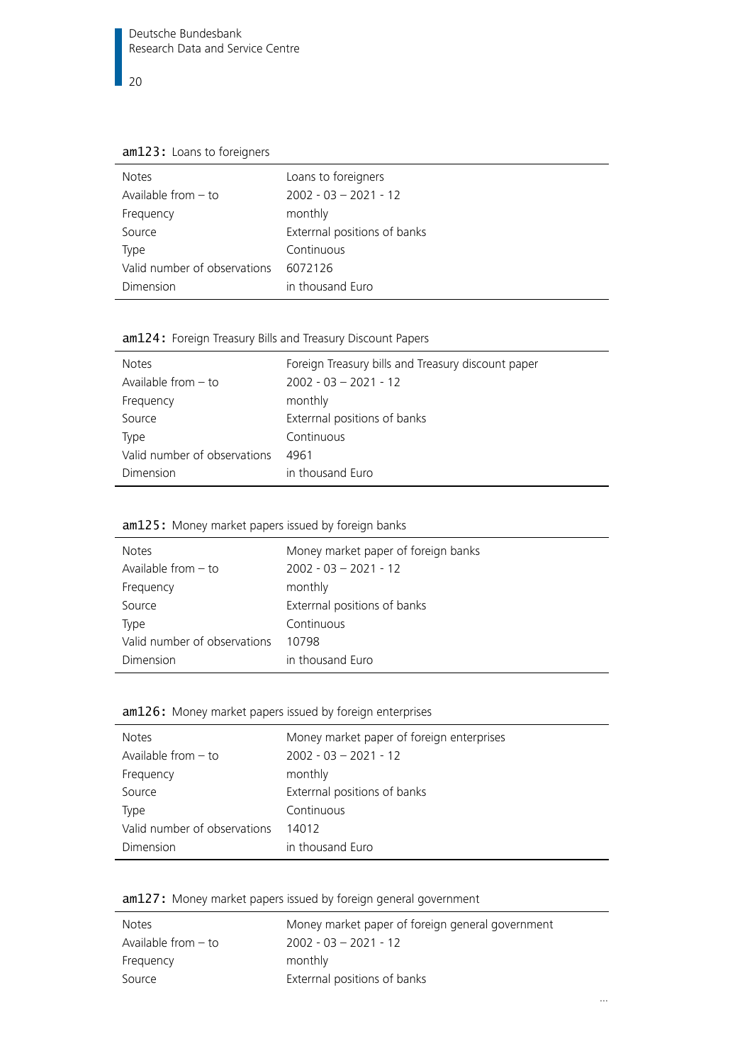**am123:** Loans to foreigners

| | |
|---|---|
| Notes | Loans to foreigners |
| Available from – to | 2002 - 03 – 2021 - 12 |
| Frequency | monthly |
| Source | Exterrnal positions of banks |
| Type | Continuous |
| Valid number of observations | 6072126 |
| Dimension | in thousand Euro |

**am124:** Foreign Treasury Bills and Treasury Discount Papers

| | |
|---|---|
| Notes | Foreign Treasury bills and Treasury discount paper |
| Available from – to | 2002 - 03 – 2021 - 12 |
| Frequency | monthly |
| Source | Exterrnal positions of banks |
| Type | Continuous |
| Valid number of observations | 4961 |
| Dimension | in thousand Euro |

**am125:** Money market papers issued by foreign banks

| | |
|---|---|
| Notes | Money market paper of foreign banks |
| Available from – to | 2002 - 03 – 2021 - 12 |
| Frequency | monthly |
| Source | Exterrnal positions of banks |
| Type | Continuous |
| Valid number of observations | 10798 |
| Dimension | in thousand Euro |

**am126:** Money market papers issued by foreign enterprises

| | |
|---|---|
| Notes | Money market paper of foreign enterprises |
| Available from – to | 2002 - 03 – 2021 - 12 |
| Frequency | monthly |
| Source | Exterrnal positions of banks |
| Type | Continuous |
| Valid number of observations | 14012 |
| Dimension | in thousand Euro |

**am127:** Money market papers issued by foreign general government

| | |
|---|---|
| Notes | Money market paper of foreign general government |
| Available from – to | 2002 - 03 – 2021 - 12 |
| Frequency | monthly |
| Source | Exterrnal positions of banks |

...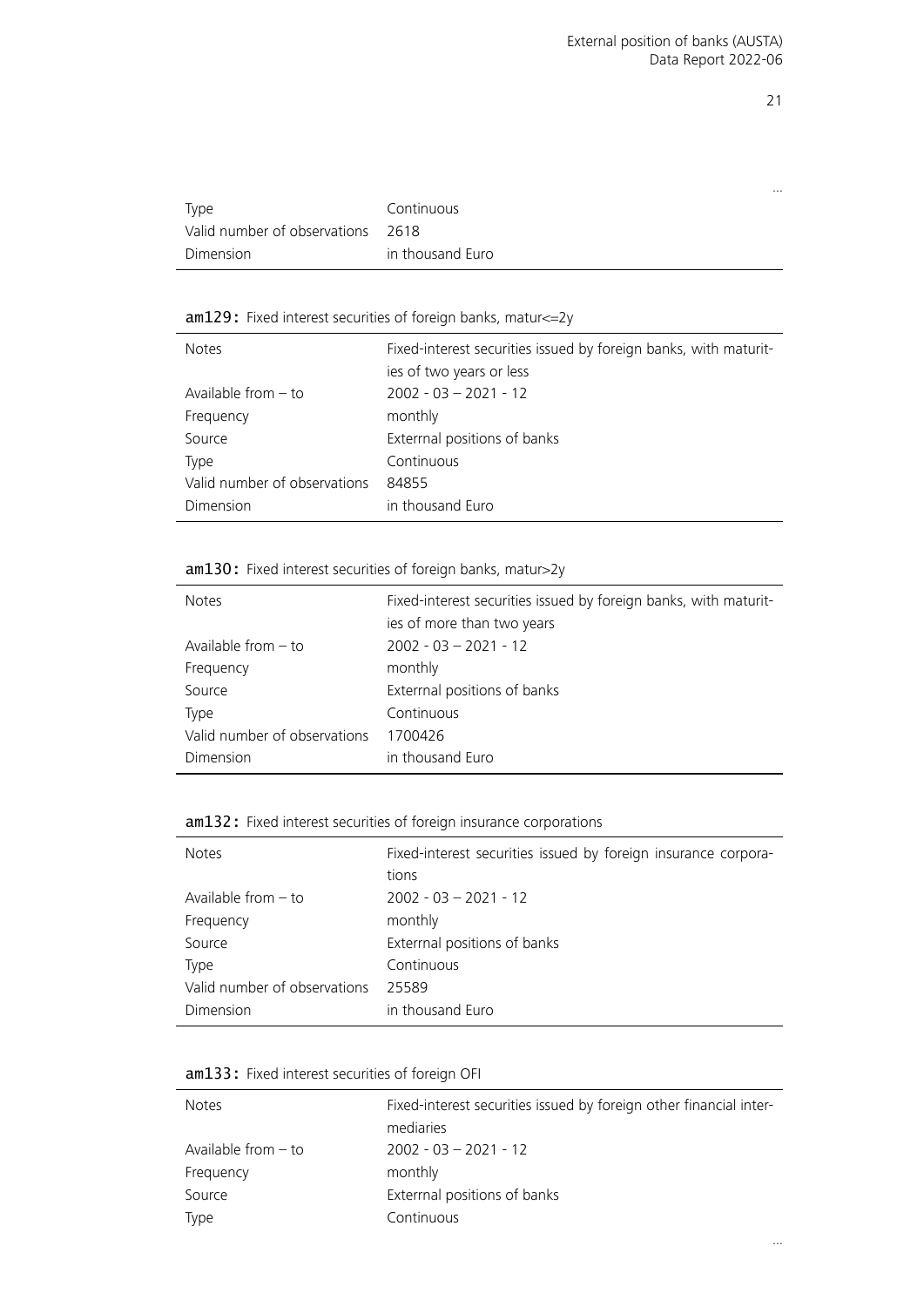...

| | |
|---|---|
| Type | Continuous |
| Valid number of observations | 2618 |
| Dimension | in thousand Euro |

**am129:** Fixed interest securities of foreign banks, matur<=2y

| | |
|---|---|
| Notes | Fixed-interest securities issued by foreign banks, with maturities of two years or less |
| Available from – to | 2002 - 03 – 2021 - 12 |
| Frequency | monthly |
| Source | Exterrnal positions of banks |
| Type | Continuous |
| Valid number of observations | 84855 |
| Dimension | in thousand Euro |

**am130:** Fixed interest securities of foreign banks, matur>2y

| | |
|---|---|
| Notes | Fixed-interest securities issued by foreign banks, with maturities of more than two years |
| Available from – to | 2002 - 03 – 2021 - 12 |
| Frequency | monthly |
| Source | Exterrnal positions of banks |
| Type | Continuous |
| Valid number of observations | 1700426 |
| Dimension | in thousand Euro |

**am132:** Fixed interest securities of foreign insurance corporations

| | |
|---|---|
| Notes | Fixed-interest securities issued by foreign insurance corporations |
| Available from – to | 2002 - 03 – 2021 - 12 |
| Frequency | monthly |
| Source | Exterrnal positions of banks |
| Type | Continuous |
| Valid number of observations | 25589 |
| Dimension | in thousand Euro |

**am133:** Fixed interest securities of foreign OFI

| | |
|---|---|
| Notes | Fixed-interest securities issued by foreign other financial intermediaries |
| Available from – to | 2002 - 03 – 2021 - 12 |
| Frequency | monthly |
| Source | Exterrnal positions of banks |
| Type | Continuous |

...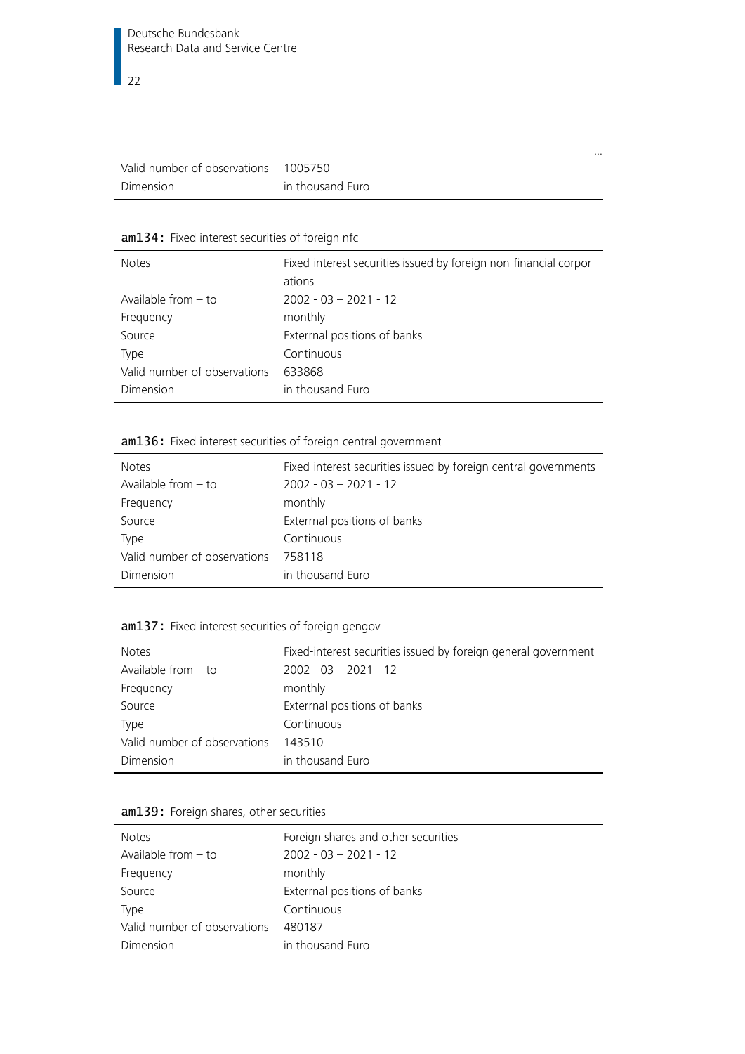…

| | |
|---|---|
| Valid number of observations | 1005750 |
| Dimension | in thousand Euro |

**am134:** Fixed interest securities of foreign nfc

| | |
|---|---|
| Notes | Fixed-interest securities issued by foreign non-financial corporations |
| Available from – to | 2002 - 03 – 2021 - 12 |
| Frequency | monthly |
| Source | Exterrnal positions of banks |
| Type | Continuous |
| Valid number of observations | 633868 |
| Dimension | in thousand Euro |

**am136:** Fixed interest securities of foreign central government

| | |
|---|---|
| Notes | Fixed-interest securities issued by foreign central governments |
| Available from – to | 2002 - 03 – 2021 - 12 |
| Frequency | monthly |
| Source | Exterrnal positions of banks |
| Type | Continuous |
| Valid number of observations | 758118 |
| Dimension | in thousand Euro |

**am137:** Fixed interest securities of foreign gengov

| | |
|---|---|
| Notes | Fixed-interest securities issued by foreign general government |
| Available from – to | 2002 - 03 – 2021 - 12 |
| Frequency | monthly |
| Source | Exterrnal positions of banks |
| Type | Continuous |
| Valid number of observations | 143510 |
| Dimension | in thousand Euro |

**am139:** Foreign shares, other securities

| | |
|---|---|
| Notes | Foreign shares and other securities |
| Available from – to | 2002 - 03 – 2021 - 12 |
| Frequency | monthly |
| Source | Exterrnal positions of banks |
| Type | Continuous |
| Valid number of observations | 480187 |
| Dimension | in thousand Euro |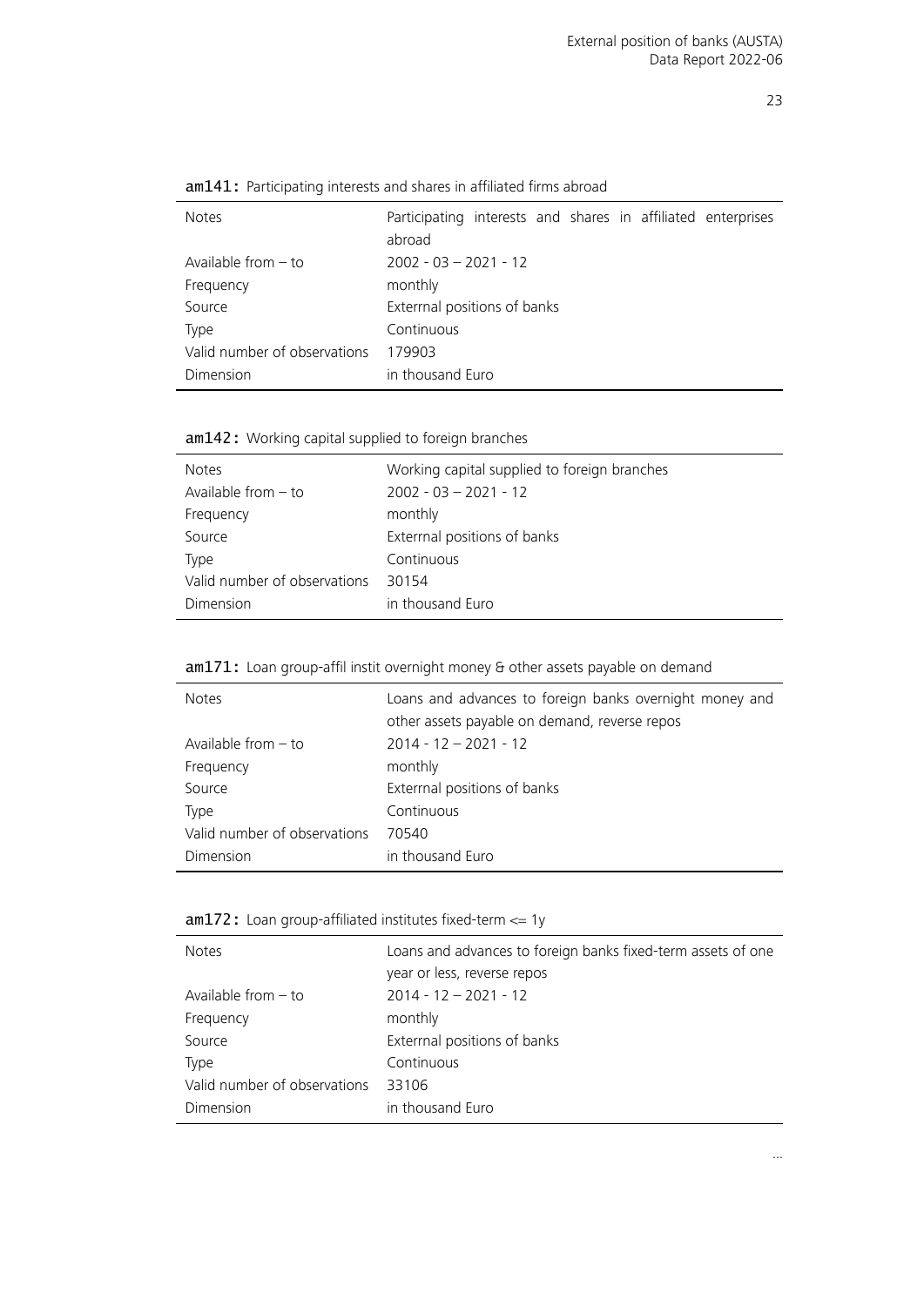**am141:** Participating interests and shares in affiliated firms abroad

| | |
|---|---|
| Notes | Participating interests and shares in affiliated enterprises abroad |
| Available from – to | 2002 - 03 – 2021 - 12 |
| Frequency | monthly |
| Source | Exterrnal positions of banks |
| Type | Continuous |
| Valid number of observations | 179903 |
| Dimension | in thousand Euro |

**am142:** Working capital supplied to foreign branches

| | |
|---|---|
| Notes | Working capital supplied to foreign branches |
| Available from – to | 2002 - 03 – 2021 - 12 |
| Frequency | monthly |
| Source | Exterrnal positions of banks |
| Type | Continuous |
| Valid number of observations | 30154 |
| Dimension | in thousand Euro |

**am171:** Loan group-affil instit overnight money & other assets payable on demand

| | |
|---|---|
| Notes | Loans and advances to foreign banks overnight money and other assets payable on demand, reverse repos |
| Available from – to | 2014 - 12 – 2021 - 12 |
| Frequency | monthly |
| Source | Exterrnal positions of banks |
| Type | Continuous |
| Valid number of observations | 70540 |
| Dimension | in thousand Euro |

**am172:** Loan group-affiliated institutes fixed-term <= 1y

| | |
|---|---|
| Notes | Loans and advances to foreign banks fixed-term assets of one year or less, reverse repos |
| Available from – to | 2014 - 12 – 2021 - 12 |
| Frequency | monthly |
| Source | Exterrnal positions of banks |
| Type | Continuous |
| Valid number of observations | 33106 |
| Dimension | in thousand Euro |

...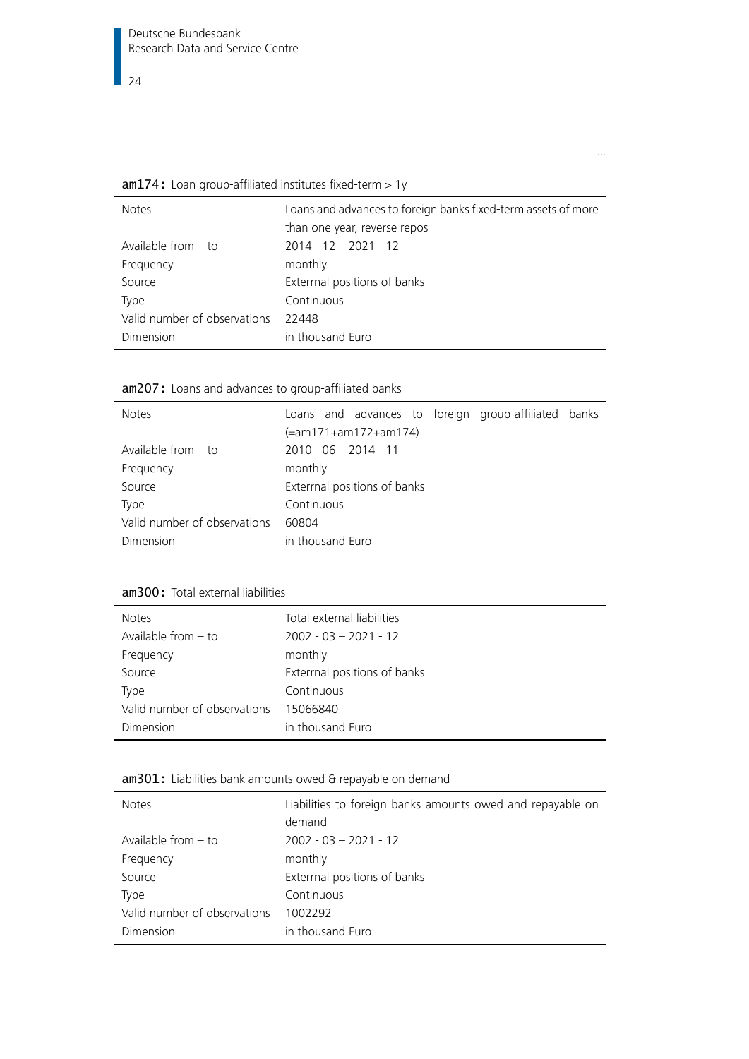...

**am174:** Loan group-affiliated institutes fixed-term > 1y

| | |
|---|---|
| Notes | Loans and advances to foreign banks fixed-term assets of more than one year, reverse repos |
| Available from – to | 2014 - 12 – 2021 - 12 |
| Frequency | monthly |
| Source | Exterrnal positions of banks |
| Type | Continuous |
| Valid number of observations | 22448 |
| Dimension | in thousand Euro |

**am207:** Loans and advances to group-affiliated banks

| | |
|---|---|
| Notes | Loans and advances to foreign group-affiliated banks (=am171+am172+am174) |
| Available from – to | 2010 - 06 – 2014 - 11 |
| Frequency | monthly |
| Source | Exterrnal positions of banks |
| Type | Continuous |
| Valid number of observations | 60804 |
| Dimension | in thousand Euro |

**am300:** Total external liabilities

| | |
|---|---|
| Notes | Total external liabilities |
| Available from – to | 2002 - 03 – 2021 - 12 |
| Frequency | monthly |
| Source | Exterrnal positions of banks |
| Type | Continuous |
| Valid number of observations | 15066840 |
| Dimension | in thousand Euro |

**am301:** Liabilities bank amounts owed & repayable on demand

| | |
|---|---|
| Notes | Liabilities to foreign banks amounts owed and repayable on demand |
| Available from – to | 2002 - 03 – 2021 - 12 |
| Frequency | monthly |
| Source | Exterrnal positions of banks |
| Type | Continuous |
| Valid number of observations | 1002292 |
| Dimension | in thousand Euro |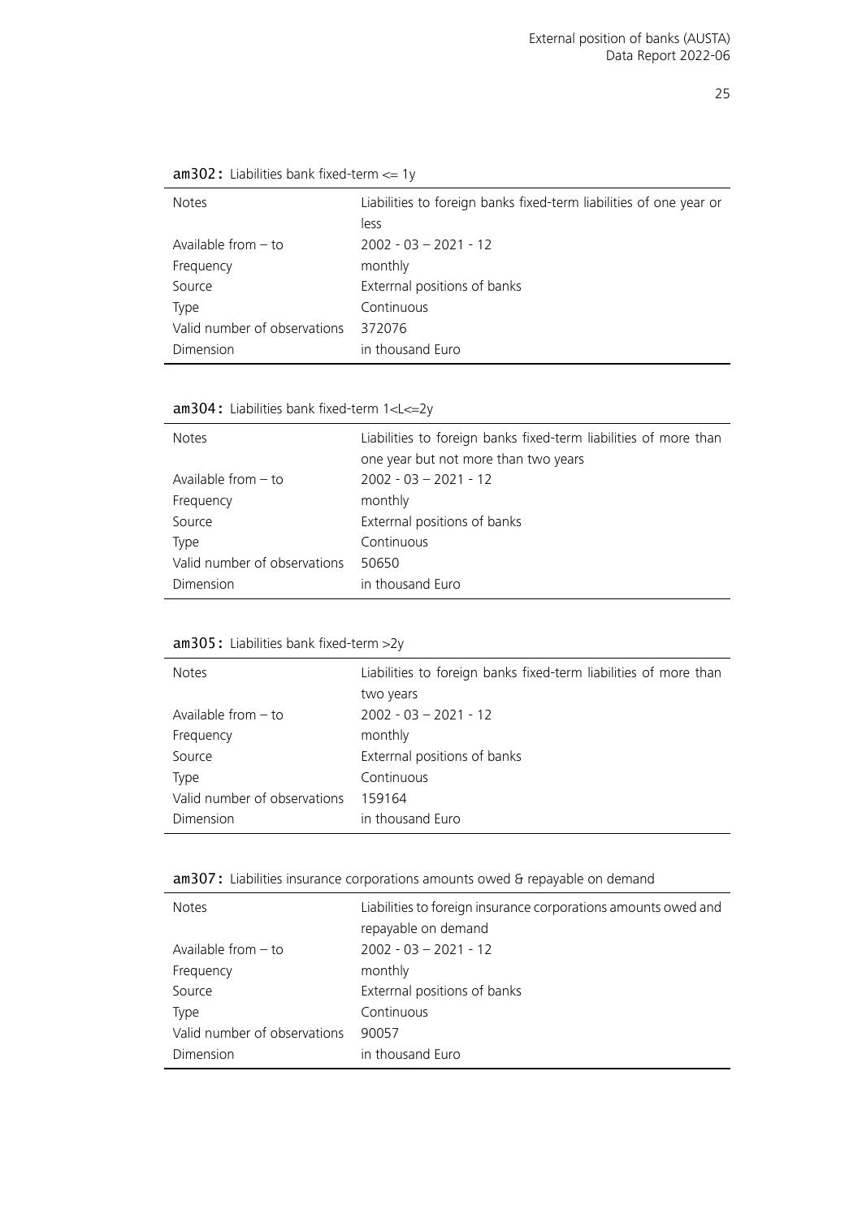**am302:** Liabilities bank fixed-term <= 1y

| | |
|---|---|
| Notes | Liabilities to foreign banks fixed-term liabilities of one year or less |
| Available from – to | 2002 - 03 – 2021 - 12 |
| Frequency | monthly |
| Source | Exterrnal positions of banks |
| Type | Continuous |
| Valid number of observations | 372076 |
| Dimension | in thousand Euro |

**am304:** Liabilities bank fixed-term 1<L<=2y

| | |
|---|---|
| Notes | Liabilities to foreign banks fixed-term liabilities of more than one year but not more than two years |
| Available from – to | 2002 - 03 – 2021 - 12 |
| Frequency | monthly |
| Source | Exterrnal positions of banks |
| Type | Continuous |
| Valid number of observations | 50650 |
| Dimension | in thousand Euro |

**am305:** Liabilities bank fixed-term >2y

| | |
|---|---|
| Notes | Liabilities to foreign banks fixed-term liabilities of more than two years |
| Available from – to | 2002 - 03 – 2021 - 12 |
| Frequency | monthly |
| Source | Exterrnal positions of banks |
| Type | Continuous |
| Valid number of observations | 159164 |
| Dimension | in thousand Euro |

**am307:** Liabilities insurance corporations amounts owed & repayable on demand

| | |
|---|---|
| Notes | Liabilities to foreign insurance corporations amounts owed and repayable on demand |
| Available from – to | 2002 - 03 – 2021 - 12 |
| Frequency | monthly |
| Source | Exterrnal positions of banks |
| Type | Continuous |
| Valid number of observations | 90057 |
| Dimension | in thousand Euro |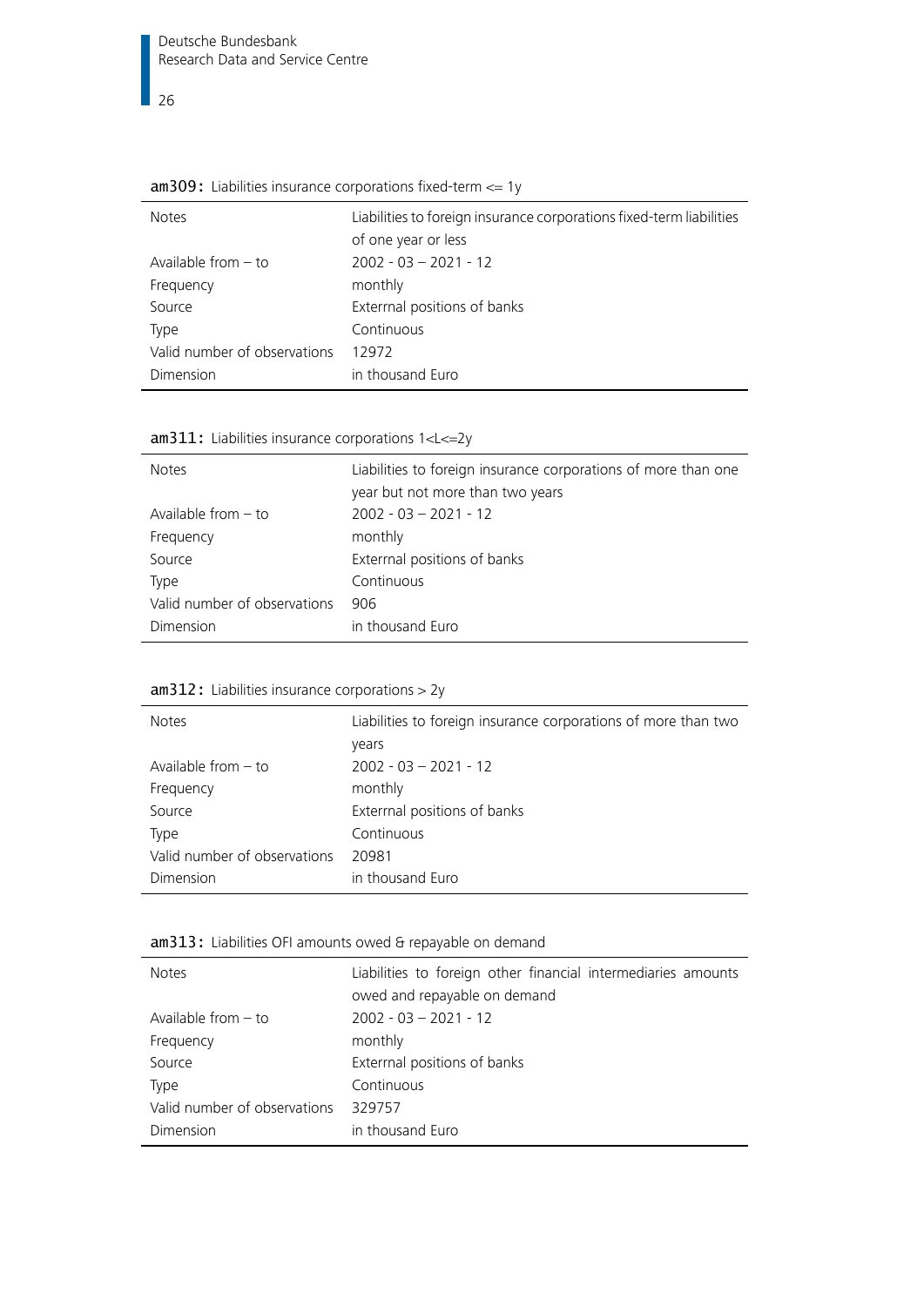**am309:** Liabilities insurance corporations fixed-term <= 1y

| | |
|---|---|
| Notes | Liabilities to foreign insurance corporations fixed-term liabilities of one year or less |
| Available from – to | 2002 - 03 – 2021 - 12 |
| Frequency | monthly |
| Source | Exterrnal positions of banks |
| Type | Continuous |
| Valid number of observations | 12972 |
| Dimension | in thousand Euro |

**am311:** Liabilities insurance corporations 1<L<=2y

| | |
|---|---|
| Notes | Liabilities to foreign insurance corporations of more than one year but not more than two years |
| Available from – to | 2002 - 03 – 2021 - 12 |
| Frequency | monthly |
| Source | Exterrnal positions of banks |
| Type | Continuous |
| Valid number of observations | 906 |
| Dimension | in thousand Euro |

**am312:** Liabilities insurance corporations > 2y

| | |
|---|---|
| Notes | Liabilities to foreign insurance corporations of more than two years |
| Available from – to | 2002 - 03 – 2021 - 12 |
| Frequency | monthly |
| Source | Exterrnal positions of banks |
| Type | Continuous |
| Valid number of observations | 20981 |
| Dimension | in thousand Euro |

**am313:** Liabilities OFI amounts owed & repayable on demand

| | |
|---|---|
| Notes | Liabilities to foreign other financial intermediaries amounts owed and repayable on demand |
| Available from – to | 2002 - 03 – 2021 - 12 |
| Frequency | monthly |
| Source | Exterrnal positions of banks |
| Type | Continuous |
| Valid number of observations | 329757 |
| Dimension | in thousand Euro |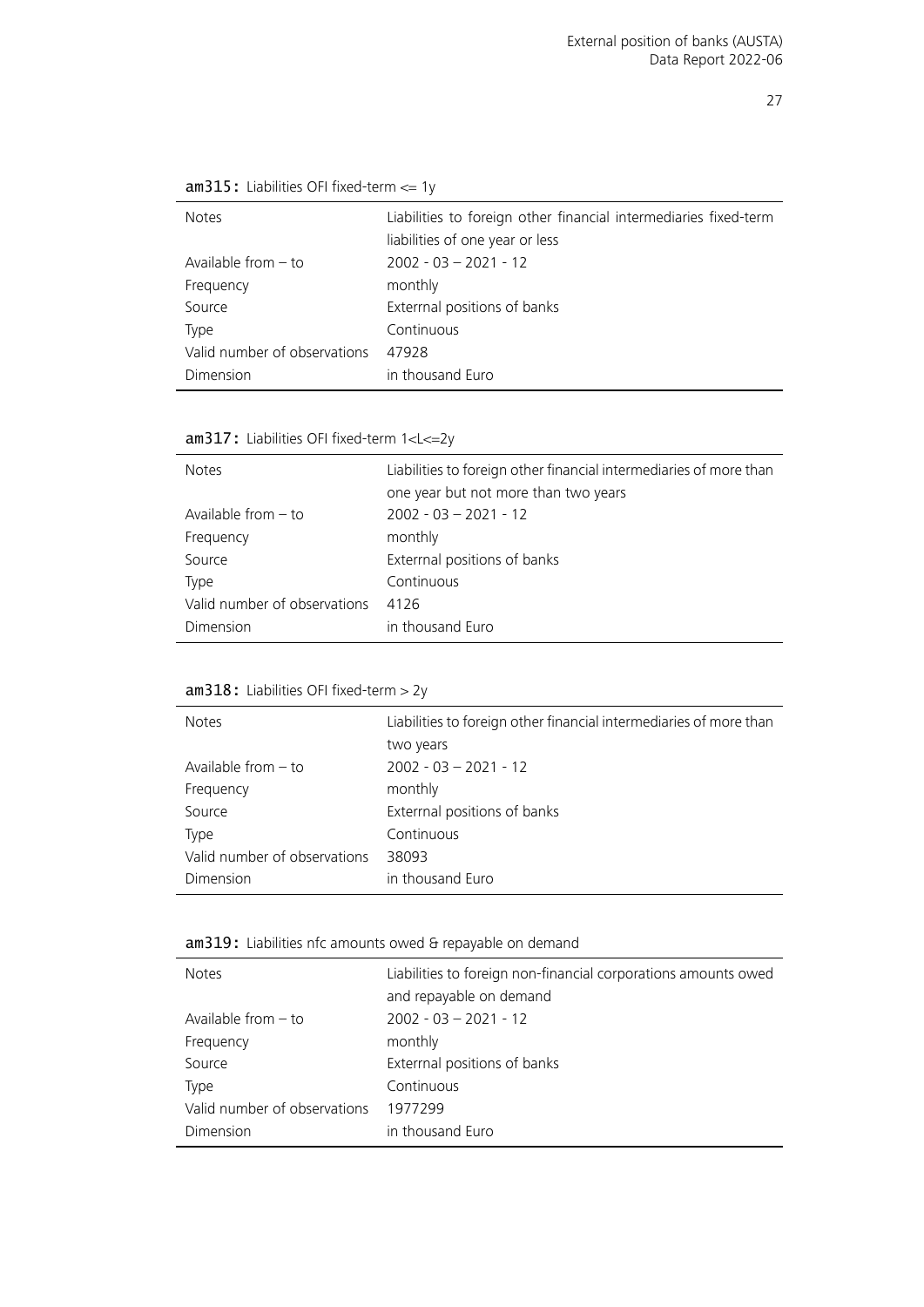**am315:** Liabilities OFI fixed-term <= 1y

| | |
|---|---|
| Notes | Liabilities to foreign other financial intermediaries fixed-term liabilities of one year or less |
| Available from – to | 2002 - 03 – 2021 - 12 |
| Frequency | monthly |
| Source | Exterrnal positions of banks |
| Type | Continuous |
| Valid number of observations | 47928 |
| Dimension | in thousand Euro |

**am317:** Liabilities OFI fixed-term 1<L<=2y

| | |
|---|---|
| Notes | Liabilities to foreign other financial intermediaries of more than one year but not more than two years |
| Available from – to | 2002 - 03 – 2021 - 12 |
| Frequency | monthly |
| Source | Exterrnal positions of banks |
| Type | Continuous |
| Valid number of observations | 4126 |
| Dimension | in thousand Euro |

**am318:** Liabilities OFI fixed-term > 2y

| | |
|---|---|
| Notes | Liabilities to foreign other financial intermediaries of more than two years |
| Available from – to | 2002 - 03 – 2021 - 12 |
| Frequency | monthly |
| Source | Exterrnal positions of banks |
| Type | Continuous |
| Valid number of observations | 38093 |
| Dimension | in thousand Euro |

**am319:** Liabilities nfc amounts owed & repayable on demand

| | |
|---|---|
| Notes | Liabilities to foreign non-financial corporations amounts owed and repayable on demand |
| Available from – to | 2002 - 03 – 2021 - 12 |
| Frequency | monthly |
| Source | Exterrnal positions of banks |
| Type | Continuous |
| Valid number of observations | 1977299 |
| Dimension | in thousand Euro |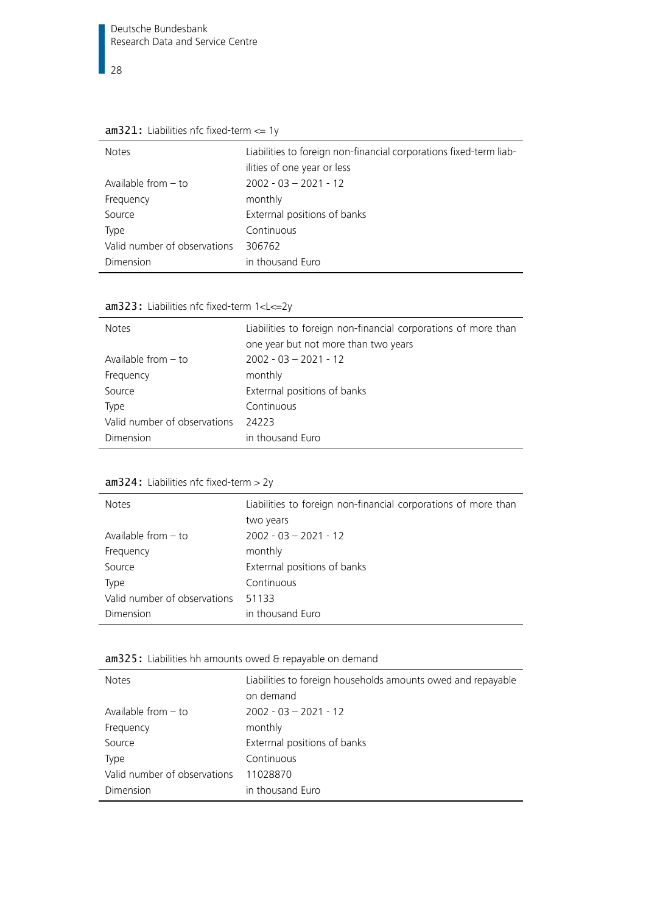**am321:** Liabilities nfc fixed-term <= 1y

| | |
|---|---|
| Notes | Liabilities to foreign non-financial corporations fixed-term liabilities of one year or less |
| Available from – to | 2002 - 03 – 2021 - 12 |
| Frequency | monthly |
| Source | Exterrnal positions of banks |
| Type | Continuous |
| Valid number of observations | 306762 |
| Dimension | in thousand Euro |

**am323:** Liabilities nfc fixed-term 1<L<=2y

| | |
|---|---|
| Notes | Liabilities to foreign non-financial corporations of more than one year but not more than two years |
| Available from – to | 2002 - 03 – 2021 - 12 |
| Frequency | monthly |
| Source | Exterrnal positions of banks |
| Type | Continuous |
| Valid number of observations | 24223 |
| Dimension | in thousand Euro |

**am324:** Liabilities nfc fixed-term > 2y

| | |
|---|---|
| Notes | Liabilities to foreign non-financial corporations of more than two years |
| Available from – to | 2002 - 03 – 2021 - 12 |
| Frequency | monthly |
| Source | Exterrnal positions of banks |
| Type | Continuous |
| Valid number of observations | 51133 |
| Dimension | in thousand Euro |

**am325:** Liabilities hh amounts owed & repayable on demand

| | |
|---|---|
| Notes | Liabilities to foreign households amounts owed and repayable on demand |
| Available from – to | 2002 - 03 – 2021 - 12 |
| Frequency | monthly |
| Source | Exterrnal positions of banks |
| Type | Continuous |
| Valid number of observations | 11028870 |
| Dimension | in thousand Euro |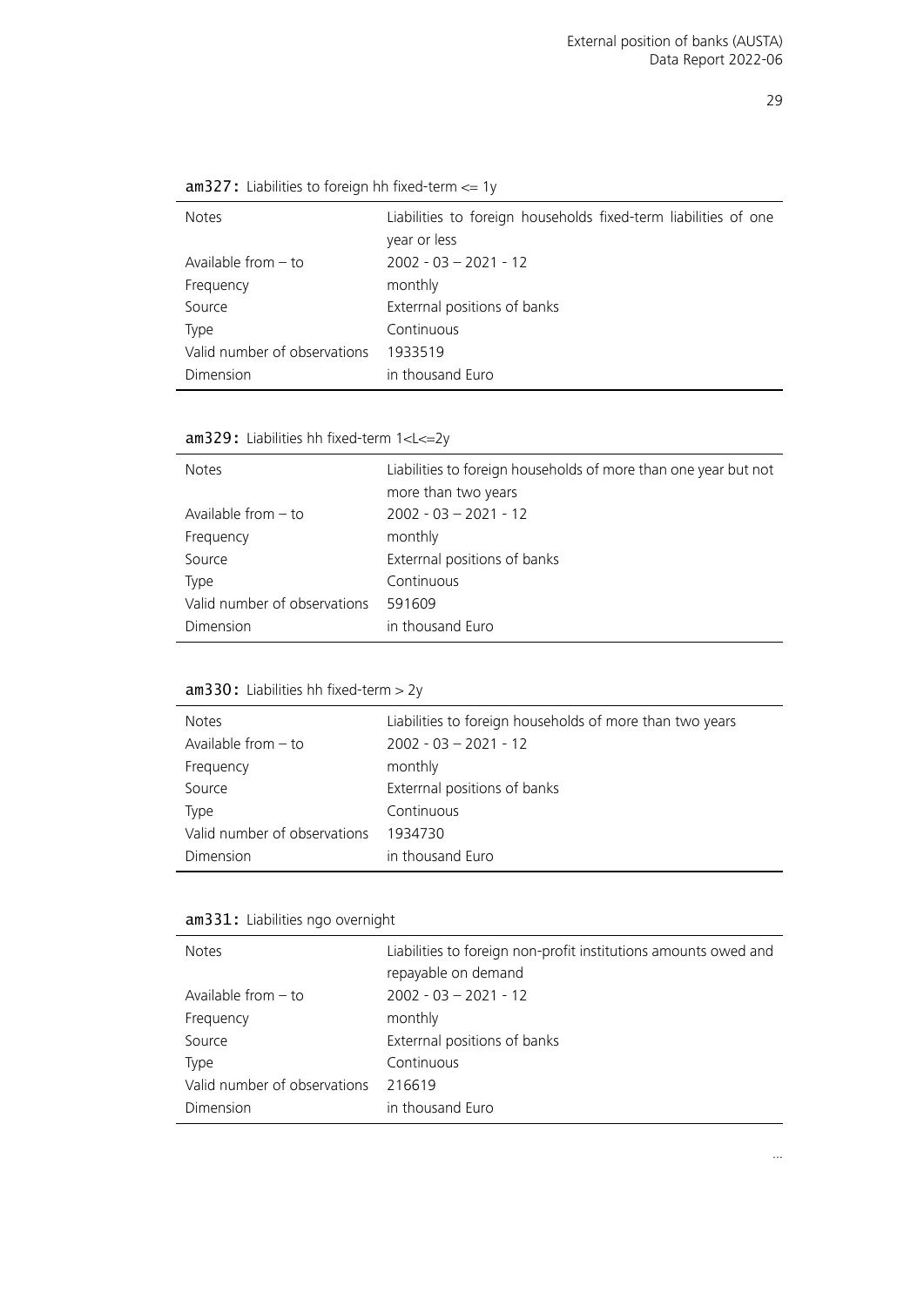**am327:** Liabilities to foreign hh fixed-term <= 1y

| | |
|---|---|
| Notes | Liabilities to foreign households fixed-term liabilities of one year or less |
| Available from – to | 2002 - 03 – 2021 - 12 |
| Frequency | monthly |
| Source | Exterrnal positions of banks |
| Type | Continuous |
| Valid number of observations | 1933519 |
| Dimension | in thousand Euro |

**am329:** Liabilities hh fixed-term 1<L<=2y

| | |
|---|---|
| Notes | Liabilities to foreign households of more than one year but not more than two years |
| Available from – to | 2002 - 03 – 2021 - 12 |
| Frequency | monthly |
| Source | Exterrnal positions of banks |
| Type | Continuous |
| Valid number of observations | 591609 |
| Dimension | in thousand Euro |

**am330:** Liabilities hh fixed-term > 2y

| | |
|---|---|
| Notes | Liabilities to foreign households of more than two years |
| Available from – to | 2002 - 03 – 2021 - 12 |
| Frequency | monthly |
| Source | Exterrnal positions of banks |
| Type | Continuous |
| Valid number of observations | 1934730 |
| Dimension | in thousand Euro |

**am331:** Liabilities ngo overnight

| | |
|---|---|
| Notes | Liabilities to foreign non-profit institutions amounts owed and repayable on demand |
| Available from – to | 2002 - 03 – 2021 - 12 |
| Frequency | monthly |
| Source | Exterrnal positions of banks |
| Type | Continuous |
| Valid number of observations | 216619 |
| Dimension | in thousand Euro |

...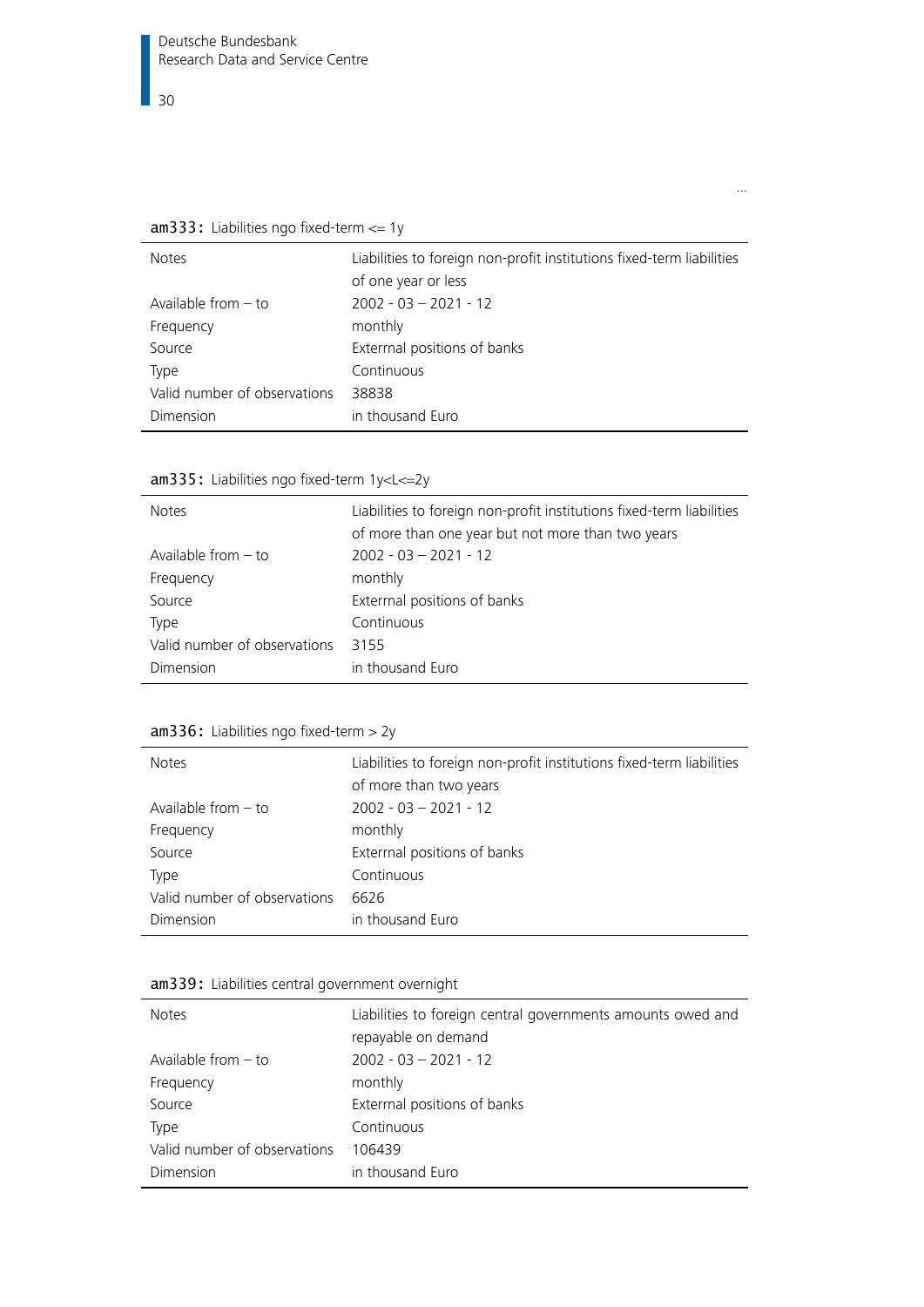...

**am333:** Liabilities ngo fixed-term <= 1y

| | |
|---|---|
| Notes | Liabilities to foreign non-profit institutions fixed-term liabilities of one year or less |
| Available from – to | 2002 - 03 – 2021 - 12 |
| Frequency | monthly |
| Source | Exterrnal positions of banks |
| Type | Continuous |
| Valid number of observations | 38838 |
| Dimension | in thousand Euro |

**am335:** Liabilities ngo fixed-term 1y<L<=2y

| | |
|---|---|
| Notes | Liabilities to foreign non-profit institutions fixed-term liabilities of more than one year but not more than two years |
| Available from – to | 2002 - 03 – 2021 - 12 |
| Frequency | monthly |
| Source | Exterrnal positions of banks |
| Type | Continuous |
| Valid number of observations | 3155 |
| Dimension | in thousand Euro |

**am336:** Liabilities ngo fixed-term > 2y

| | |
|---|---|
| Notes | Liabilities to foreign non-profit institutions fixed-term liabilities of more than two years |
| Available from – to | 2002 - 03 – 2021 - 12 |
| Frequency | monthly |
| Source | Exterrnal positions of banks |
| Type | Continuous |
| Valid number of observations | 6626 |
| Dimension | in thousand Euro |

**am339:** Liabilities central government overnight

| | |
|---|---|
| Notes | Liabilities to foreign central governments amounts owed and repayable on demand |
| Available from – to | 2002 - 03 – 2021 - 12 |
| Frequency | monthly |
| Source | Exterrnal positions of banks |
| Type | Continuous |
| Valid number of observations | 106439 |
| Dimension | in thousand Euro |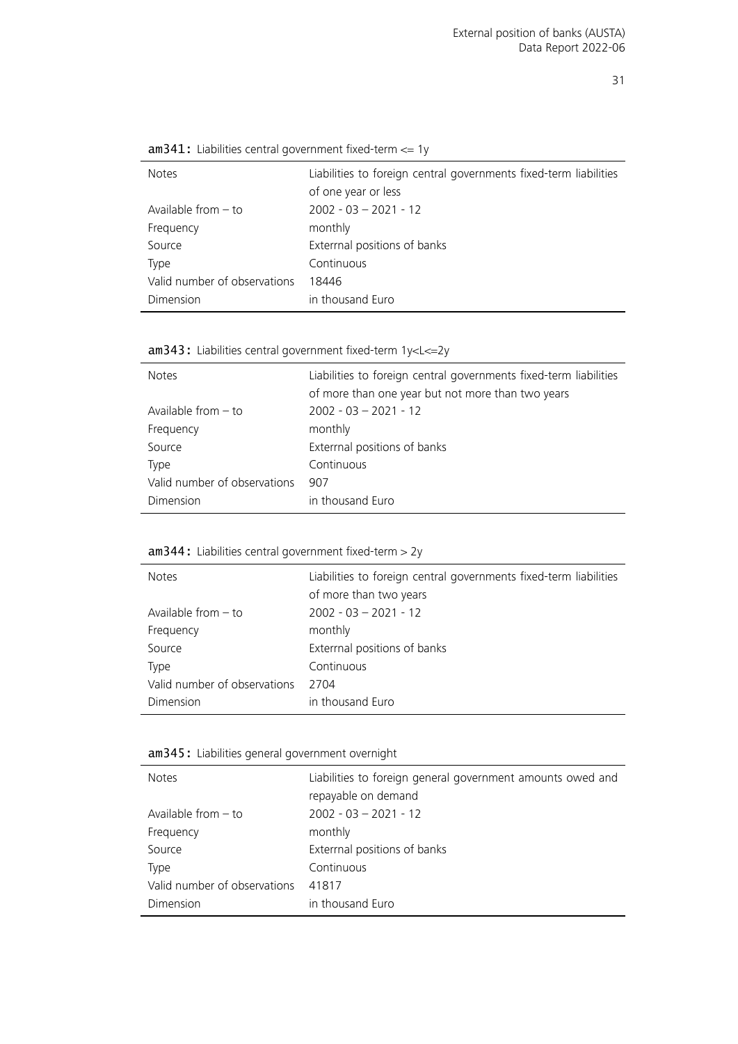**am341:** Liabilities central government fixed-term <= 1y

| | |
|---|---|
| Notes | Liabilities to foreign central governments fixed-term liabilities of one year or less |
| Available from – to | 2002 - 03 – 2021 - 12 |
| Frequency | monthly |
| Source | Exterrnal positions of banks |
| Type | Continuous |
| Valid number of observations | 18446 |
| Dimension | in thousand Euro |

**am343:** Liabilities central government fixed-term 1y<L<=2y

| | |
|---|---|
| Notes | Liabilities to foreign central governments fixed-term liabilities of more than one year but not more than two years |
| Available from – to | 2002 - 03 – 2021 - 12 |
| Frequency | monthly |
| Source | Exterrnal positions of banks |
| Type | Continuous |
| Valid number of observations | 907 |
| Dimension | in thousand Euro |

**am344:** Liabilities central government fixed-term > 2y

| | |
|---|---|
| Notes | Liabilities to foreign central governments fixed-term liabilities of more than two years |
| Available from – to | 2002 - 03 – 2021 - 12 |
| Frequency | monthly |
| Source | Exterrnal positions of banks |
| Type | Continuous |
| Valid number of observations | 2704 |
| Dimension | in thousand Euro |

**am345:** Liabilities general government overnight

| | |
|---|---|
| Notes | Liabilities to foreign general government amounts owed and repayable on demand |
| Available from – to | 2002 - 03 – 2021 - 12 |
| Frequency | monthly |
| Source | Exterrnal positions of banks |
| Type | Continuous |
| Valid number of observations | 41817 |
| Dimension | in thousand Euro |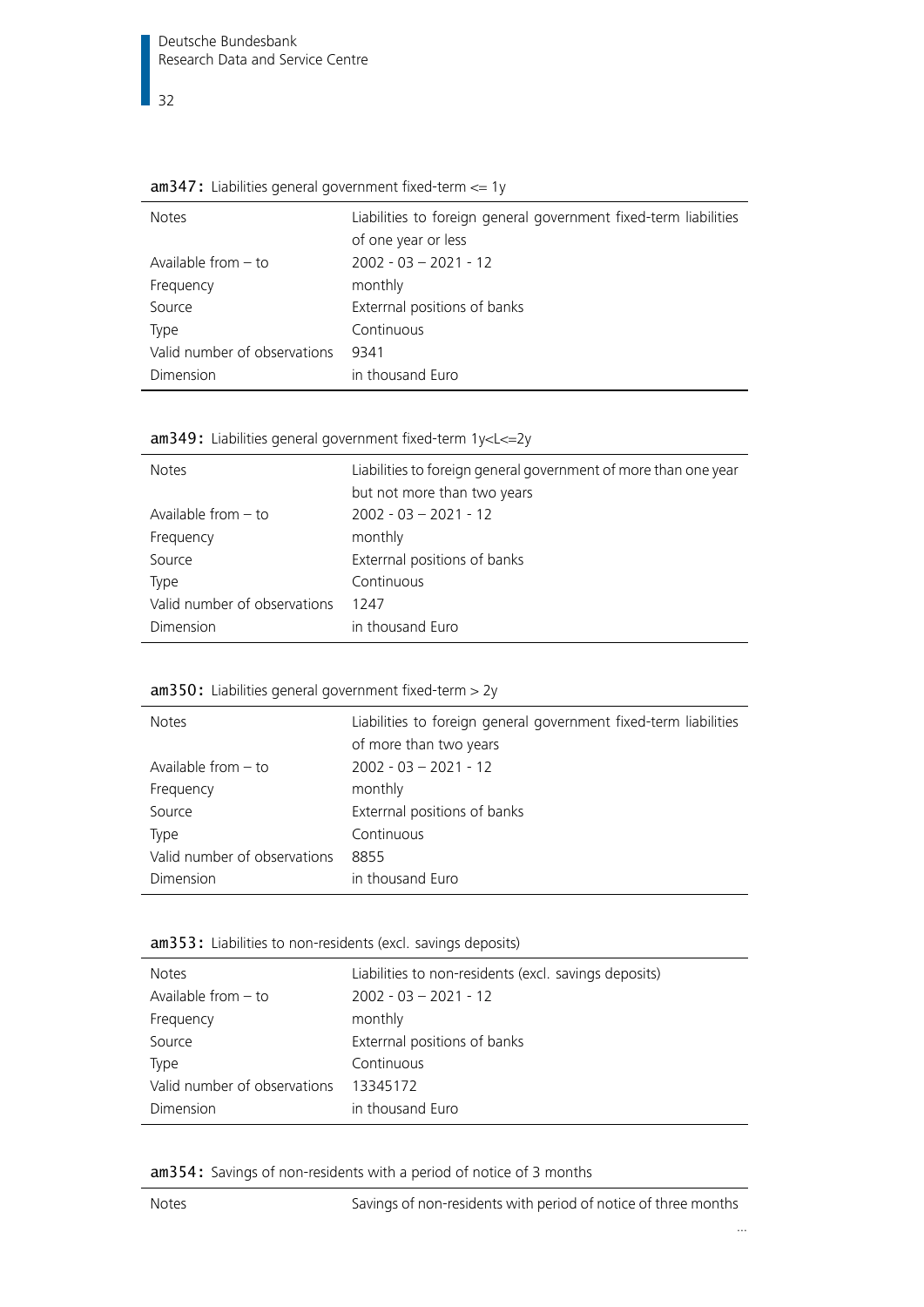**am347:** Liabilities general government fixed-term <= 1y

| | |
|---|---|
| Notes | Liabilities to foreign general government fixed-term liabilities of one year or less |
| Available from – to | 2002 - 03 – 2021 - 12 |
| Frequency | monthly |
| Source | Exterrnal positions of banks |
| Type | Continuous |
| Valid number of observations | 9341 |
| Dimension | in thousand Euro |

**am349:** Liabilities general government fixed-term 1y<L<=2y

| | |
|---|---|
| Notes | Liabilities to foreign general government of more than one year but not more than two years |
| Available from – to | 2002 - 03 – 2021 - 12 |
| Frequency | monthly |
| Source | Exterrnal positions of banks |
| Type | Continuous |
| Valid number of observations | 1247 |
| Dimension | in thousand Euro |

**am350:** Liabilities general government fixed-term > 2y

| | |
|---|---|
| Notes | Liabilities to foreign general government fixed-term liabilities of more than two years |
| Available from – to | 2002 - 03 – 2021 - 12 |
| Frequency | monthly |
| Source | Exterrnal positions of banks |
| Type | Continuous |
| Valid number of observations | 8855 |
| Dimension | in thousand Euro |

**am353:** Liabilities to non-residents (excl. savings deposits)

| | |
|---|---|
| Notes | Liabilities to non-residents (excl. savings deposits) |
| Available from – to | 2002 - 03 – 2021 - 12 |
| Frequency | monthly |
| Source | Exterrnal positions of banks |
| Type | Continuous |
| Valid number of observations | 13345172 |
| Dimension | in thousand Euro |

**am354:** Savings of non-residents with a period of notice of 3 months

| | |
|---|---|
| Notes | Savings of non-residents with period of notice of three months |

...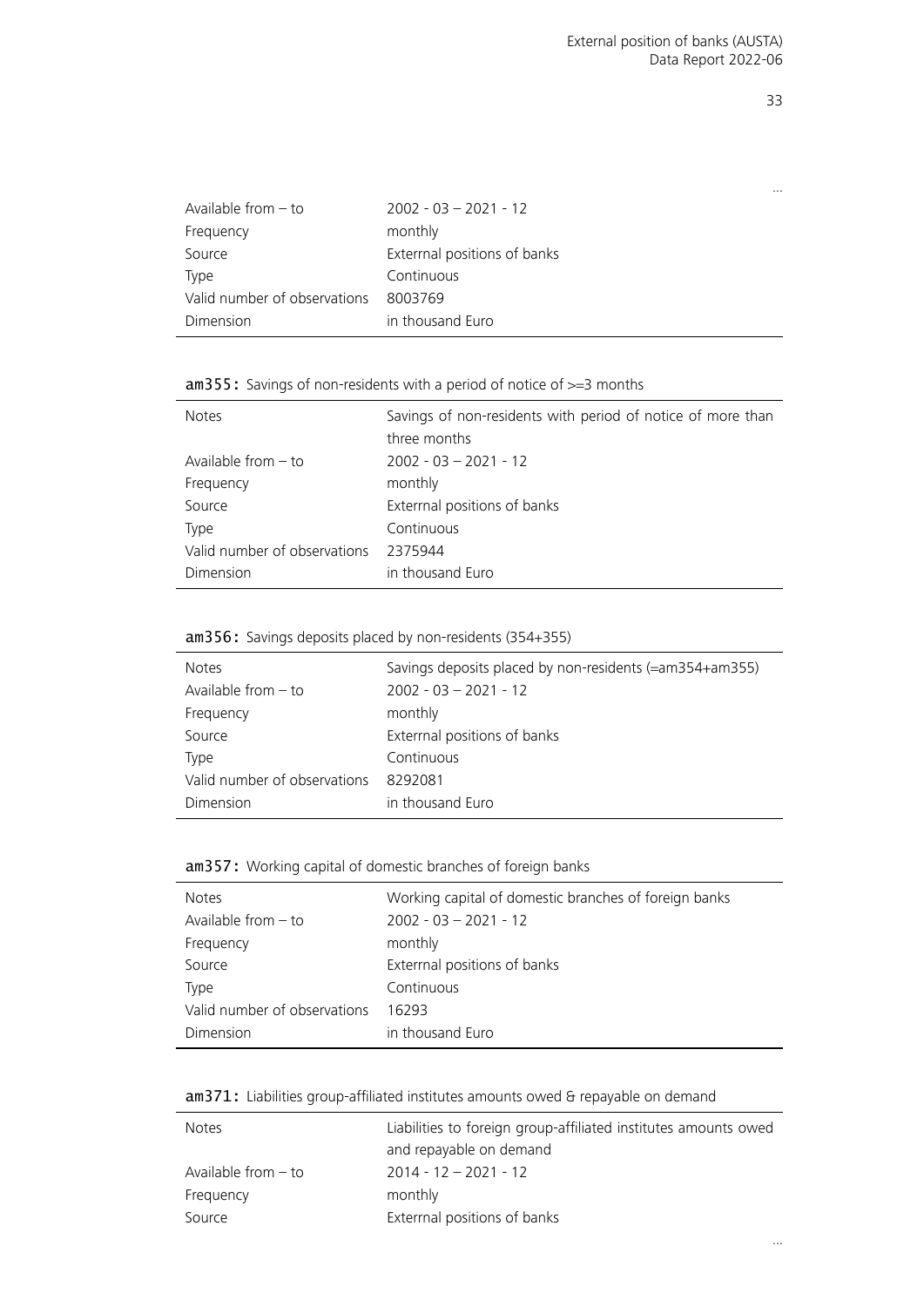...

| | |
|---|---|
| Available from – to | 2002 - 03 – 2021 - 12 |
| Frequency | monthly |
| Source | Exterrnal positions of banks |
| Type | Continuous |
| Valid number of observations | 8003769 |
| Dimension | in thousand Euro |

**am355:** Savings of non-residents with a period of notice of >=3 months

| | |
|---|---|
| Notes | Savings of non-residents with period of notice of more than three months |
| Available from – to | 2002 - 03 – 2021 - 12 |
| Frequency | monthly |
| Source | Exterrnal positions of banks |
| Type | Continuous |
| Valid number of observations | 2375944 |
| Dimension | in thousand Euro |

**am356:** Savings deposits placed by non-residents (354+355)

| | |
|---|---|
| Notes | Savings deposits placed by non-residents (=am354+am355) |
| Available from – to | 2002 - 03 – 2021 - 12 |
| Frequency | monthly |
| Source | Exterrnal positions of banks |
| Type | Continuous |
| Valid number of observations | 8292081 |
| Dimension | in thousand Euro |

**am357:** Working capital of domestic branches of foreign banks

| | |
|---|---|
| Notes | Working capital of domestic branches of foreign banks |
| Available from – to | 2002 - 03 – 2021 - 12 |
| Frequency | monthly |
| Source | Exterrnal positions of banks |
| Type | Continuous |
| Valid number of observations | 16293 |
| Dimension | in thousand Euro |

**am371:** Liabilities group-affiliated institutes amounts owed & repayable on demand

| | |
|---|---|
| Notes | Liabilities to foreign group-affiliated institutes amounts owed and repayable on demand |
| Available from – to | 2014 - 12 – 2021 - 12 |
| Frequency | monthly |
| Source | Exterrnal positions of banks |

...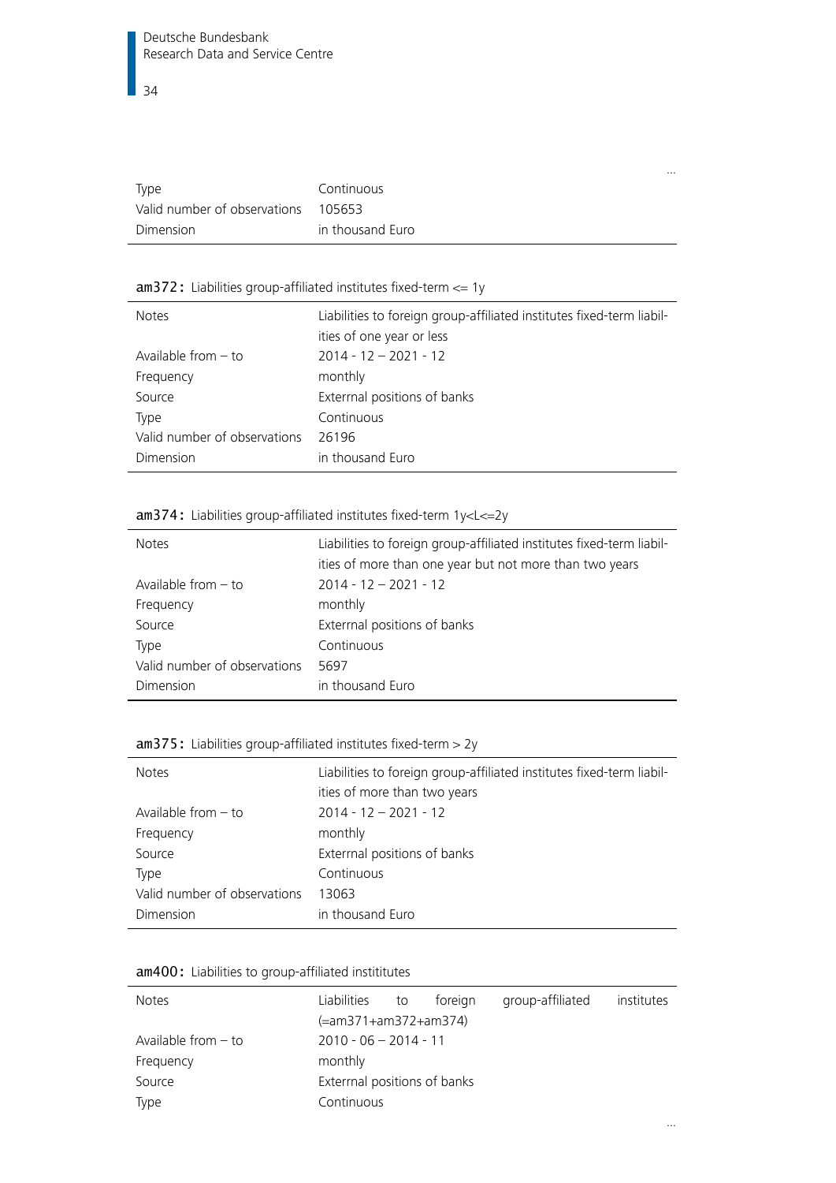...

| | |
|---|---|
| Type | Continuous |
| Valid number of observations | 105653 |
| Dimension | in thousand Euro |

**am372:** Liabilities group-affiliated institutes fixed-term <= 1y

| | |
|---|---|
| Notes | Liabilities to foreign group-affiliated institutes fixed-term liabilities of one year or less |
| Available from – to | 2014 - 12 – 2021 - 12 |
| Frequency | monthly |
| Source | Exterrnal positions of banks |
| Type | Continuous |
| Valid number of observations | 26196 |
| Dimension | in thousand Euro |

**am374:** Liabilities group-affiliated institutes fixed-term 1y<L<=2y

| | |
|---|---|
| Notes | Liabilities to foreign group-affiliated institutes fixed-term liabilities of more than one year but not more than two years |
| Available from – to | 2014 - 12 – 2021 - 12 |
| Frequency | monthly |
| Source | Exterrnal positions of banks |
| Type | Continuous |
| Valid number of observations | 5697 |
| Dimension | in thousand Euro |

**am375:** Liabilities group-affiliated institutes fixed-term > 2y

| | |
|---|---|
| Notes | Liabilities to foreign group-affiliated institutes fixed-term liabilities of more than two years |
| Available from – to | 2014 - 12 – 2021 - 12 |
| Frequency | monthly |
| Source | Exterrnal positions of banks |
| Type | Continuous |
| Valid number of observations | 13063 |
| Dimension | in thousand Euro |

**am400:** Liabilities to group-affiliated instititutes

| | |
|---|---|
| Notes | Liabilities to foreign group-affiliated institutes (=am371+am372+am374) |
| Available from – to | 2010 - 06 – 2014 - 11 |
| Frequency | monthly |
| Source | Exterrnal positions of banks |
| Type | Continuous |

...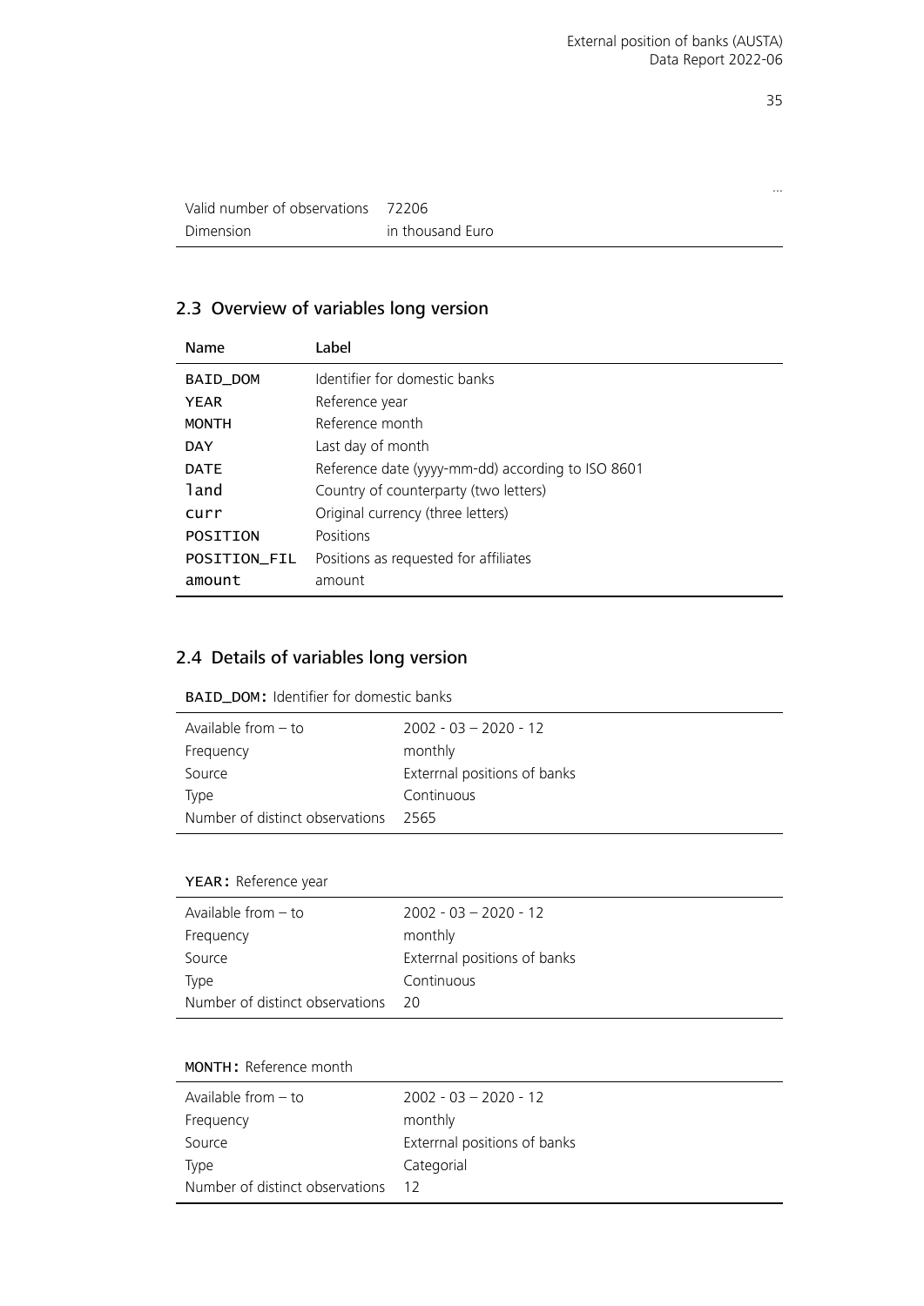…

| | |
|---|---|
| Valid number of observations | 72206 |
| Dimension | in thousand Euro |

## 2.3 Overview of variables long version

| Name | Label |
|---|---|
| BAID_DOM | Identifier for domestic banks |
| YEAR | Reference year |
| MONTH | Reference month |
| DAY | Last day of month |
| DATE | Reference date (yyyy-mm-dd) according to ISO 8601 |
| land | Country of counterparty (two letters) |
| curr | Original currency (three letters) |
| POSITION | Positions |
| POSITION_FIL | Positions as requested for affiliates |
| amount | amount |

## 2.4 Details of variables long version

BAID_DOM: Identifier for domestic banks

| | |
|---|---|
| Available from – to | 2002 - 03 – 2020 - 12 |
| Frequency | monthly |
| Source | Exterrnal positions of banks |
| Type | Continuous |
| Number of distinct observations | 2565 |

YEAR: Reference year

| | |
|---|---|
| Available from – to | 2002 - 03 – 2020 - 12 |
| Frequency | monthly |
| Source | Exterrnal positions of banks |
| Type | Continuous |
| Number of distinct observations | 20 |

MONTH: Reference month

| | |
|---|---|
| Available from – to | 2002 - 03 – 2020 - 12 |
| Frequency | monthly |
| Source | Exterrnal positions of banks |
| Type | Categorial |
| Number of distinct observations | 12 |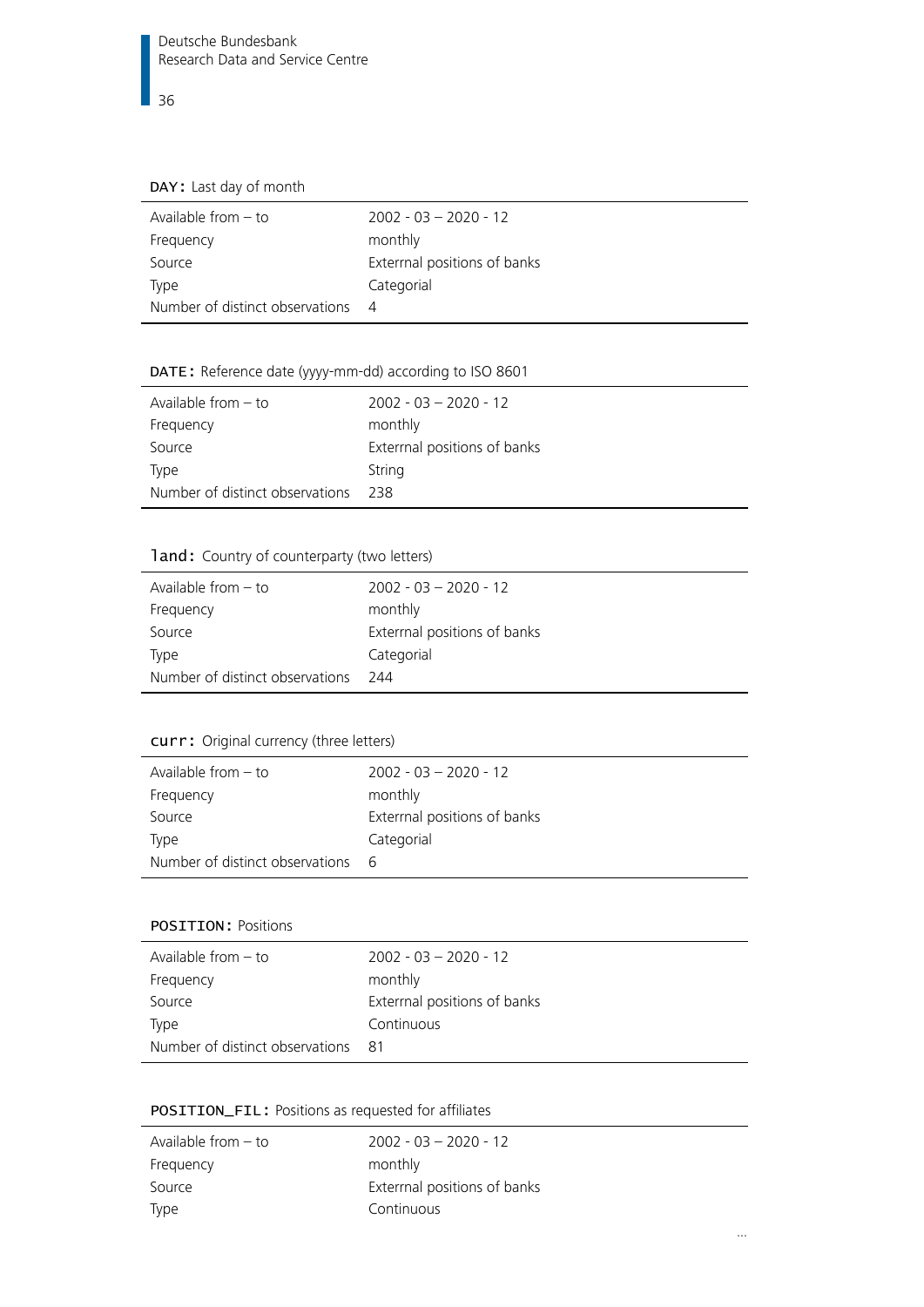**`DAY`:** Last day of month

| | |
|---|---|
| Available from – to | 2002 - 03 – 2020 - 12 |
| Frequency | monthly |
| Source | Exterrnal positions of banks |
| Type | Categorial |
| Number of distinct observations | 4 |

**`DATE`:** Reference date (yyyy-mm-dd) according to ISO 8601

| | |
|---|---|
| Available from – to | 2002 - 03 – 2020 - 12 |
| Frequency | monthly |
| Source | Exterrnal positions of banks |
| Type | String |
| Number of distinct observations | 238 |

**`land`:** Country of counterparty (two letters)

| | |
|---|---|
| Available from – to | 2002 - 03 – 2020 - 12 |
| Frequency | monthly |
| Source | Exterrnal positions of banks |
| Type | Categorial |
| Number of distinct observations | 244 |

**`curr`:** Original currency (three letters)

| | |
|---|---|
| Available from – to | 2002 - 03 – 2020 - 12 |
| Frequency | monthly |
| Source | Exterrnal positions of banks |
| Type | Categorial |
| Number of distinct observations | 6 |

**`POSITION`:** Positions

| | |
|---|---|
| Available from – to | 2002 - 03 – 2020 - 12 |
| Frequency | monthly |
| Source | Exterrnal positions of banks |
| Type | Continuous |
| Number of distinct observations | 81 |

**`POSITION_FIL`:** Positions as requested for affiliates

| | |
|---|---|
| Available from – to | 2002 - 03 – 2020 - 12 |
| Frequency | monthly |
| Source | Exterrnal positions of banks |
| Type | Continuous |

...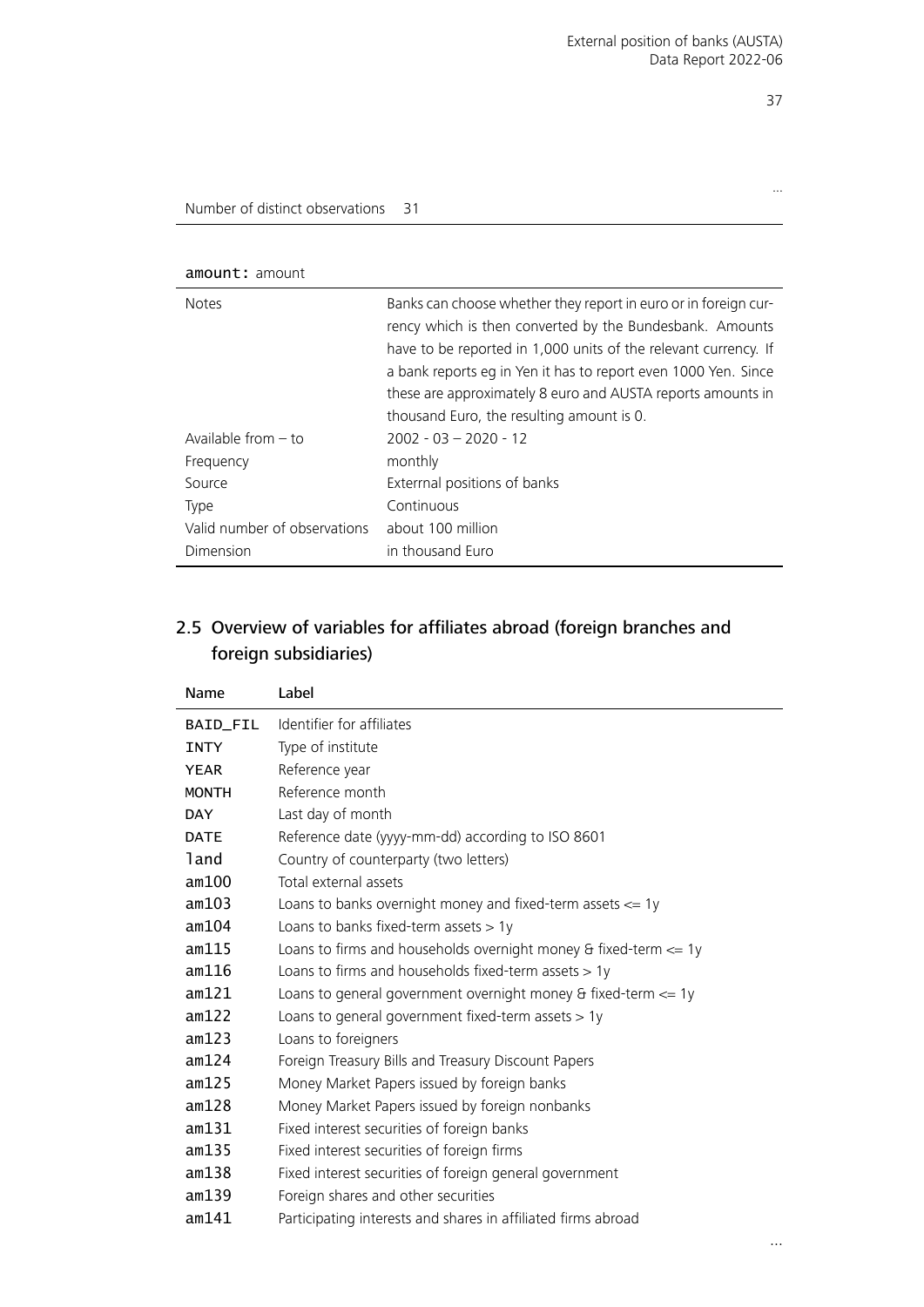...

| Number of distinct observations | 31 |
|---|---|

**amount**: amount

| | |
|---|---|
| Notes | Banks can choose whether they report in euro or in foreign currency which is then converted by the Bundesbank. Amounts have to be reported in 1,000 units of the relevant currency. If a bank reports eg in Yen it has to report even 1000 Yen. Since these are approximately 8 euro and AUSTA reports amounts in thousand Euro, the resulting amount is 0. |
| Available from – to | 2002 - 03 – 2020 - 12 |
| Frequency | monthly |
| Source | Exterrnal positions of banks |
| Type | Continuous |
| Valid number of observations | about 100 million |
| Dimension | in thousand Euro |

## 2.5 Overview of variables for affiliates abroad (foreign branches and foreign subsidiaries)

| Name | Label |
|---|---|
| BAID_FIL | Identifier for affiliates |
| INTY | Type of institute |
| YEAR | Reference year |
| MONTH | Reference month |
| DAY | Last day of month |
| DATE | Reference date (yyyy-mm-dd) according to ISO 8601 |
| land | Country of counterparty (two letters) |
| am100 | Total external assets |
| am103 | Loans to banks overnight money and fixed-term assets <= 1y |
| am104 | Loans to banks fixed-term assets > 1y |
| am115 | Loans to firms and households overnight money & fixed-term <= 1y |
| am116 | Loans to firms and households fixed-term assets > 1y |
| am121 | Loans to general government overnight money & fixed-term <= 1y |
| am122 | Loans to general government fixed-term assets > 1y |
| am123 | Loans to foreigners |
| am124 | Foreign Treasury Bills and Treasury Discount Papers |
| am125 | Money Market Papers issued by foreign banks |
| am128 | Money Market Papers issued by foreign nonbanks |
| am131 | Fixed interest securities of foreign banks |
| am135 | Fixed interest securities of foreign firms |
| am138 | Fixed interest securities of foreign general government |
| am139 | Foreign shares and other securities |
| am141 | Participating interests and shares in affiliated firms abroad |

...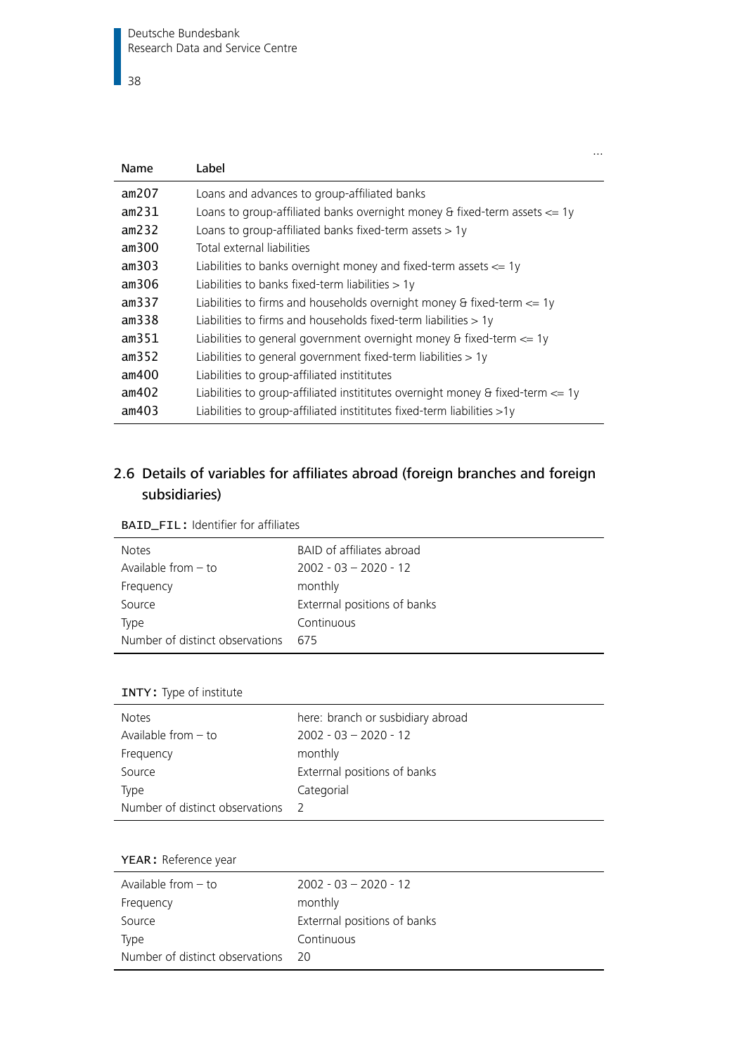...

| Name | Label |
|---|---|
| am207 | Loans and advances to group-affiliated banks |
| am231 | Loans to group-affiliated banks overnight money & fixed-term assets <= 1y |
| am232 | Loans to group-affiliated banks fixed-term assets > 1y |
| am300 | Total external liabilities |
| am303 | Liabilities to banks overnight money and fixed-term assets <= 1y |
| am306 | Liabilities to banks fixed-term liabilities > 1y |
| am337 | Liabilities to firms and households overnight money & fixed-term <= 1y |
| am338 | Liabilities to firms and households fixed-term liabilities > 1y |
| am351 | Liabilities to general government overnight money & fixed-term <= 1y |
| am352 | Liabilities to general government fixed-term liabilities > 1y |
| am400 | Liabilities to group-affiliated instititutes |
| am402 | Liabilities to group-affiliated instititutes overnight money & fixed-term <= 1y |
| am403 | Liabilities to group-affiliated instititutes fixed-term liabilities >1y |

## 2.6 Details of variables for affiliates abroad (foreign branches and foreign subsidiaries)

BAID_FIL: Identifier for affiliates

| | |
|---|---|
| Notes | BAID of affiliates abroad |
| Available from – to | 2002 - 03 – 2020 - 12 |
| Frequency | monthly |
| Source | Exterrnal positions of banks |
| Type | Continuous |
| Number of distinct observations | 675 |

INTY: Type of institute

| | |
|---|---|
| Notes | here: branch or susbidiary abroad |
| Available from – to | 2002 - 03 – 2020 - 12 |
| Frequency | monthly |
| Source | Exterrnal positions of banks |
| Type | Categorial |
| Number of distinct observations | 2 |

YEAR: Reference year

| | |
|---|---|
| Available from – to | 2002 - 03 – 2020 - 12 |
| Frequency | monthly |
| Source | Exterrnal positions of banks |
| Type | Continuous |
| Number of distinct observations | 20 |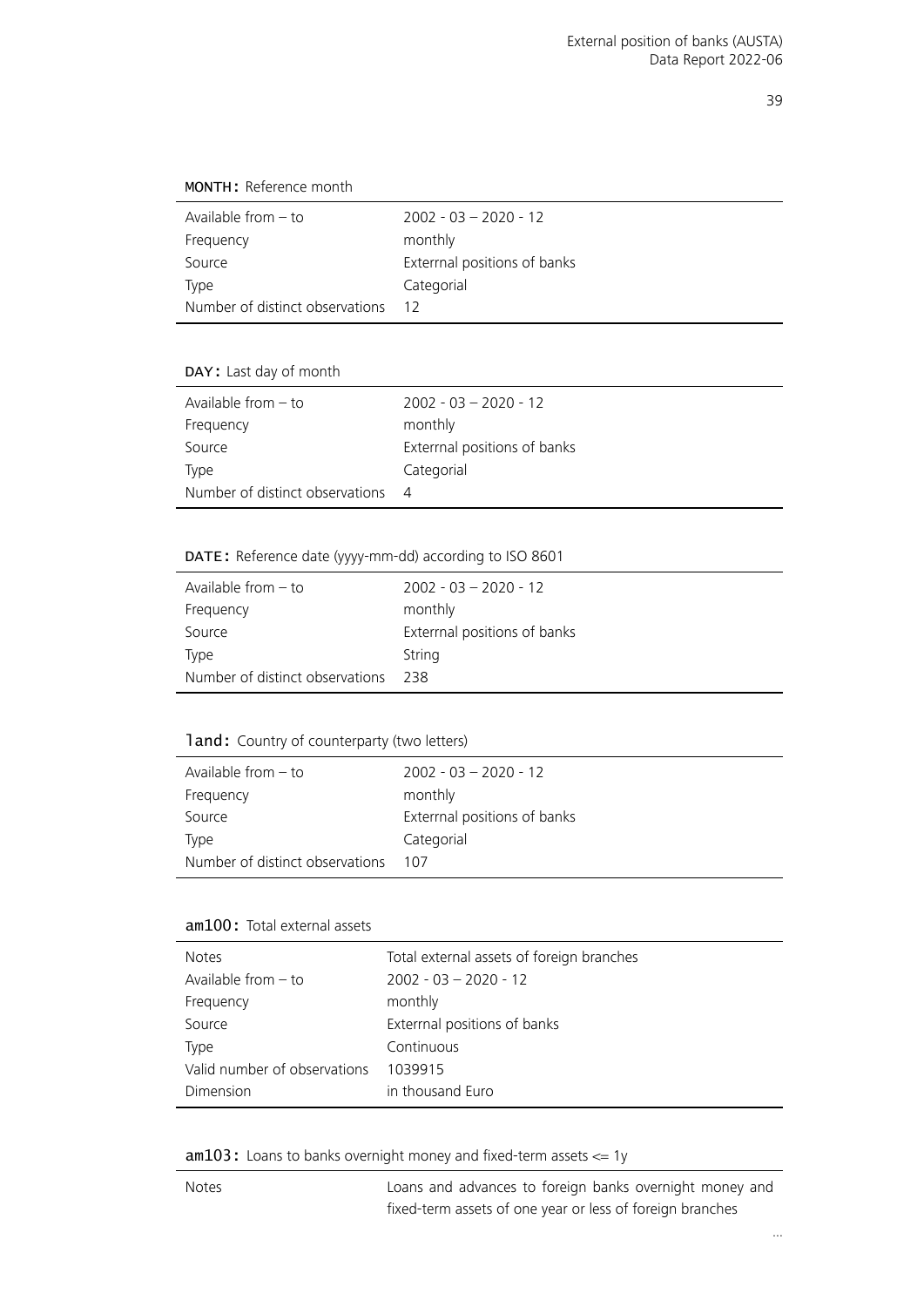**MONTH:** Reference month

| | |
|---|---|
| Available from – to | 2002 - 03 – 2020 - 12 |
| Frequency | monthly |
| Source | Exterrnal positions of banks |
| Type | Categorial |
| Number of distinct observations | 12 |

**DAY:** Last day of month

| | |
|---|---|
| Available from – to | 2002 - 03 – 2020 - 12 |
| Frequency | monthly |
| Source | Exterrnal positions of banks |
| Type | Categorial |
| Number of distinct observations | 4 |

**DATE:** Reference date (yyyy-mm-dd) according to ISO 8601

| | |
|---|---|
| Available from – to | 2002 - 03 – 2020 - 12 |
| Frequency | monthly |
| Source | Exterrnal positions of banks |
| Type | String |
| Number of distinct observations | 238 |

**land:** Country of counterparty (two letters)

| | |
|---|---|
| Available from – to | 2002 - 03 – 2020 - 12 |
| Frequency | monthly |
| Source | Exterrnal positions of banks |
| Type | Categorial |
| Number of distinct observations | 107 |

**am100:** Total external assets

| | |
|---|---|
| Notes | Total external assets of foreign branches |
| Available from – to | 2002 - 03 – 2020 - 12 |
| Frequency | monthly |
| Source | Exterrnal positions of banks |
| Type | Continuous |
| Valid number of observations | 1039915 |
| Dimension | in thousand Euro |

**am103:** Loans to banks overnight money and fixed-term assets <= 1y

| | |
|---|---|
| Notes | Loans and advances to foreign banks overnight money and fixed-term assets of one year or less of foreign branches |

...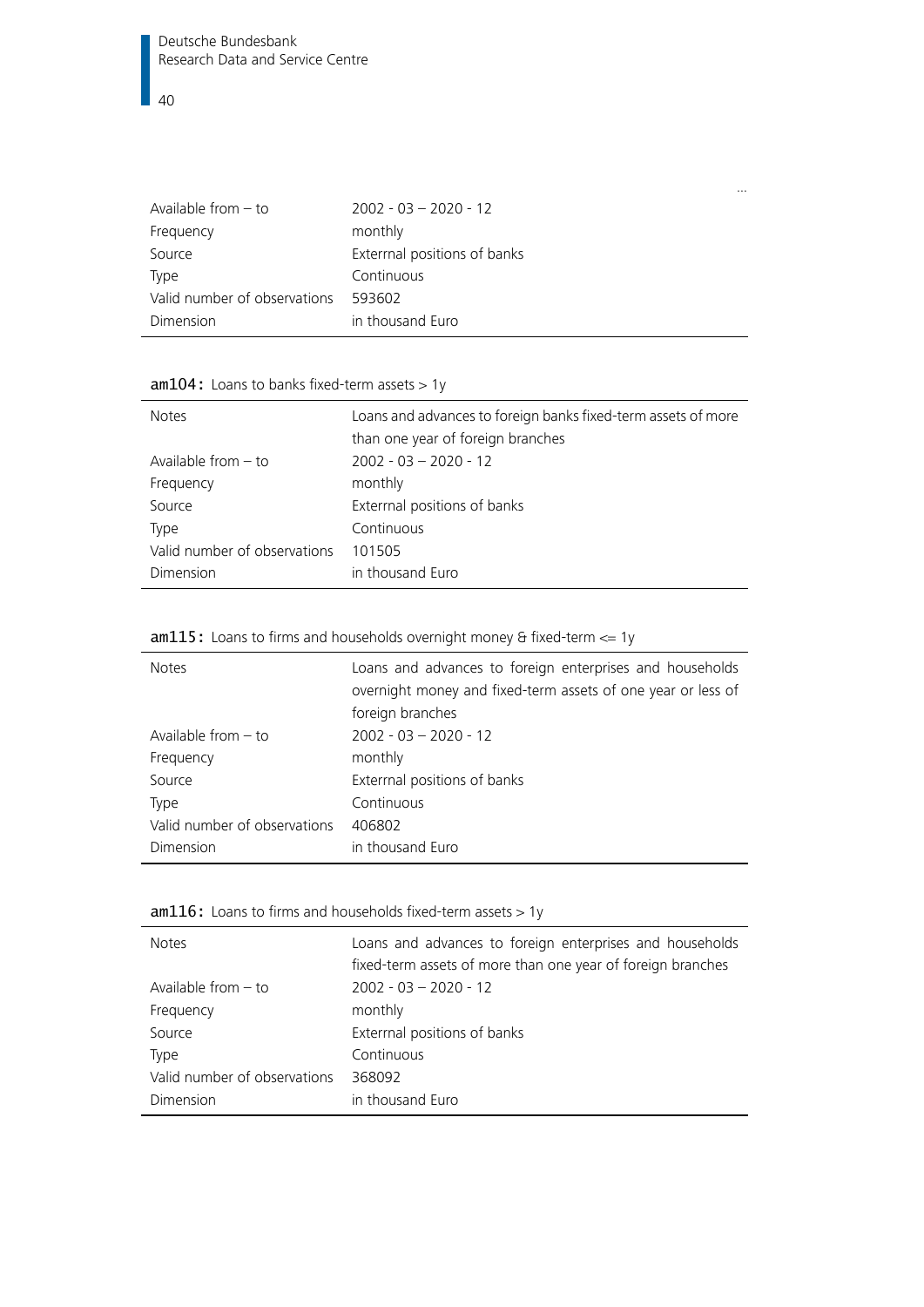...

| | |
|---|---|
| Available from – to | 2002 - 03 – 2020 - 12 |
| Frequency | monthly |
| Source | Exterrnal positions of banks |
| Type | Continuous |
| Valid number of observations | 593602 |
| Dimension | in thousand Euro |

**am104:** Loans to banks fixed-term assets > 1y

| | |
|---|---|
| Notes | Loans and advances to foreign banks fixed-term assets of more than one year of foreign branches |
| Available from – to | 2002 - 03 – 2020 - 12 |
| Frequency | monthly |
| Source | Exterrnal positions of banks |
| Type | Continuous |
| Valid number of observations | 101505 |
| Dimension | in thousand Euro |

**am115:** Loans to firms and households overnight money & fixed-term <= 1y

| | |
|---|---|
| Notes | Loans and advances to foreign enterprises and households overnight money and fixed-term assets of one year or less of foreign branches |
| Available from – to | 2002 - 03 – 2020 - 12 |
| Frequency | monthly |
| Source | Exterrnal positions of banks |
| Type | Continuous |
| Valid number of observations | 406802 |
| Dimension | in thousand Euro |

**am116:** Loans to firms and households fixed-term assets > 1y

| | |
|---|---|
| Notes | Loans and advances to foreign enterprises and households fixed-term assets of more than one year of foreign branches |
| Available from – to | 2002 - 03 – 2020 - 12 |
| Frequency | monthly |
| Source | Exterrnal positions of banks |
| Type | Continuous |
| Valid number of observations | 368092 |
| Dimension | in thousand Euro |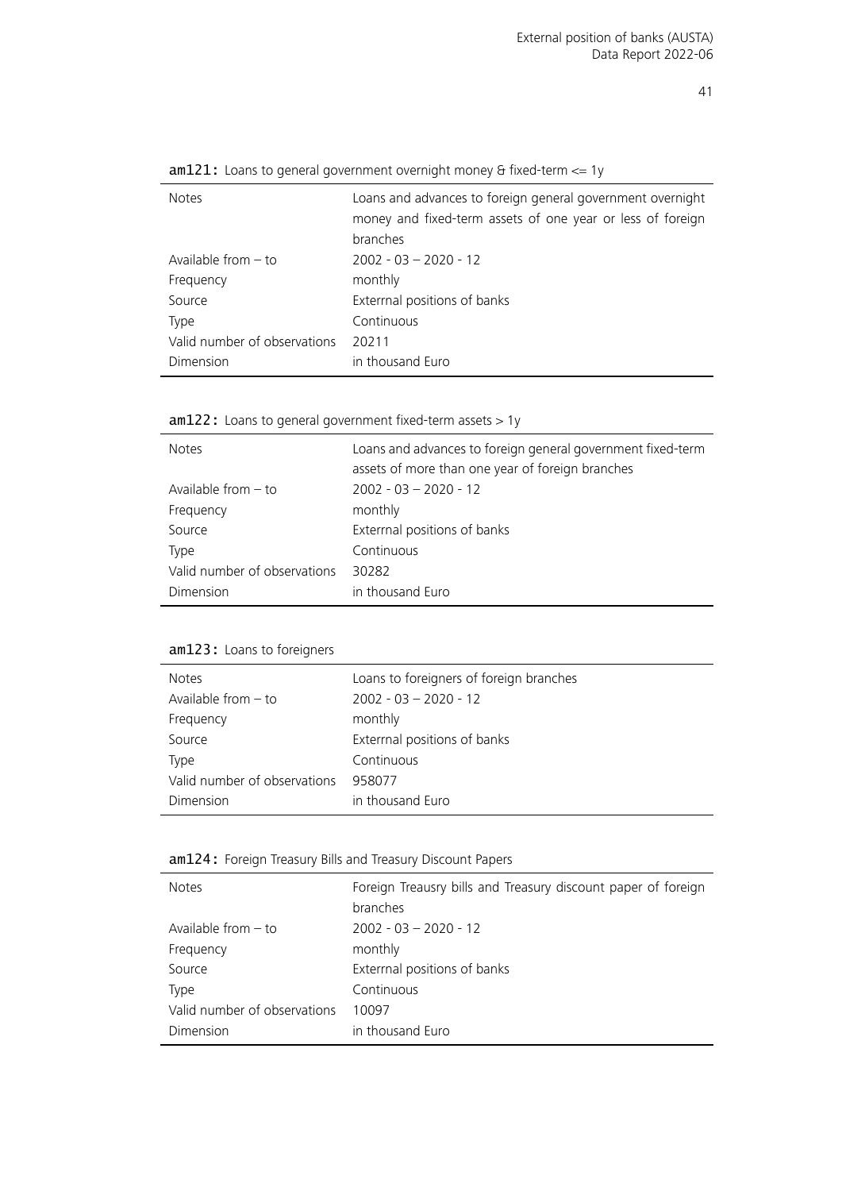**am121:** Loans to general government overnight money & fixed-term <= 1y

| | |
|---|---|
| Notes | Loans and advances to foreign general government overnight money and fixed-term assets of one year or less of foreign branches |
| Available from – to | 2002 - 03 – 2020 - 12 |
| Frequency | monthly |
| Source | Exterrnal positions of banks |
| Type | Continuous |
| Valid number of observations | 20211 |
| Dimension | in thousand Euro |

**am122:** Loans to general government fixed-term assets > 1y

| | |
|---|---|
| Notes | Loans and advances to foreign general government fixed-term assets of more than one year of foreign branches |
| Available from – to | 2002 - 03 – 2020 - 12 |
| Frequency | monthly |
| Source | Exterrnal positions of banks |
| Type | Continuous |
| Valid number of observations | 30282 |
| Dimension | in thousand Euro |

**am123:** Loans to foreigners

| | |
|---|---|
| Notes | Loans to foreigners of foreign branches |
| Available from – to | 2002 - 03 – 2020 - 12 |
| Frequency | monthly |
| Source | Exterrnal positions of banks |
| Type | Continuous |
| Valid number of observations | 958077 |
| Dimension | in thousand Euro |

**am124:** Foreign Treasury Bills and Treasury Discount Papers

| | |
|---|---|
| Notes | Foreign Treausry bills and Treasury discount paper of foreign branches |
| Available from – to | 2002 - 03 – 2020 - 12 |
| Frequency | monthly |
| Source | Exterrnal positions of banks |
| Type | Continuous |
| Valid number of observations | 10097 |
| Dimension | in thousand Euro |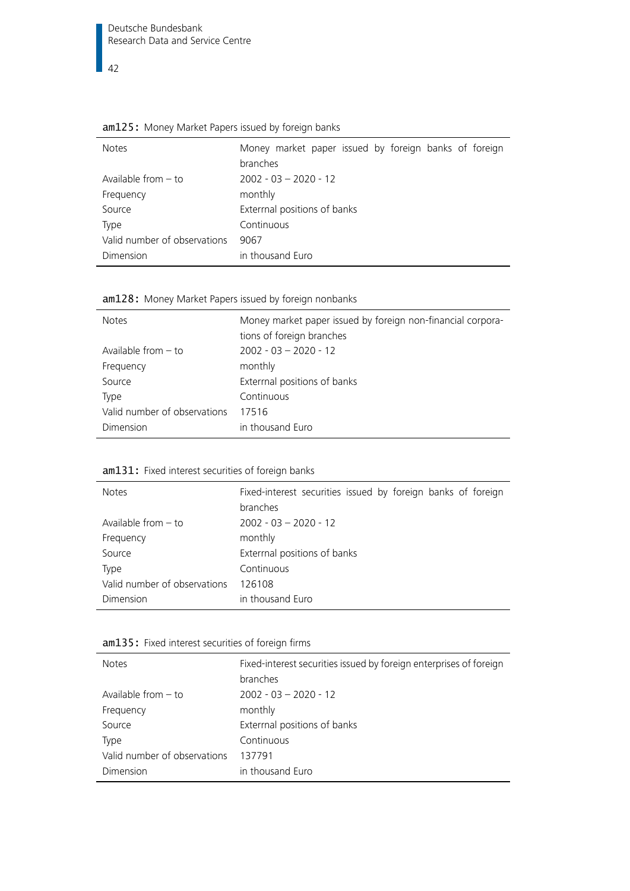**am125:** Money Market Papers issued by foreign banks

| | |
|---|---|
| Notes | Money market paper issued by foreign banks of foreign branches |
| Available from – to | 2002 - 03 – 2020 - 12 |
| Frequency | monthly |
| Source | Exterrnal positions of banks |
| Type | Continuous |
| Valid number of observations | 9067 |
| Dimension | in thousand Euro |

**am128:** Money Market Papers issued by foreign nonbanks

| | |
|---|---|
| Notes | Money market paper issued by foreign non-financial corporations of foreign branches |
| Available from – to | 2002 - 03 – 2020 - 12 |
| Frequency | monthly |
| Source | Exterrnal positions of banks |
| Type | Continuous |
| Valid number of observations | 17516 |
| Dimension | in thousand Euro |

**am131:** Fixed interest securities of foreign banks

| | |
|---|---|
| Notes | Fixed-interest securities issued by foreign banks of foreign branches |
| Available from – to | 2002 - 03 – 2020 - 12 |
| Frequency | monthly |
| Source | Exterrnal positions of banks |
| Type | Continuous |
| Valid number of observations | 126108 |
| Dimension | in thousand Euro |

**am135:** Fixed interest securities of foreign firms

| | |
|---|---|
| Notes | Fixed-interest securities issued by foreign enterprises of foreign branches |
| Available from – to | 2002 - 03 – 2020 - 12 |
| Frequency | monthly |
| Source | Exterrnal positions of banks |
| Type | Continuous |
| Valid number of observations | 137791 |
| Dimension | in thousand Euro |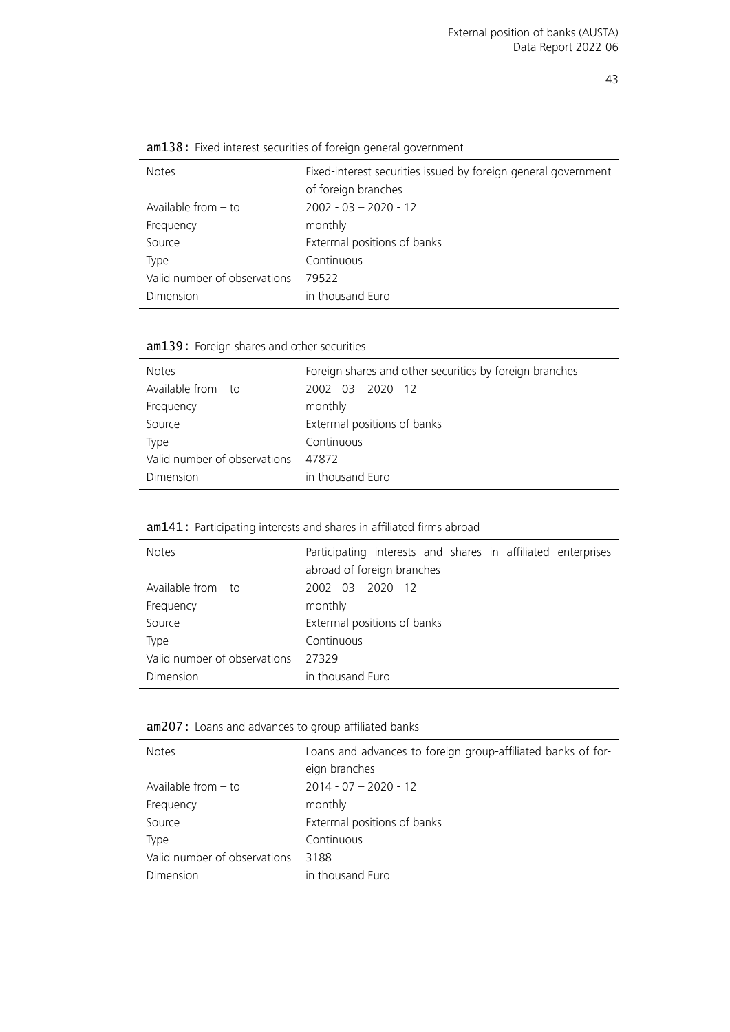**am138:** Fixed interest securities of foreign general government

| | |
|---|---|
| Notes | Fixed-interest securities issued by foreign general government of foreign branches |
| Available from – to | 2002 - 03 – 2020 - 12 |
| Frequency | monthly |
| Source | Exterrnal positions of banks |
| Type | Continuous |
| Valid number of observations | 79522 |
| Dimension | in thousand Euro |

**am139:** Foreign shares and other securities

| | |
|---|---|
| Notes | Foreign shares and other securities by foreign branches |
| Available from – to | 2002 - 03 – 2020 - 12 |
| Frequency | monthly |
| Source | Exterrnal positions of banks |
| Type | Continuous |
| Valid number of observations | 47872 |
| Dimension | in thousand Euro |

**am141:** Participating interests and shares in affiliated firms abroad

| | |
|---|---|
| Notes | Participating interests and shares in affiliated enterprises abroad of foreign branches |
| Available from – to | 2002 - 03 – 2020 - 12 |
| Frequency | monthly |
| Source | Exterrnal positions of banks |
| Type | Continuous |
| Valid number of observations | 27329 |
| Dimension | in thousand Euro |

**am207:** Loans and advances to group-affiliated banks

| | |
|---|---|
| Notes | Loans and advances to foreign group-affiliated banks of foreign branches |
| Available from – to | 2014 - 07 – 2020 - 12 |
| Frequency | monthly |
| Source | Exterrnal positions of banks |
| Type | Continuous |
| Valid number of observations | 3188 |
| Dimension | in thousand Euro |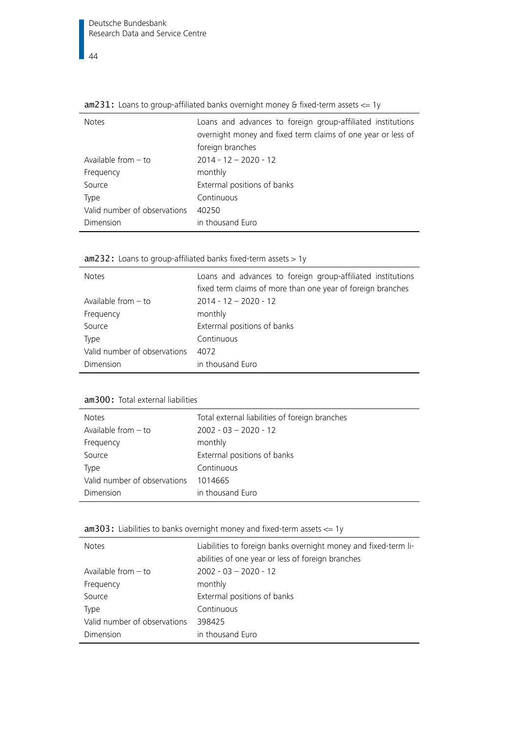**am231:** Loans to group-affiliated banks overnight money & fixed-term assets <= 1y

| | |
|---|---|
| Notes | Loans and advances to foreign group-affiliated institutions overnight money and fixed term claims of one year or less of foreign branches |
| Available from – to | 2014 - 12 – 2020 - 12 |
| Frequency | monthly |
| Source | Exterrnal positions of banks |
| Type | Continuous |
| Valid number of observations | 40250 |
| Dimension | in thousand Euro |

**am232:** Loans to group-affiliated banks fixed-term assets > 1y

| | |
|---|---|
| Notes | Loans and advances to foreign group-affiliated institutions fixed term claims of more than one year of foreign branches |
| Available from – to | 2014 - 12 – 2020 - 12 |
| Frequency | monthly |
| Source | Exterrnal positions of banks |
| Type | Continuous |
| Valid number of observations | 4072 |
| Dimension | in thousand Euro |

**am300:** Total external liabilities

| | |
|---|---|
| Notes | Total external liabilities of foreign branches |
| Available from – to | 2002 - 03 – 2020 - 12 |
| Frequency | monthly |
| Source | Exterrnal positions of banks |
| Type | Continuous |
| Valid number of observations | 1014665 |
| Dimension | in thousand Euro |

**am303:** Liabilities to banks overnight money and fixed-term assets <= 1y

| | |
|---|---|
| Notes | Liabilities to foreign banks overnight money and fixed-term liabilities of one year or less of foreign branches |
| Available from – to | 2002 - 03 – 2020 - 12 |
| Frequency | monthly |
| Source | Exterrnal positions of banks |
| Type | Continuous |
| Valid number of observations | 398425 |
| Dimension | in thousand Euro |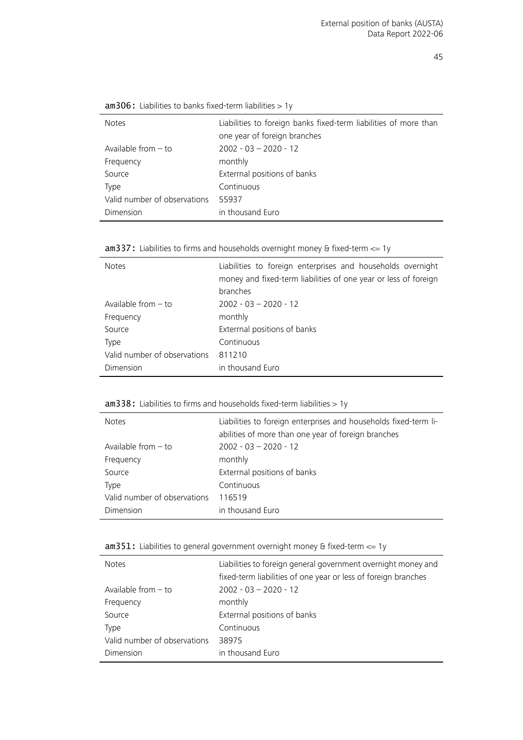**am306:** Liabilities to banks fixed-term liabilities > 1y

| | |
|---|---|
| Notes | Liabilities to foreign banks fixed-term liabilities of more than one year of foreign branches |
| Available from – to | 2002 - 03 – 2020 - 12 |
| Frequency | monthly |
| Source | Exterrnal positions of banks |
| Type | Continuous |
| Valid number of observations | 55937 |
| Dimension | in thousand Euro |

**am337:** Liabilities to firms and households overnight money & fixed-term <= 1y

| | |
|---|---|
| Notes | Liabilities to foreign enterprises and households overnight money and fixed-term liabilities of one year or less of foreign branches |
| Available from – to | 2002 - 03 – 2020 - 12 |
| Frequency | monthly |
| Source | Exterrnal positions of banks |
| Type | Continuous |
| Valid number of observations | 811210 |
| Dimension | in thousand Euro |

**am338:** Liabilities to firms and households fixed-term liabilities > 1y

| | |
|---|---|
| Notes | Liabilities to foreign enterprises and households fixed-term liabilities of more than one year of foreign branches |
| Available from – to | 2002 - 03 – 2020 - 12 |
| Frequency | monthly |
| Source | Exterrnal positions of banks |
| Type | Continuous |
| Valid number of observations | 116519 |
| Dimension | in thousand Euro |

**am351:** Liabilities to general government overnight money & fixed-term <= 1y

| | |
|---|---|
| Notes | Liabilities to foreign general government overnight money and fixed-term liabilities of one year or less of foreign branches |
| Available from – to | 2002 - 03 – 2020 - 12 |
| Frequency | monthly |
| Source | Exterrnal positions of banks |
| Type | Continuous |
| Valid number of observations | 38975 |
| Dimension | in thousand Euro |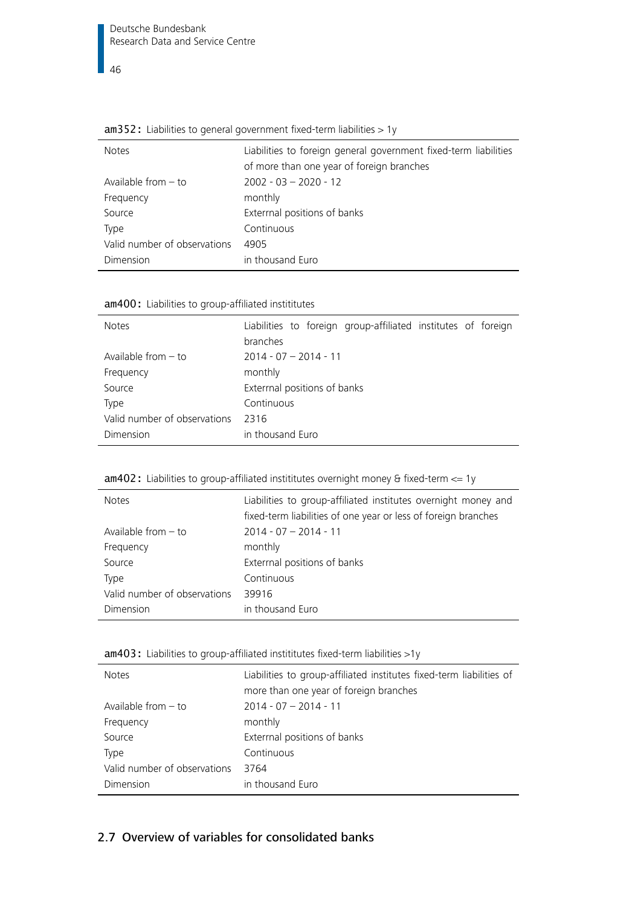**am352:** Liabilities to general government fixed-term liabilities > 1y

| | |
|---|---|
| Notes | Liabilities to foreign general government fixed-term liabilities of more than one year of foreign branches |
| Available from – to | 2002 - 03 – 2020 - 12 |
| Frequency | monthly |
| Source | Exterrnal positions of banks |
| Type | Continuous |
| Valid number of observations | 4905 |
| Dimension | in thousand Euro |

**am400:** Liabilities to group-affiliated instititutes

| | |
|---|---|
| Notes | Liabilities to foreign group-affiliated institutes of foreign branches |
| Available from – to | 2014 - 07 – 2014 - 11 |
| Frequency | monthly |
| Source | Exterrnal positions of banks |
| Type | Continuous |
| Valid number of observations | 2316 |
| Dimension | in thousand Euro |

**am402:** Liabilities to group-affiliated instititutes overnight money & fixed-term <= 1y

| | |
|---|---|
| Notes | Liabilities to group-affiliated institutes overnight money and fixed-term liabilities of one year or less of foreign branches |
| Available from – to | 2014 - 07 – 2014 - 11 |
| Frequency | monthly |
| Source | Exterrnal positions of banks |
| Type | Continuous |
| Valid number of observations | 39916 |
| Dimension | in thousand Euro |

**am403:** Liabilities to group-affiliated instititutes fixed-term liabilities >1y

| | |
|---|---|
| Notes | Liabilities to group-affiliated institutes fixed-term liabilities of more than one year of foreign branches |
| Available from – to | 2014 - 07 – 2014 - 11 |
| Frequency | monthly |
| Source | Exterrnal positions of banks |
| Type | Continuous |
| Valid number of observations | 3764 |
| Dimension | in thousand Euro |

## 2.7 Overview of variables for consolidated banks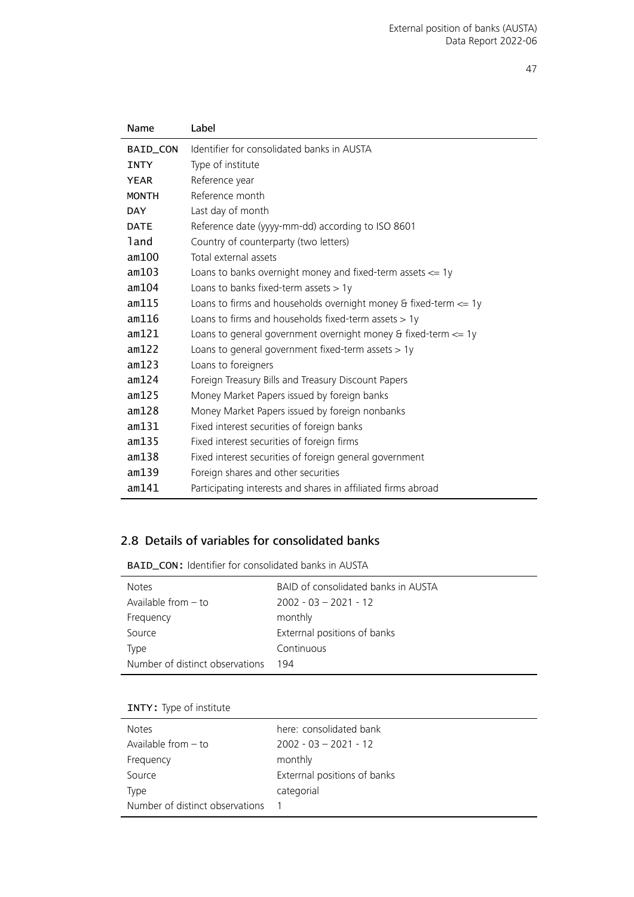| Name | Label |
|---|---|
| BAID_CON | Identifier for consolidated banks in AUSTA |
| INTY | Type of institute |
| YEAR | Reference year |
| MONTH | Reference month |
| DAY | Last day of month |
| DATE | Reference date (yyyy-mm-dd) according to ISO 8601 |
| land | Country of counterparty (two letters) |
| am100 | Total external assets |
| am103 | Loans to banks overnight money and fixed-term assets <= 1y |
| am104 | Loans to banks fixed-term assets > 1y |
| am115 | Loans to firms and households overnight money & fixed-term <= 1y |
| am116 | Loans to firms and households fixed-term assets > 1y |
| am121 | Loans to general government overnight money & fixed-term <= 1y |
| am122 | Loans to general government fixed-term assets > 1y |
| am123 | Loans to foreigners |
| am124 | Foreign Treasury Bills and Treasury Discount Papers |
| am125 | Money Market Papers issued by foreign banks |
| am128 | Money Market Papers issued by foreign nonbanks |
| am131 | Fixed interest securities of foreign banks |
| am135 | Fixed interest securities of foreign firms |
| am138 | Fixed interest securities of foreign general government |
| am139 | Foreign shares and other securities |
| am141 | Participating interests and shares in affiliated firms abroad |

## 2.8 Details of variables for consolidated banks

BAID_CON: Identifier for consolidated banks in AUSTA

| | |
|---|---|
| Notes | BAID of consolidated banks in AUSTA |
| Available from – to | 2002 - 03 – 2021 - 12 |
| Frequency | monthly |
| Source | Exterrnal positions of banks |
| Type | Continuous |
| Number of distinct observations | 194 |

INTY: Type of institute

| | |
|---|---|
| Notes | here: consolidated bank |
| Available from – to | 2002 - 03 – 2021 - 12 |
| Frequency | monthly |
| Source | Exterrnal positions of banks |
| Type | categorial |
| Number of distinct observations | 1 |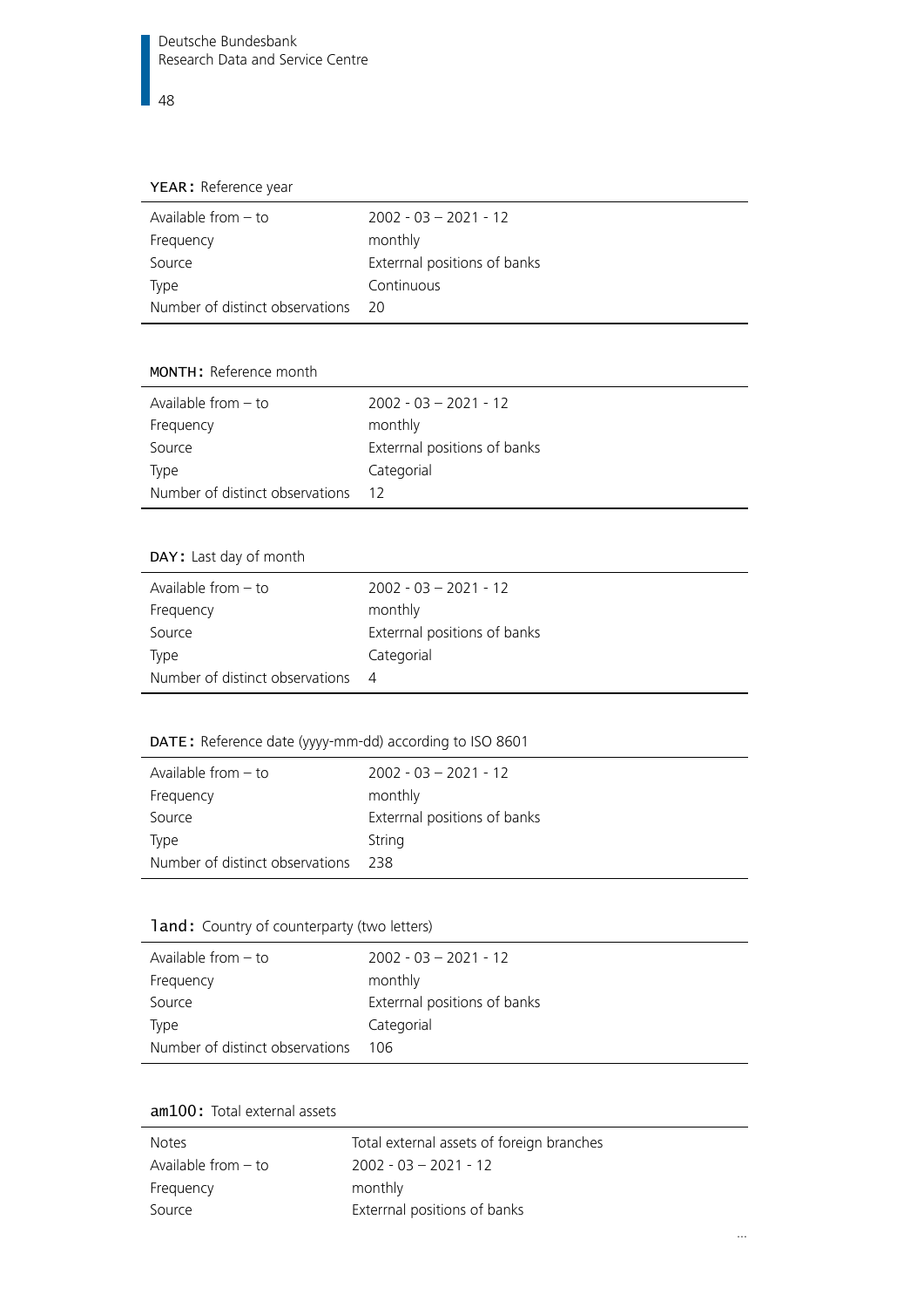**YEAR:** Reference year

| | |
|---|---|
| Available from – to | 2002 - 03 – 2021 - 12 |
| Frequency | monthly |
| Source | Exterrnal positions of banks |
| Type | Continuous |
| Number of distinct observations | 20 |

**MONTH:** Reference month

| | |
|---|---|
| Available from – to | 2002 - 03 – 2021 - 12 |
| Frequency | monthly |
| Source | Exterrnal positions of banks |
| Type | Categorial |
| Number of distinct observations | 12 |

**DAY:** Last day of month

| | |
|---|---|
| Available from – to | 2002 - 03 – 2021 - 12 |
| Frequency | monthly |
| Source | Exterrnal positions of banks |
| Type | Categorial |
| Number of distinct observations | 4 |

**DATE:** Reference date (yyyy-mm-dd) according to ISO 8601

| | |
|---|---|
| Available from – to | 2002 - 03 – 2021 - 12 |
| Frequency | monthly |
| Source | Exterrnal positions of banks |
| Type | String |
| Number of distinct observations | 238 |

**land:** Country of counterparty (two letters)

| | |
|---|---|
| Available from – to | 2002 - 03 – 2021 - 12 |
| Frequency | monthly |
| Source | Exterrnal positions of banks |
| Type | Categorial |
| Number of distinct observations | 106 |

**am100:** Total external assets

| | |
|---|---|
| Notes | Total external assets of foreign branches |
| Available from – to | 2002 - 03 – 2021 - 12 |
| Frequency | monthly |
| Source | Exterrnal positions of banks |

...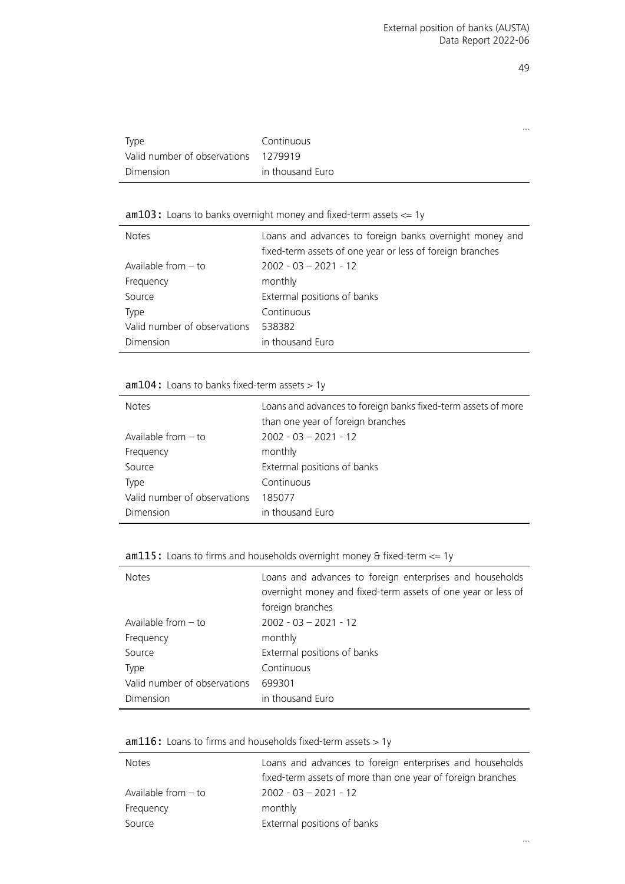...

| | |
|---|---|
| Type | Continuous |
| Valid number of observations | 1279919 |
| Dimension | in thousand Euro |

**am103:** Loans to banks overnight money and fixed-term assets <= 1y

| | |
|---|---|
| Notes | Loans and advances to foreign banks overnight money and fixed-term assets of one year or less of foreign branches |
| Available from – to | 2002 - 03 – 2021 - 12 |
| Frequency | monthly |
| Source | Exterrnal positions of banks |
| Type | Continuous |
| Valid number of observations | 538382 |
| Dimension | in thousand Euro |

**am104:** Loans to banks fixed-term assets > 1y

| | |
|---|---|
| Notes | Loans and advances to foreign banks fixed-term assets of more than one year of foreign branches |
| Available from – to | 2002 - 03 – 2021 - 12 |
| Frequency | monthly |
| Source | Exterrnal positions of banks |
| Type | Continuous |
| Valid number of observations | 185077 |
| Dimension | in thousand Euro |

**am115:** Loans to firms and households overnight money & fixed-term <= 1y

| | |
|---|---|
| Notes | Loans and advances to foreign enterprises and households overnight money and fixed-term assets of one year or less of foreign branches |
| Available from – to | 2002 - 03 – 2021 - 12 |
| Frequency | monthly |
| Source | Exterrnal positions of banks |
| Type | Continuous |
| Valid number of observations | 699301 |
| Dimension | in thousand Euro |

**am116:** Loans to firms and households fixed-term assets > 1y

| | |
|---|---|
| Notes | Loans and advances to foreign enterprises and households fixed-term assets of more than one year of foreign branches |
| Available from – to | 2002 - 03 – 2021 - 12 |
| Frequency | monthly |
| Source | Exterrnal positions of banks |

...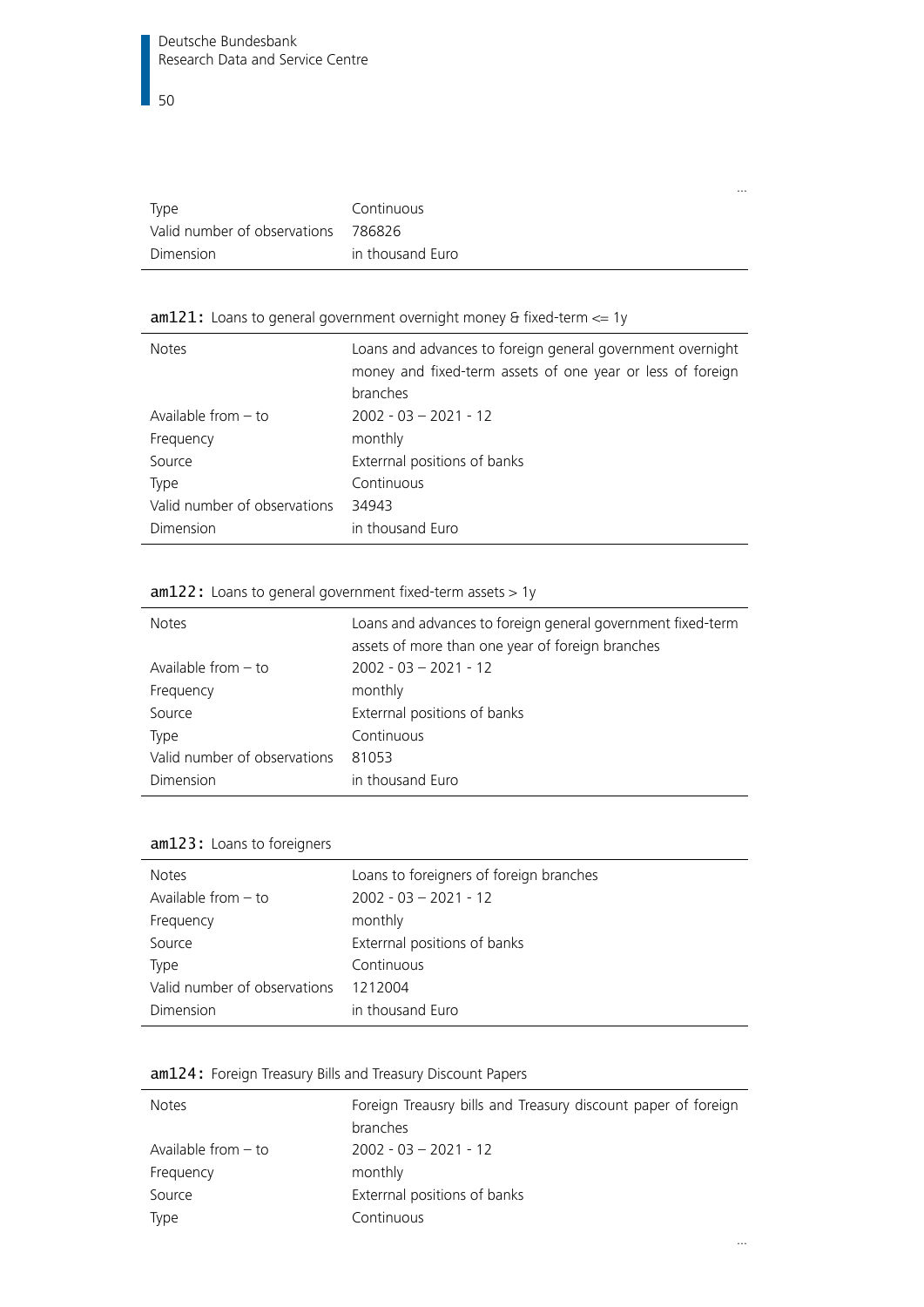...

| | |
|---|---|
| Type | Continuous |
| Valid number of observations | 786826 |
| Dimension | in thousand Euro |

**am121:** Loans to general government overnight money & fixed-term <= 1y

| | |
|---|---|
| Notes | Loans and advances to foreign general government overnight money and fixed-term assets of one year or less of foreign branches |
| Available from – to | 2002 - 03 – 2021 - 12 |
| Frequency | monthly |
| Source | Exterrnal positions of banks |
| Type | Continuous |
| Valid number of observations | 34943 |
| Dimension | in thousand Euro |

**am122:** Loans to general government fixed-term assets > 1y

| | |
|---|---|
| Notes | Loans and advances to foreign general government fixed-term assets of more than one year of foreign branches |
| Available from – to | 2002 - 03 – 2021 - 12 |
| Frequency | monthly |
| Source | Exterrnal positions of banks |
| Type | Continuous |
| Valid number of observations | 81053 |
| Dimension | in thousand Euro |

**am123:** Loans to foreigners

| | |
|---|---|
| Notes | Loans to foreigners of foreign branches |
| Available from – to | 2002 - 03 – 2021 - 12 |
| Frequency | monthly |
| Source | Exterrnal positions of banks |
| Type | Continuous |
| Valid number of observations | 1212004 |
| Dimension | in thousand Euro |

**am124:** Foreign Treasury Bills and Treasury Discount Papers

| | |
|---|---|
| Notes | Foreign Treausry bills and Treasury discount paper of foreign branches |
| Available from – to | 2002 - 03 – 2021 - 12 |
| Frequency | monthly |
| Source | Exterrnal positions of banks |
| Type | Continuous |

...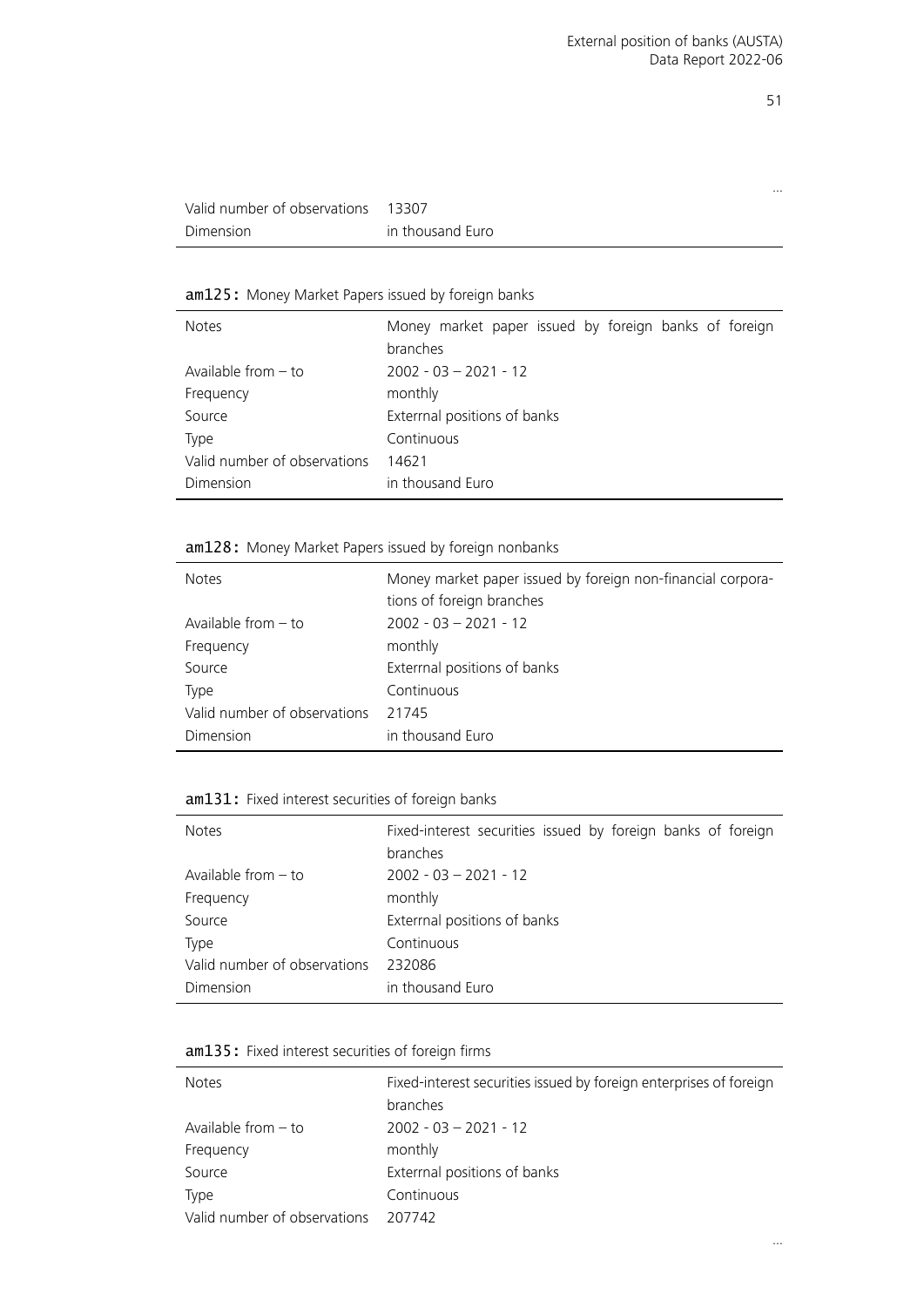...

| | |
|---|---|
| Valid number of observations | 13307 |
| Dimension | in thousand Euro |

**am125:** Money Market Papers issued by foreign banks

| | |
|---|---|
| Notes | Money market paper issued by foreign banks of foreign branches |
| Available from – to | 2002 - 03 – 2021 - 12 |
| Frequency | monthly |
| Source | Exterrnal positions of banks |
| Type | Continuous |
| Valid number of observations | 14621 |
| Dimension | in thousand Euro |

**am128:** Money Market Papers issued by foreign nonbanks

| | |
|---|---|
| Notes | Money market paper issued by foreign non-financial corporations of foreign branches |
| Available from – to | 2002 - 03 – 2021 - 12 |
| Frequency | monthly |
| Source | Exterrnal positions of banks |
| Type | Continuous |
| Valid number of observations | 21745 |
| Dimension | in thousand Euro |

**am131:** Fixed interest securities of foreign banks

| | |
|---|---|
| Notes | Fixed-interest securities issued by foreign banks of foreign branches |
| Available from – to | 2002 - 03 – 2021 - 12 |
| Frequency | monthly |
| Source | Exterrnal positions of banks |
| Type | Continuous |
| Valid number of observations | 232086 |
| Dimension | in thousand Euro |

**am135:** Fixed interest securities of foreign firms

| | |
|---|---|
| Notes | Fixed-interest securities issued by foreign enterprises of foreign branches |
| Available from – to | 2002 - 03 – 2021 - 12 |
| Frequency | monthly |
| Source | Exterrnal positions of banks |
| Type | Continuous |
| Valid number of observations | 207742 |

...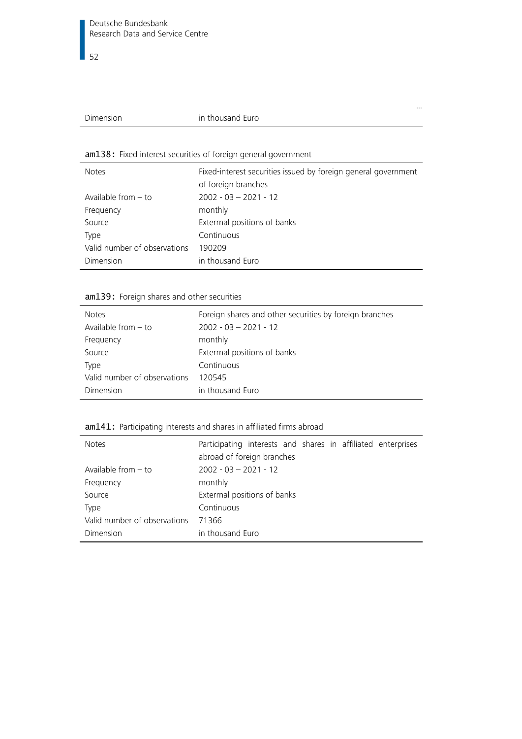| | ... |
|---|---|
| Dimension | in thousand Euro |

**am138:** Fixed interest securities of foreign general government

| | |
|---|---|
| Notes | Fixed-interest securities issued by foreign general government of foreign branches |
| Available from – to | 2002 - 03 – 2021 - 12 |
| Frequency | monthly |
| Source | Exterrnal positions of banks |
| Type | Continuous |
| Valid number of observations | 190209 |
| Dimension | in thousand Euro |

**am139:** Foreign shares and other securities

| | |
|---|---|
| Notes | Foreign shares and other securities by foreign branches |
| Available from – to | 2002 - 03 – 2021 - 12 |
| Frequency | monthly |
| Source | Exterrnal positions of banks |
| Type | Continuous |
| Valid number of observations | 120545 |
| Dimension | in thousand Euro |

**am141:** Participating interests and shares in affiliated firms abroad

| | |
|---|---|
| Notes | Participating interests and shares in affiliated enterprises abroad of foreign branches |
| Available from – to | 2002 - 03 – 2021 - 12 |
| Frequency | monthly |
| Source | Exterrnal positions of banks |
| Type | Continuous |
| Valid number of observations | 71366 |
| Dimension | in thousand Euro |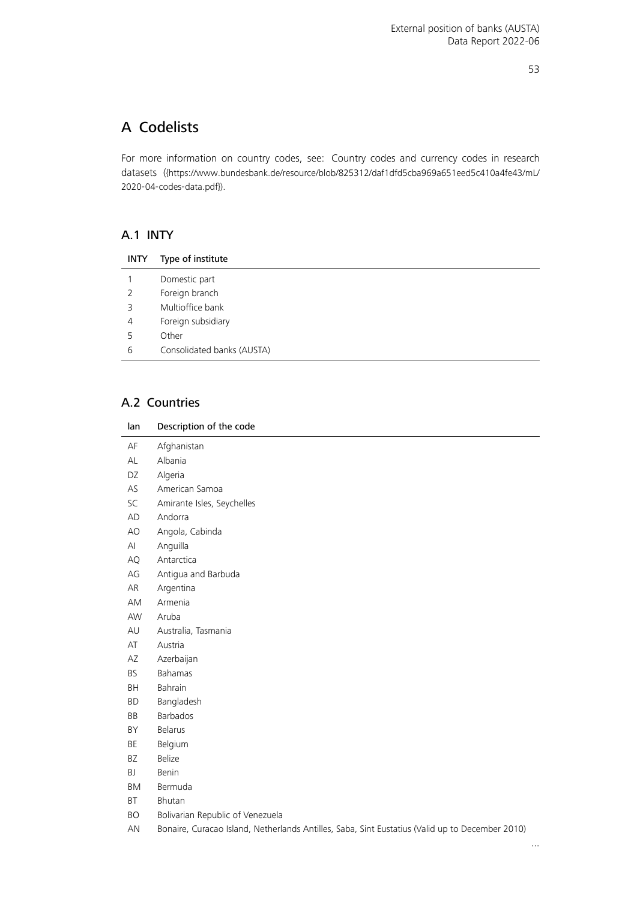# A Codelists

For more information on country codes, see: Country codes and currency codes in research datasets ([https://www.bundesbank.de/resource/blob/825312/daf1dfd5cba969a651eed5c410a4fe43/mL/2020-04-codes-data.pdf]).

## A.1 INTY

| INTY | Type of institute |
|---|---|
| 1 | Domestic part |
| 2 | Foreign branch |
| 3 | Multioffice bank |
| 4 | Foreign subsidiary |
| 5 | Other |
| 6 | Consolidated banks (AUSTA) |

## A.2 Countries

| lan | Description of the code |
|---|---|
| AF | Afghanistan |
| AL | Albania |
| DZ | Algeria |
| AS | American Samoa |
| SC | Amirante Isles, Seychelles |
| AD | Andorra |
| AO | Angola, Cabinda |
| AI | Anguilla |
| AQ | Antarctica |
| AG | Antigua and Barbuda |
| AR | Argentina |
| AM | Armenia |
| AW | Aruba |
| AU | Australia, Tasmania |
| AT | Austria |
| AZ | Azerbaijan |
| BS | Bahamas |
| BH | Bahrain |
| BD | Bangladesh |
| BB | Barbados |
| BY | Belarus |
| BE | Belgium |
| BZ | Belize |
| BJ | Benin |
| BM | Bermuda |
| BT | Bhutan |
| BO | Bolivarian Republic of Venezuela |
| AN | Bonaire, Curacao Island, Netherlands Antilles, Saba, Sint Eustatius (Valid up to December 2010) |

...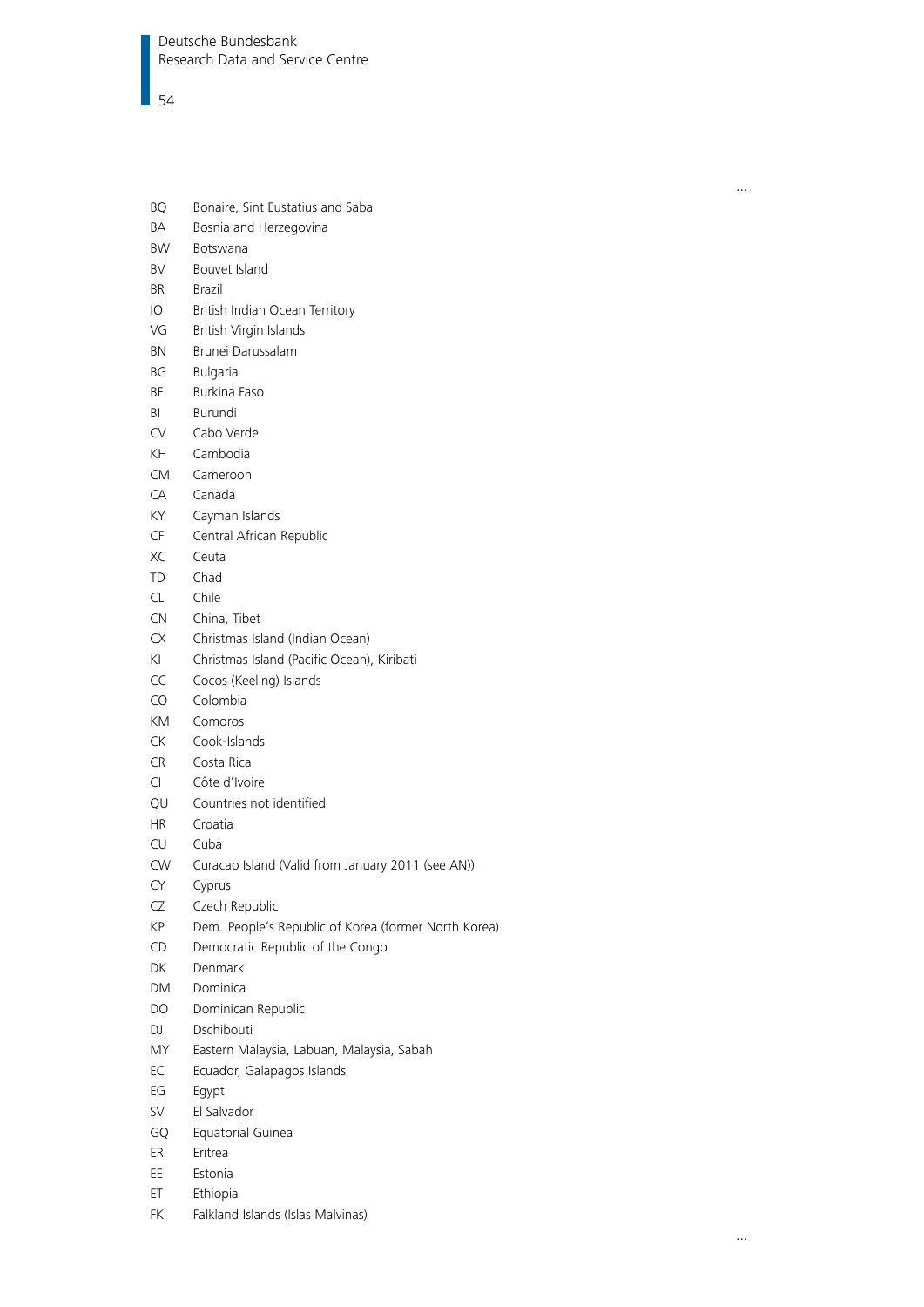…

| | |
|---|---|
| BQ | Bonaire, Sint Eustatius and Saba |
| BA | Bosnia and Herzegovina |
| BW | Botswana |
| BV | Bouvet Island |
| BR | Brazil |
| IO | British Indian Ocean Territory |
| VG | British Virgin Islands |
| BN | Brunei Darussalam |
| BG | Bulgaria |
| BF | Burkina Faso |
| BI | Burundi |
| CV | Cabo Verde |
| KH | Cambodia |
| CM | Cameroon |
| CA | Canada |
| KY | Cayman Islands |
| CF | Central African Republic |
| XC | Ceuta |
| TD | Chad |
| CL | Chile |
| CN | China, Tibet |
| CX | Christmas Island (Indian Ocean) |
| KI | Christmas Island (Pacific Ocean), Kiribati |
| CC | Cocos (Keeling) Islands |
| CO | Colombia |
| KM | Comoros |
| CK | Cook-Islands |
| CR | Costa Rica |
| CI | Côte d'Ivoire |
| QU | Countries not identified |
| HR | Croatia |
| CU | Cuba |
| CW | Curacao Island (Valid from January 2011 (see AN)) |
| CY | Cyprus |
| CZ | Czech Republic |
| KP | Dem. People's Republic of Korea (former North Korea) |
| CD | Democratic Republic of the Congo |
| DK | Denmark |
| DM | Dominica |
| DO | Dominican Republic |
| DJ | Dschibouti |
| MY | Eastern Malaysia, Labuan, Malaysia, Sabah |
| EC | Ecuador, Galapagos Islands |
| EG | Egypt |
| SV | El Salvador |
| GQ | Equatorial Guinea |
| ER | Eritrea |
| EE | Estonia |
| ET | Ethiopia |
| FK | Falkland Islands (Islas Malvinas) |

…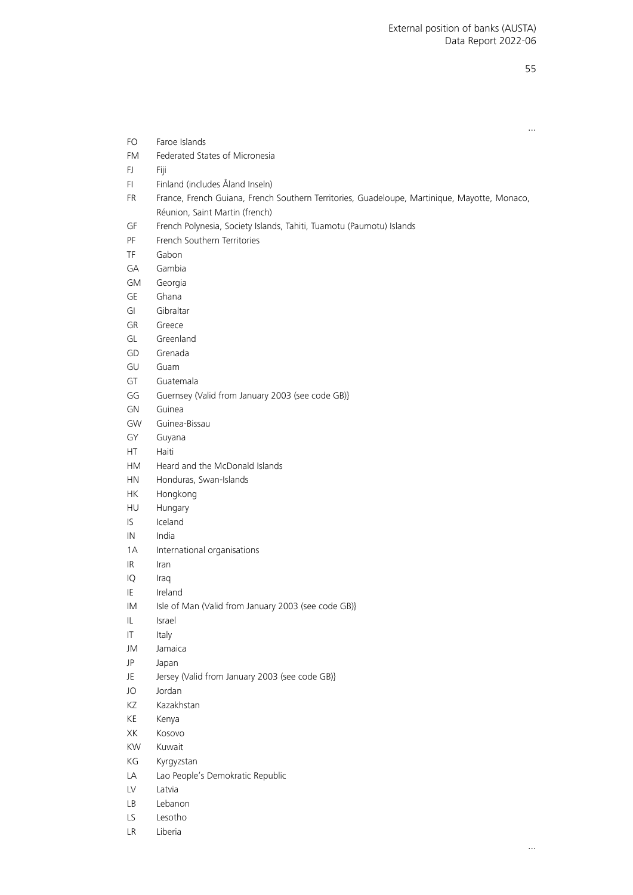...

FO Faroe Islands
FM Federated States of Micronesia
FJ Fiji
FI Finland (includes Åland Inseln)
FR France, French Guiana, French Southern Territories, Guadeloupe, Martinique, Mayotte, Monaco, Réunion, Saint Martin (french)
GF French Polynesia, Society Islands, Tahiti, Tuamotu (Paumotu) Islands
PF French Southern Territories
TF Gabon
GA Gambia
GM Georgia
GE Ghana
GI Gibraltar
GR Greece
GL Greenland
GD Grenada
GU Guam
GT Guatemala
GG Guernsey (Valid from January 2003 (see code GB)}
GN Guinea
GW Guinea-Bissau
GY Guyana
HT Haiti
HM Heard and the McDonald Islands
HN Honduras, Swan-Islands
HK Hongkong
HU Hungary
IS Iceland
IN India
1A International organisations
IR Iran
IQ Iraq
IE Ireland
IM Isle of Man (Valid from January 2003 (see code GB)}
IL Israel
IT Italy
JM Jamaica
JP Japan
JE Jersey (Valid from January 2003 (see code GB)}
JO Jordan
KZ Kazakhstan
KE Kenya
XK Kosovo
KW Kuwait
KG Kyrgyzstan
LA Lao People's Demokratic Republic
LV Latvia
LB Lebanon
LS Lesotho
LR Liberia

...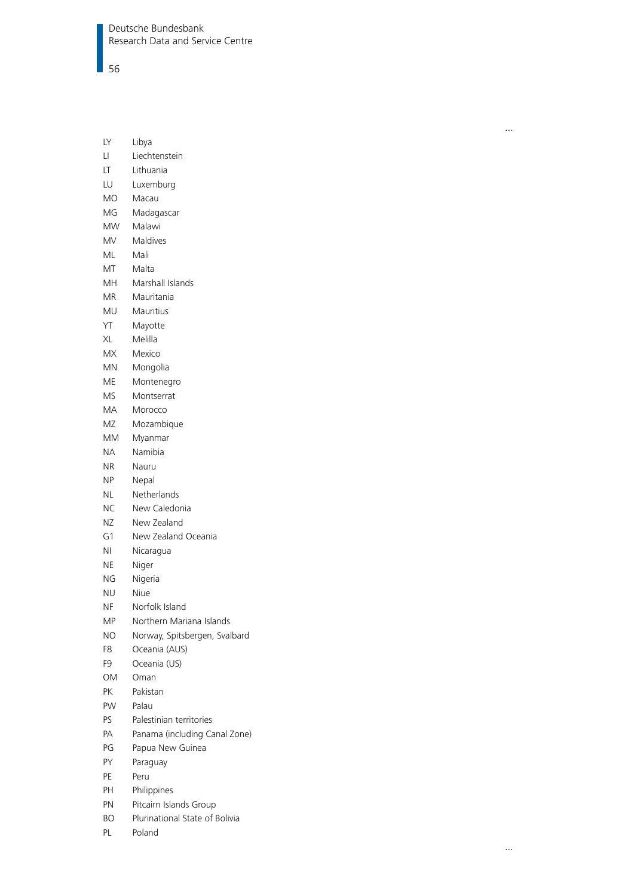...

| | |
|---|---|
| LY | Libya |
| LI | Liechtenstein |
| LT | Lithuania |
| LU | Luxemburg |
| MO | Macau |
| MG | Madagascar |
| MW | Malawi |
| MV | Maldives |
| ML | Mali |
| MT | Malta |
| MH | Marshall Islands |
| MR | Mauritania |
| MU | Mauritius |
| YT | Mayotte |
| XL | Melilla |
| MX | Mexico |
| MN | Mongolia |
| ME | Montenegro |
| MS | Montserrat |
| MA | Morocco |
| MZ | Mozambique |
| MM | Myanmar |
| NA | Namibia |
| NR | Nauru |
| NP | Nepal |
| NL | Netherlands |
| NC | New Caledonia |
| NZ | New Zealand |
| G1 | New Zealand Oceania |
| NI | Nicaragua |
| NE | Niger |
| NG | Nigeria |
| NU | Niue |
| NF | Norfolk Island |
| MP | Northern Mariana Islands |
| NO | Norway, Spitsbergen, Svalbard |
| F8 | Oceania (AUS) |
| F9 | Oceania (US) |
| OM | Oman |
| PK | Pakistan |
| PW | Palau |
| PS | Palestinian territories |
| PA | Panama (including Canal Zone) |
| PG | Papua New Guinea |
| PY | Paraguay |
| PE | Peru |
| PH | Philippines |
| PN | Pitcairn Islands Group |
| BO | Plurinational State of Bolivia |
| PL | Poland |

...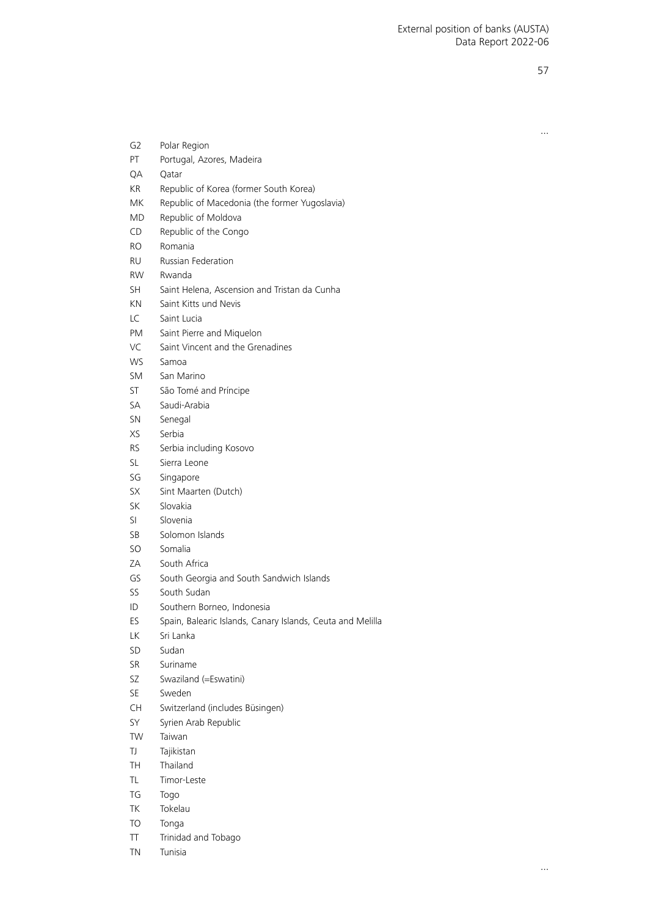...

| | |
|---|---|
| G2 | Polar Region |
| PT | Portugal, Azores, Madeira |
| QA | Qatar |
| KR | Republic of Korea (former South Korea) |
| MK | Republic of Macedonia (the former Yugoslavia) |
| MD | Republic of Moldova |
| CD | Republic of the Congo |
| RO | Romania |
| RU | Russian Federation |
| RW | Rwanda |
| SH | Saint Helena, Ascension and Tristan da Cunha |
| KN | Saint Kitts und Nevis |
| LC | Saint Lucia |
| PM | Saint Pierre and Miquelon |
| VC | Saint Vincent and the Grenadines |
| WS | Samoa |
| SM | San Marino |
| ST | São Tomé and Príncipe |
| SA | Saudi-Arabia |
| SN | Senegal |
| XS | Serbia |
| RS | Serbia including Kosovo |
| SL | Sierra Leone |
| SG | Singapore |
| SX | Sint Maarten (Dutch) |
| SK | Slovakia |
| SI | Slovenia |
| SB | Solomon Islands |
| SO | Somalia |
| ZA | South Africa |
| GS | South Georgia and South Sandwich Islands |
| SS | South Sudan |
| ID | Southern Borneo, Indonesia |
| ES | Spain, Balearic Islands, Canary Islands, Ceuta and Melilla |
| LK | Sri Lanka |
| SD | Sudan |
| SR | Suriname |
| SZ | Swaziland (=Eswatini) |
| SE | Sweden |
| CH | Switzerland (includes Büsingen) |
| SY | Syrien Arab Republic |
| TW | Taiwan |
| TJ | Tajikistan |
| TH | Thailand |
| TL | Timor-Leste |
| TG | Togo |
| TK | Tokelau |
| TO | Tonga |
| TT | Trinidad and Tobago |
| TN | Tunisia |

...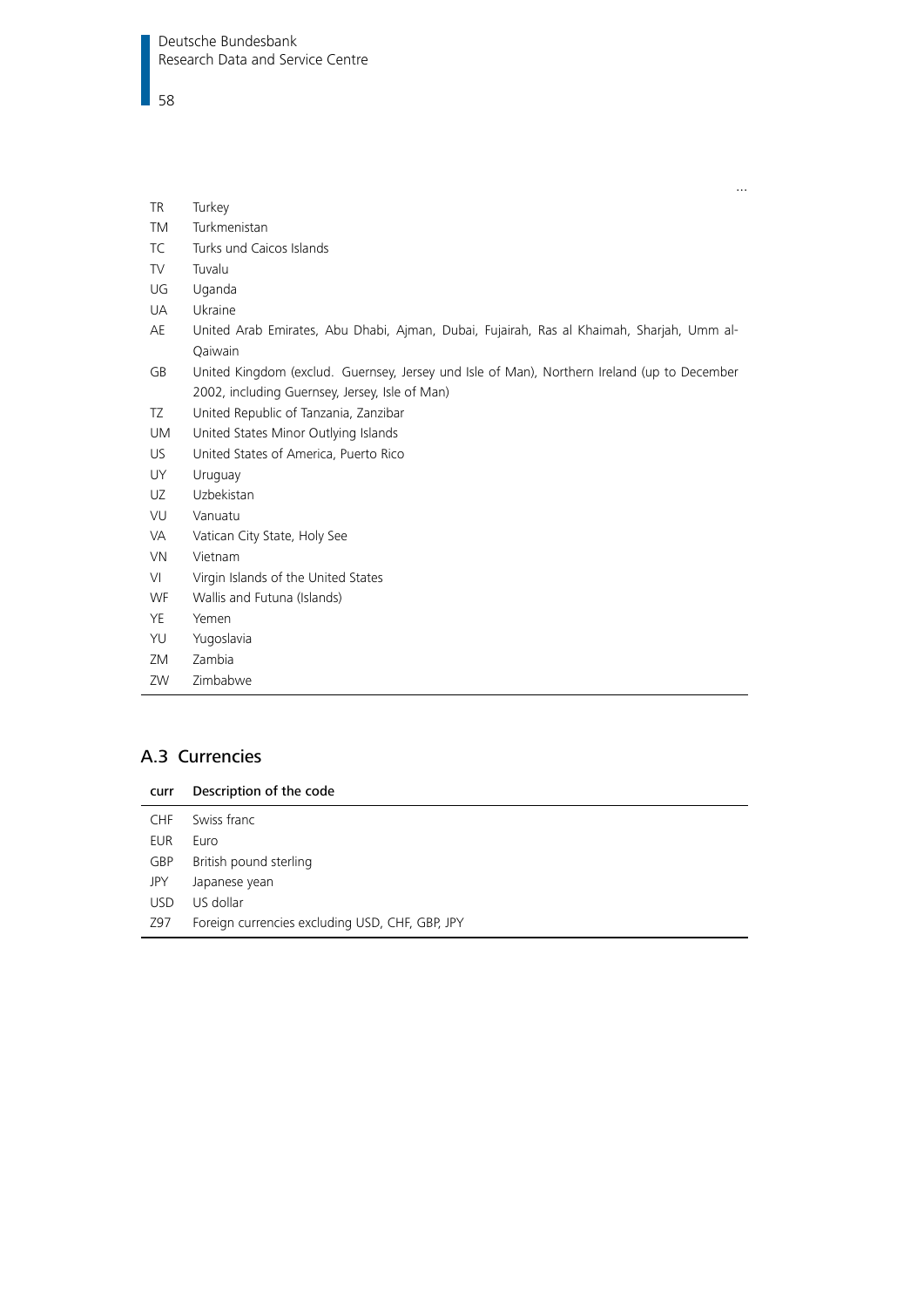...

| | |
|---|---|
| TR | Turkey |
| TM | Turkmenistan |
| TC | Turks und Caicos Islands |
| TV | Tuvalu |
| UG | Uganda |
| UA | Ukraine |
| AE | United Arab Emirates, Abu Dhabi, Ajman, Dubai, Fujairah, Ras al Khaimah, Sharjah, Umm al-Qaiwain |
| GB | United Kingdom (exclud. Guernsey, Jersey und Isle of Man), Northern Ireland (up to December 2002, including Guernsey, Jersey, Isle of Man) |
| TZ | United Republic of Tanzania, Zanzibar |
| UM | United States Minor Outlying Islands |
| US | United States of America, Puerto Rico |
| UY | Uruguay |
| UZ | Uzbekistan |
| VU | Vanuatu |
| VA | Vatican City State, Holy See |
| VN | Vietnam |
| VI | Virgin Islands of the United States |
| WF | Wallis and Futuna (Islands) |
| YE | Yemen |
| YU | Yugoslavia |
| ZM | Zambia |
| ZW | Zimbabwe |

## A.3 Currencies

| curr | Description of the code |
|---|---|
| CHF | Swiss franc |
| EUR | Euro |
| GBP | British pound sterling |
| JPY | Japanese yean |
| USD | US dollar |
| Z97 | Foreign currencies excluding USD, CHF, GBP, JPY |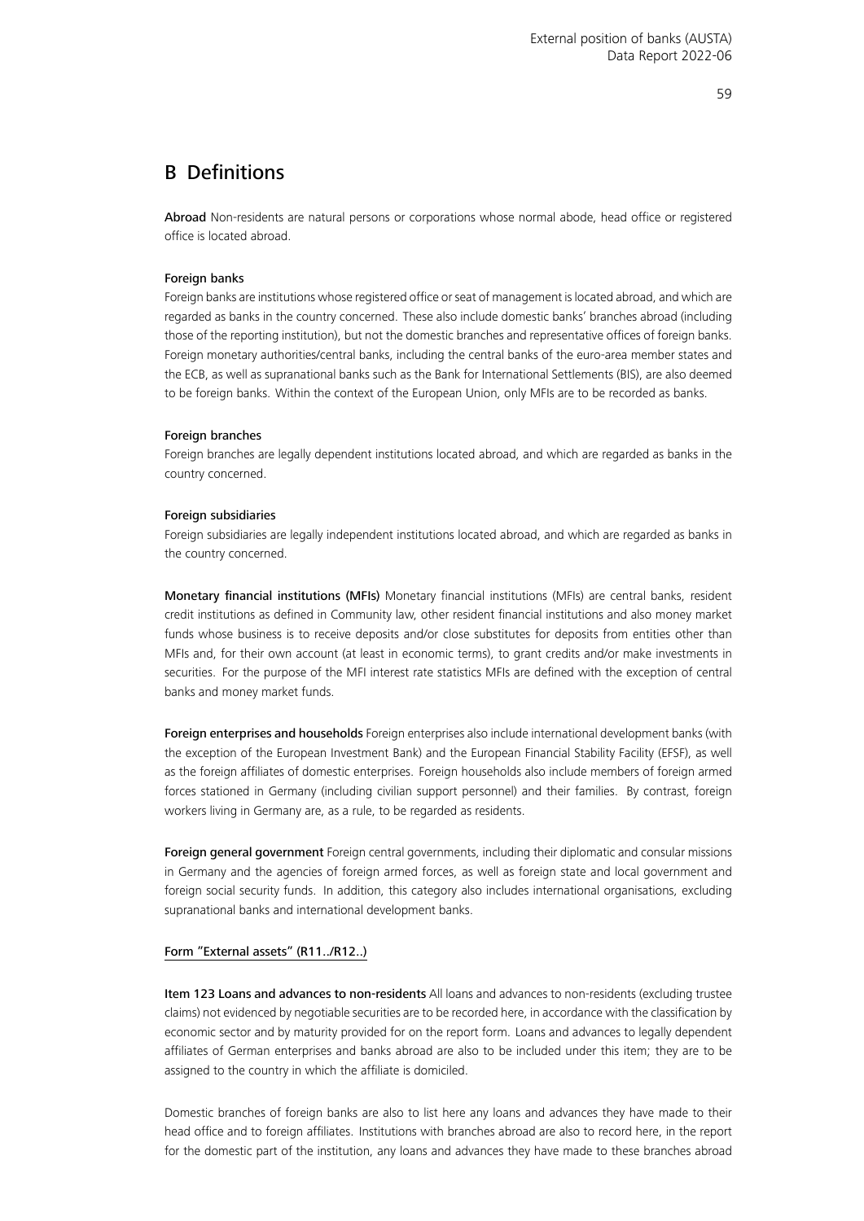## B Definitions

**Abroad** Non-residents are natural persons or corporations whose normal abode, head office or registered office is located abroad.

**Foreign banks**
Foreign banks are institutions whose registered office or seat of management is located abroad, and which are regarded as banks in the country concerned. These also include domestic banks' branches abroad (including those of the reporting institution), but not the domestic branches and representative offices of foreign banks. Foreign monetary authorities/central banks, including the central banks of the euro-area member states and the ECB, as well as supranational banks such as the Bank for International Settlements (BIS), are also deemed to be foreign banks. Within the context of the European Union, only MFIs are to be recorded as banks.

**Foreign branches**
Foreign branches are legally dependent institutions located abroad, and which are regarded as banks in the country concerned.

**Foreign subsidiaries**
Foreign subsidiaries are legally independent institutions located abroad, and which are regarded as banks in the country concerned.

**Monetary financial institutions (MFIs)** Monetary financial institutions (MFIs) are central banks, resident credit institutions as defined in Community law, other resident financial institutions and also money market funds whose business is to receive deposits and/or close substitutes for deposits from entities other than MFIs and, for their own account (at least in economic terms), to grant credits and/or make investments in securities. For the purpose of the MFI interest rate statistics MFIs are defined with the exception of central banks and money market funds.

**Foreign enterprises and households** Foreign enterprises also include international development banks (with the exception of the European Investment Bank) and the European Financial Stability Facility (EFSF), as well as the foreign affiliates of domestic enterprises. Foreign households also include members of foreign armed forces stationed in Germany (including civilian support personnel) and their families. By contrast, foreign workers living in Germany are, as a rule, to be regarded as residents.

**Foreign general government** Foreign central governments, including their diplomatic and consular missions in Germany and the agencies of foreign armed forces, as well as foreign state and local government and foreign social security funds. In addition, this category also includes international organisations, excluding supranational banks and international development banks.

**Form "External assets" (R11../R12..)**

**Item 123 Loans and advances to non-residents** All loans and advances to non-residents (excluding trustee claims) not evidenced by negotiable securities are to be recorded here, in accordance with the classification by economic sector and by maturity provided for on the report form. Loans and advances to legally dependent affiliates of German enterprises and banks abroad are also to be included under this item; they are to be assigned to the country in which the affiliate is domiciled.

Domestic branches of foreign banks are also to list here any loans and advances they have made to their head office and to foreign affiliates. Institutions with branches abroad are also to record here, in the report for the domestic part of the institution, any loans and advances they have made to these branches abroad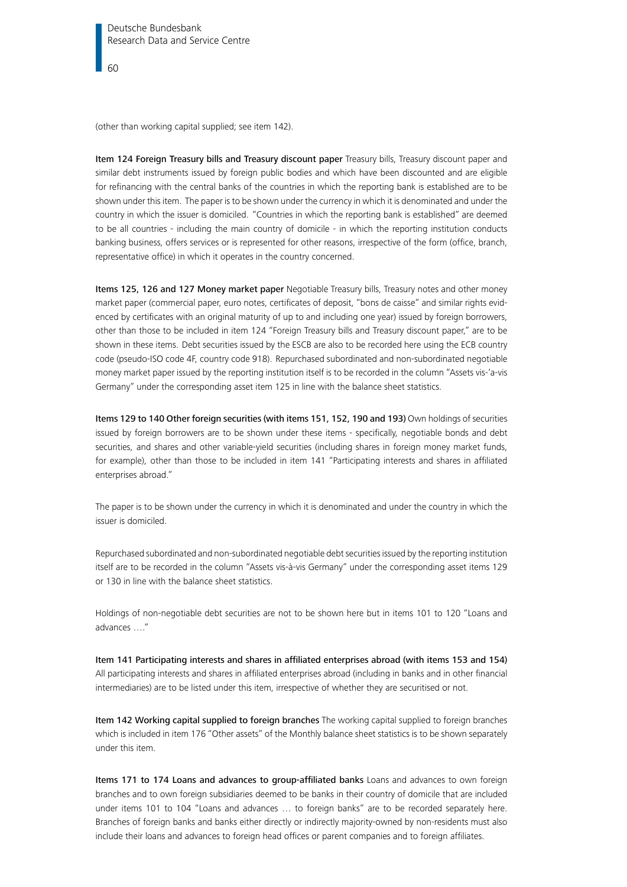(other than working capital supplied; see item 142).

**Item 124 Foreign Treasury bills and Treasury discount paper** Treasury bills, Treasury discount paper and similar debt instruments issued by foreign public bodies and which have been discounted and are eligible for refinancing with the central banks of the countries in which the reporting bank is established are to be shown under this item. The paper is to be shown under the currency in which it is denominated and under the country in which the issuer is domiciled. "Countries in which the reporting bank is established" are deemed to be all countries - including the main country of domicile - in which the reporting institution conducts banking business, offers services or is represented for other reasons, irrespective of the form (office, branch, representative office) in which it operates in the country concerned.

**Items 125, 126 and 127 Money market paper** Negotiable Treasury bills, Treasury notes and other money market paper (commercial paper, euro notes, certificates of deposit, "bons de caisse" and similar rights evidenced by certificates with an original maturity of up to and including one year) issued by foreign borrowers, other than those to be included in item 124 "Foreign Treasury bills and Treasury discount paper," are to be shown in these items. Debt securities issued by the ESCB are also to be recorded here using the ECB country code (pseudo-ISO code 4F, country code 918). Repurchased subordinated and non-subordinated negotiable money market paper issued by the reporting institution itself is to be recorded in the column "Assets vis-'a-vis Germany" under the corresponding asset item 125 in line with the balance sheet statistics.

**Items 129 to 140 Other foreign securities (with items 151, 152, 190 and 193)** Own holdings of securities issued by foreign borrowers are to be shown under these items - specifically, negotiable bonds and debt securities, and shares and other variable-yield securities (including shares in foreign money market funds, for example), other than those to be included in item 141 "Participating interests and shares in affiliated enterprises abroad."

The paper is to be shown under the currency in which it is denominated and under the country in which the issuer is domiciled.

Repurchased subordinated and non-subordinated negotiable debt securities issued by the reporting institution itself are to be recorded in the column "Assets vis-à-vis Germany" under the corresponding asset items 129 or 130 in line with the balance sheet statistics.

Holdings of non-negotiable debt securities are not to be shown here but in items 101 to 120 "Loans and advances …."

**Item 141 Participating interests and shares in affiliated enterprises abroad (with items 153 and 154)** All participating interests and shares in affiliated enterprises abroad (including in banks and in other financial intermediaries) are to be listed under this item, irrespective of whether they are securitised or not.

**Item 142 Working capital supplied to foreign branches** The working capital supplied to foreign branches which is included in item 176 "Other assets" of the Monthly balance sheet statistics is to be shown separately under this item.

**Items 171 to 174 Loans and advances to group-affiliated banks** Loans and advances to own foreign branches and to own foreign subsidiaries deemed to be banks in their country of domicile that are included under items 101 to 104 "Loans and advances … to foreign banks" are to be recorded separately here. Branches of foreign banks and banks either directly or indirectly majority-owned by non-residents must also include their loans and advances to foreign head offices or parent companies and to foreign affiliates.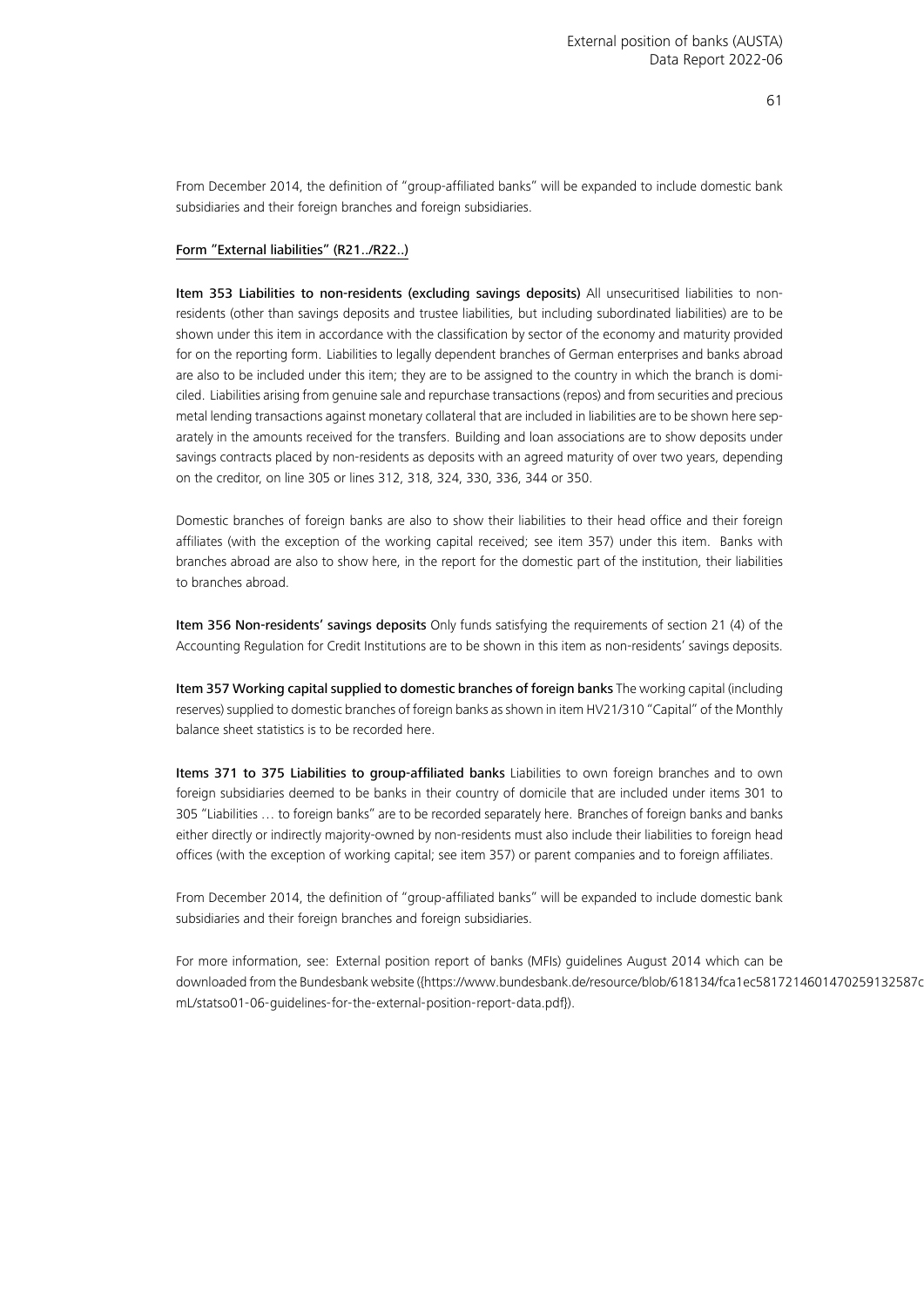From December 2014, the definition of "group-affiliated banks" will be expanded to include domestic bank subsidiaries and their foreign branches and foreign subsidiaries.

Form "External liabilities" (R21../R22..)

**Item 353 Liabilities to non-residents (excluding savings deposits)** All unsecuritised liabilities to non-residents (other than savings deposits and trustee liabilities, but including subordinated liabilities) are to be shown under this item in accordance with the classification by sector of the economy and maturity provided for on the reporting form. Liabilities to legally dependent branches of German enterprises and banks abroad are also to be included under this item; they are to be assigned to the country in which the branch is domiciled. Liabilities arising from genuine sale and repurchase transactions (repos) and from securities and precious metal lending transactions against monetary collateral that are included in liabilities are to be shown here separately in the amounts received for the transfers. Building and loan associations are to show deposits under savings contracts placed by non-residents as deposits with an agreed maturity of over two years, depending on the creditor, on line 305 or lines 312, 318, 324, 330, 336, 344 or 350.

Domestic branches of foreign banks are also to show their liabilities to their head office and their foreign affiliates (with the exception of the working capital received; see item 357) under this item. Banks with branches abroad are also to show here, in the report for the domestic part of the institution, their liabilities to branches abroad.

**Item 356 Non-residents' savings deposits** Only funds satisfying the requirements of section 21 (4) of the Accounting Regulation for Credit Institutions are to be shown in this item as non-residents' savings deposits.

**Item 357 Working capital supplied to domestic branches of foreign banks** The working capital (including reserves) supplied to domestic branches of foreign banks as shown in item HV21/310 "Capital" of the Monthly balance sheet statistics is to be recorded here.

**Items 371 to 375 Liabilities to group-affiliated banks** Liabilities to own foreign branches and to own foreign subsidiaries deemed to be banks in their country of domicile that are included under items 301 to 305 "Liabilities … to foreign banks" are to be recorded separately here. Branches of foreign banks and banks either directly or indirectly majority-owned by non-residents must also include their liabilities to foreign head offices (with the exception of working capital; see item 357) or parent companies and to foreign affiliates.

From December 2014, the definition of "group-affiliated banks" will be expanded to include domestic bank subsidiaries and their foreign branches and foreign subsidiaries.

For more information, see: External position report of banks (MFIs) guidelines August 2014 which can be downloaded from the Bundesbank website ([https://www.bundesbank.de/resource/blob/618134/fca1ec58172146014702591325870 mL/statso01-06-guidelines-for-the-external-position-report-data.pdf]).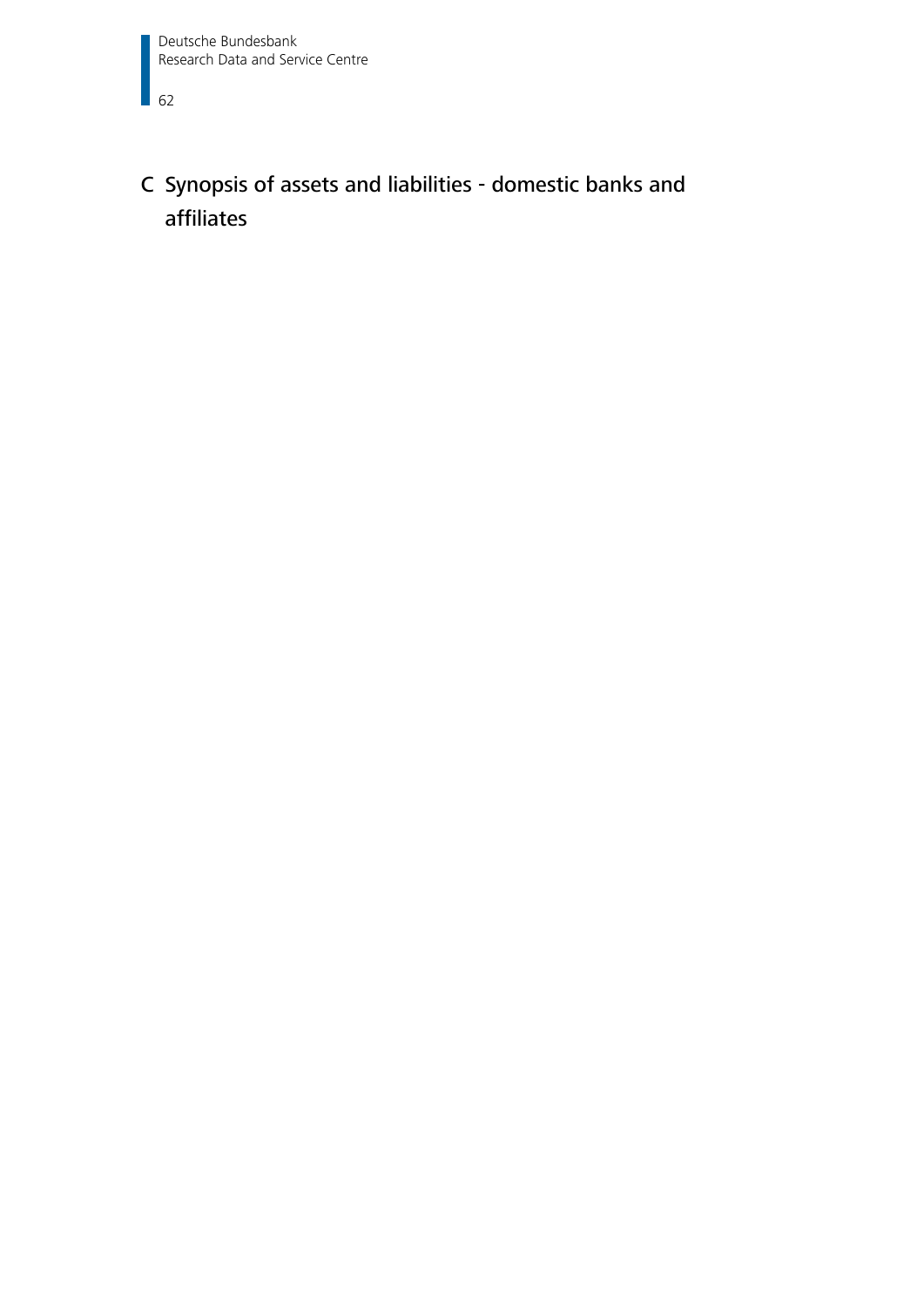# C Synopsis of assets and liabilities - domestic banks and affiliates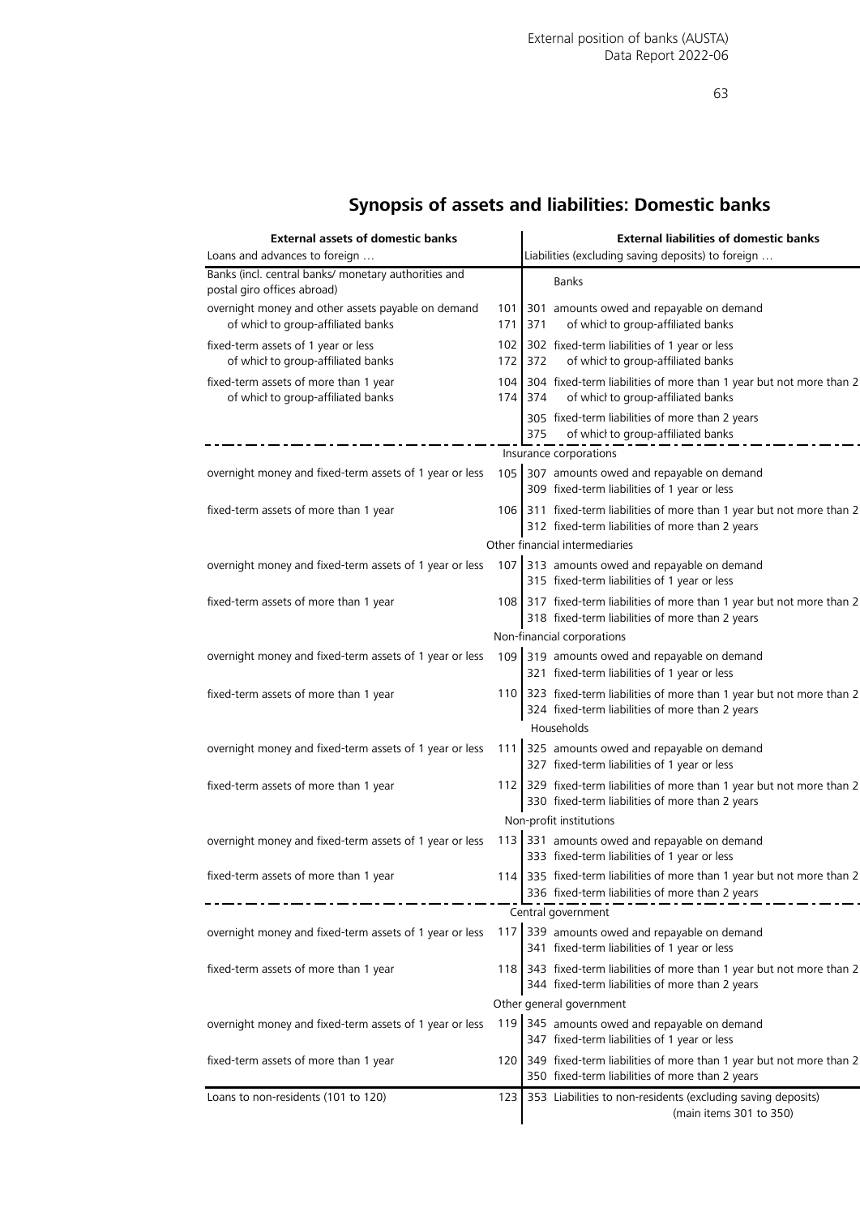## Synopsis of assets and liabilities: Domestic banks

| **External assets of domestic banks** | | | **External liabilities of domestic banks** |
|---|---|---|---|
| Loans and advances to foreign … | | | Liabilities (excluding saving deposits) to foreign … |
| Banks (incl. central banks/ monetary authorities and postal giro offices abroad) | | | Banks |
| overnight money and other assets payable on demand | 101 | 301 | amounts owed and repayable on demand |
| of which to group-affiliated banks | 171 | 371 | of which to group-affiliated banks |
| fixed-term assets of 1 year or less | 102 | 302 | fixed-term liabilities of 1 year or less |
| of which to group-affiliated banks | 172 | 372 | of which to group-affiliated banks |
| fixed-term assets of more than 1 year | 104 | 304 | fixed-term liabilities of more than 1 year but not more than 2 |
| of which to group-affiliated banks | 174 | 374 | of which to group-affiliated banks |
| | | 305 | fixed-term liabilities of more than 2 years |
| | | 375 | of which to group-affiliated banks |
| | | | Insurance corporations |
| overnight money and fixed-term assets of 1 year or less | 105 | 307 | amounts owed and repayable on demand |
| | | 309 | fixed-term liabilities of 1 year or less |
| fixed-term assets of more than 1 year | 106 | 311 | fixed-term liabilities of more than 1 year but not more than 2 |
| | | 312 | fixed-term liabilities of more than 2 years |
| | | | Other financial intermediaries |
| overnight money and fixed-term assets of 1 year or less | 107 | 313 | amounts owed and repayable on demand |
| | | 315 | fixed-term liabilities of 1 year or less |
| fixed-term assets of more than 1 year | 108 | 317 | fixed-term liabilities of more than 1 year but not more than 2 |
| | | 318 | fixed-term liabilities of more than 2 years |
| | | | Non-financial corporations |
| overnight money and fixed-term assets of 1 year or less | 109 | 319 | amounts owed and repayable on demand |
| | | 321 | fixed-term liabilities of 1 year or less |
| fixed-term assets of more than 1 year | 110 | 323 | fixed-term liabilities of more than 1 year but not more than 2 |
| | | 324 | fixed-term liabilities of more than 2 years |
| | | | Households |
| overnight money and fixed-term assets of 1 year or less | 111 | 325 | amounts owed and repayable on demand |
| | | 327 | fixed-term liabilities of 1 year or less |
| fixed-term assets of more than 1 year | 112 | 329 | fixed-term liabilities of more than 1 year but not more than 2 |
| | | 330 | fixed-term liabilities of more than 2 years |
| | | | Non-profit institutions |
| overnight money and fixed-term assets of 1 year or less | 113 | 331 | amounts owed and repayable on demand |
| | | 333 | fixed-term liabilities of 1 year or less |
| fixed-term assets of more than 1 year | 114 | 335 | fixed-term liabilities of more than 1 year but not more than 2 |
| | | 336 | fixed-term liabilities of more than 2 years |
| | | | Central government |
| overnight money and fixed-term assets of 1 year or less | 117 | 339 | amounts owed and repayable on demand |
| | | 341 | fixed-term liabilities of 1 year or less |
| fixed-term assets of more than 1 year | 118 | 343 | fixed-term liabilities of more than 1 year but not more than 2 |
| | | 344 | fixed-term liabilities of more than 2 years |
| | | | Other general government |
| overnight money and fixed-term assets of 1 year or less | 119 | 345 | amounts owed and repayable on demand |
| | | 347 | fixed-term liabilities of 1 year or less |
| fixed-term assets of more than 1 year | 120 | 349 | fixed-term liabilities of more than 1 year but not more than 2 |
| | | 350 | fixed-term liabilities of more than 2 years |
| Loans to non-residents (101 to 120) | 123 | 353 | Liabilities to non-residents (excluding saving deposits) (main items 301 to 350) |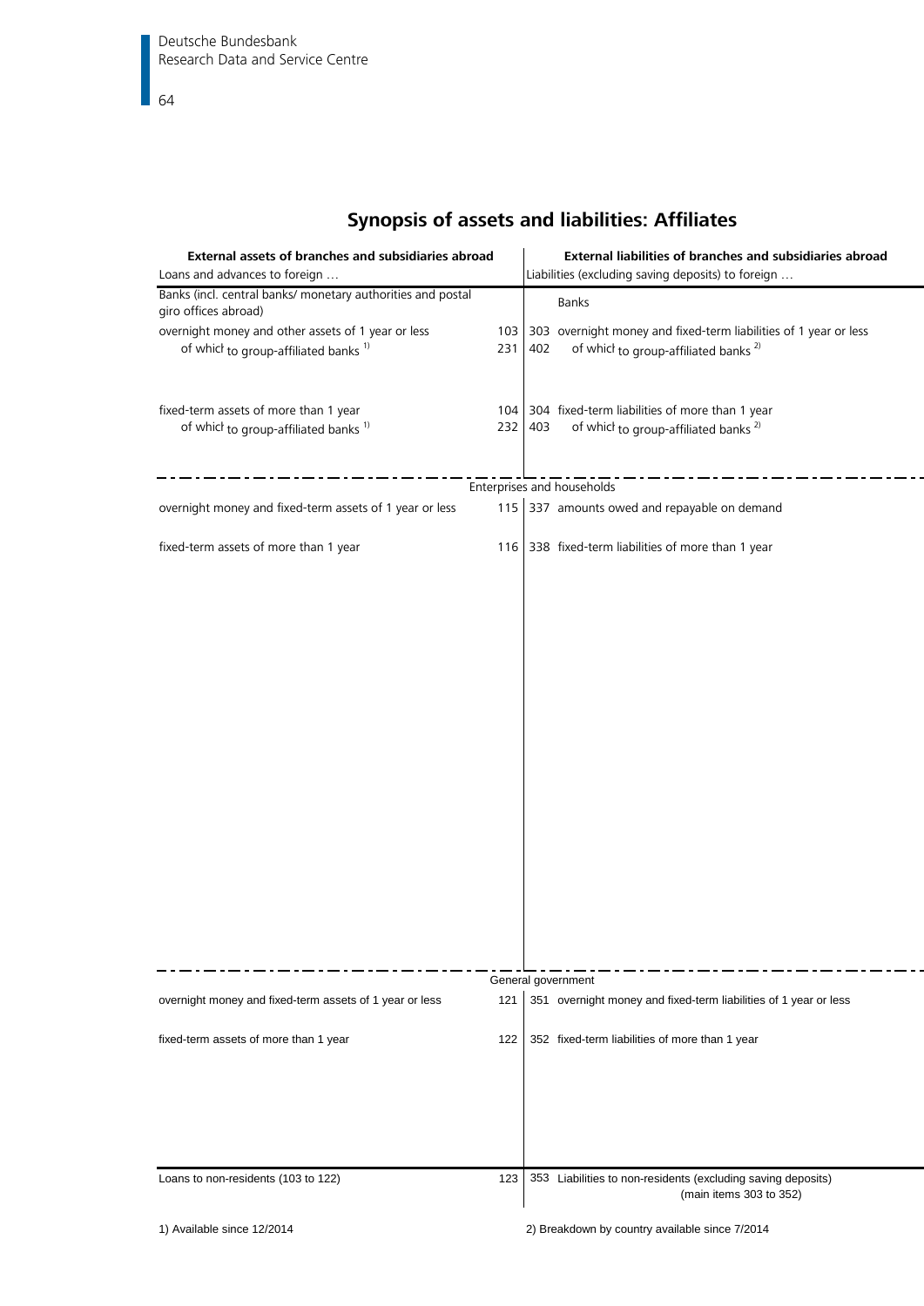## Synopsis of assets and liabilities: Affiliates

| External assets of branches and subsidiaries abroad | | | External liabilities of branches and subsidiaries abroad |
|---|---|---|---|
| Loans and advances to foreign … | | | Liabilities (excluding saving deposits) to foreign … |
| Banks (incl. central banks/ monetary authorities and postal giro offices abroad) | | | Banks |
| overnight money and other assets of 1 year or less | 103 | 303 | overnight money and fixed-term liabilities of 1 year or less |
| of which to group-affiliated banks [1] | 231 | 402 | of which to group-affiliated banks [2] |
| fixed-term assets of more than 1 year | 104 | 304 | fixed-term liabilities of more than 1 year |
| of which to group-affiliated banks [1] | 232 | 403 | of which to group-affiliated banks [2] |
| **Enterprises and households** | | | |
| overnight money and fixed-term assets of 1 year or less | 115 | 337 | amounts owed and repayable on demand |
| fixed-term assets of more than 1 year | 116 | 338 | fixed-term liabilities of more than 1 year |
| **General government** | | | |
| overnight money and fixed-term assets of 1 year or less | 121 | 351 | overnight money and fixed-term liabilities of 1 year or less |
| fixed-term assets of more than 1 year | 122 | 352 | fixed-term liabilities of more than 1 year |
| Loans to non-residents (103 to 122) | 123 | 353 | Liabilities to non-residents (excluding saving deposits) (main items 303 to 352) |

1) Available since 12/2014

2) Breakdown by country available since 7/2014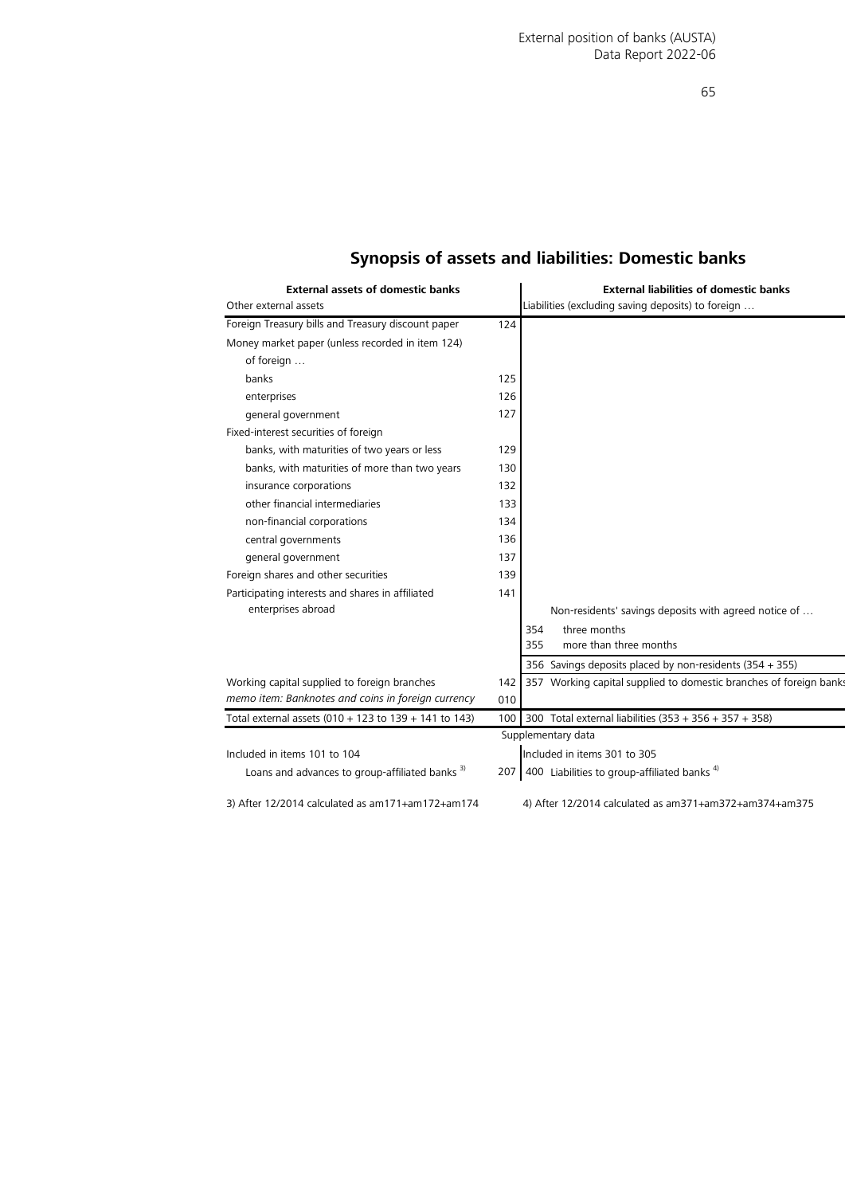## Synopsis of assets and liabilities: Domestic banks

| External assets of domestic banks | | External liabilities of domestic banks |
|---|---|---|
| Other external assets | | Liabilities (excluding saving deposits) to foreign … |
| Foreign Treasury bills and Treasury discount paper | 124 | |
| Money market paper (unless recorded in item 124) | | |
| of foreign … | | |
| banks | 125 | |
| enterprises | 126 | |
| general government | 127 | |
| Fixed-interest securities of foreign | | |
| banks, with maturities of two years or less | 129 | |
| banks, with maturities of more than two years | 130 | |
| insurance corporations | 132 | |
| other financial intermediaries | 133 | |
| non-financial corporations | 134 | |
| central governments | 136 | |
| general government | 137 | |
| Foreign shares and other securities | 139 | |
| Participating interests and shares in affiliated enterprises abroad | 141 | Non-residents' savings deposits with agreed notice of … |
| | | 354 three months |
| | | 355 more than three months |
| | | 356 Savings deposits placed by non-residents (354 + 355) |
| Working capital supplied to foreign branches | 142 | 357 Working capital supplied to domestic branches of foreign banks |
| *memo item: Banknotes and coins in foreign currency* | 010 | |
| Total external assets (010 + 123 to 139 + 141 to 143) | 100 | 300 Total external liabilities (353 + 356 + 357 + 358) |
| | | Supplementary data |
| Included in items 101 to 104 | | Included in items 301 to 305 |
| Loans and advances to group-affiliated banks [3] | 207 | 400 Liabilities to group-affiliated banks [4] |

3) After 12/2014 calculated as am171+am172+am174

4) After 12/2014 calculated as am371+am372+am374+am375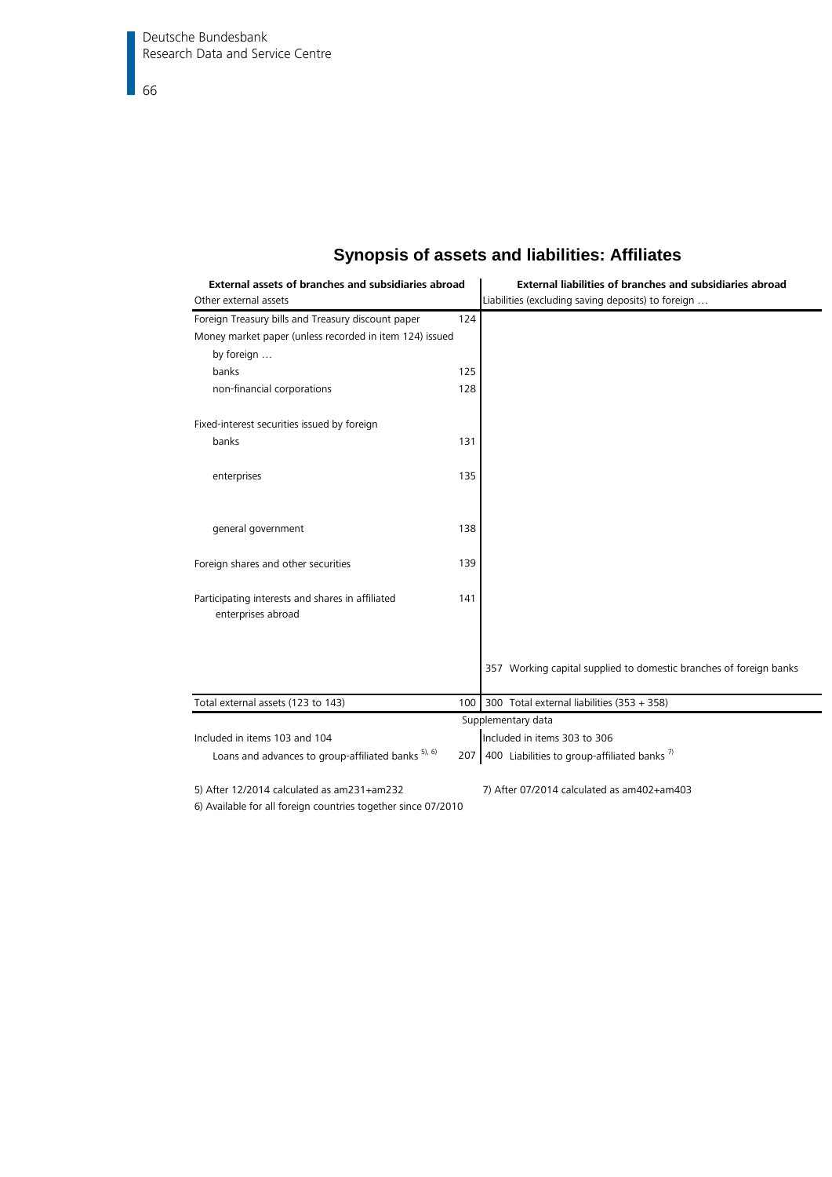## Synopsis of assets and liabilities: Affiliates

| External assets of branches and subsidiaries abroad | | External liabilities of branches and subsidiaries abroad |
|---|---|---|
| Other external assets | | Liabilities (excluding saving deposits) to foreign … |
| Foreign Treasury bills and Treasury discount paper | 124 | |
| Money market paper (unless recorded in item 124) issued by foreign … | | |
| banks | 125 | |
| non-financial corporations | 128 | |
| Fixed-interest securities issued by foreign | | |
| banks | 131 | |
| enterprises | 135 | |
| general government | 138 | |
| Foreign shares and other securities | 139 | |
| Participating interests and shares in affiliated enterprises abroad | 141 | |
| | | 357 Working capital supplied to domestic branches of foreign banks |
| Total external assets (123 to 143) | 100 | 300 Total external liabilities (353 + 358) |
| Supplementary data | | |
| Included in items 103 and 104 | | Included in items 303 to 306 |
| Loans and advances to group-affiliated banks [5), 6)] | 207 | 400 Liabilities to group-affiliated banks [7)] |

5) After 12/2014 calculated as am231+am232

6) Available for all foreign countries together since 07/2010

7) After 07/2014 calculated as am402+am403